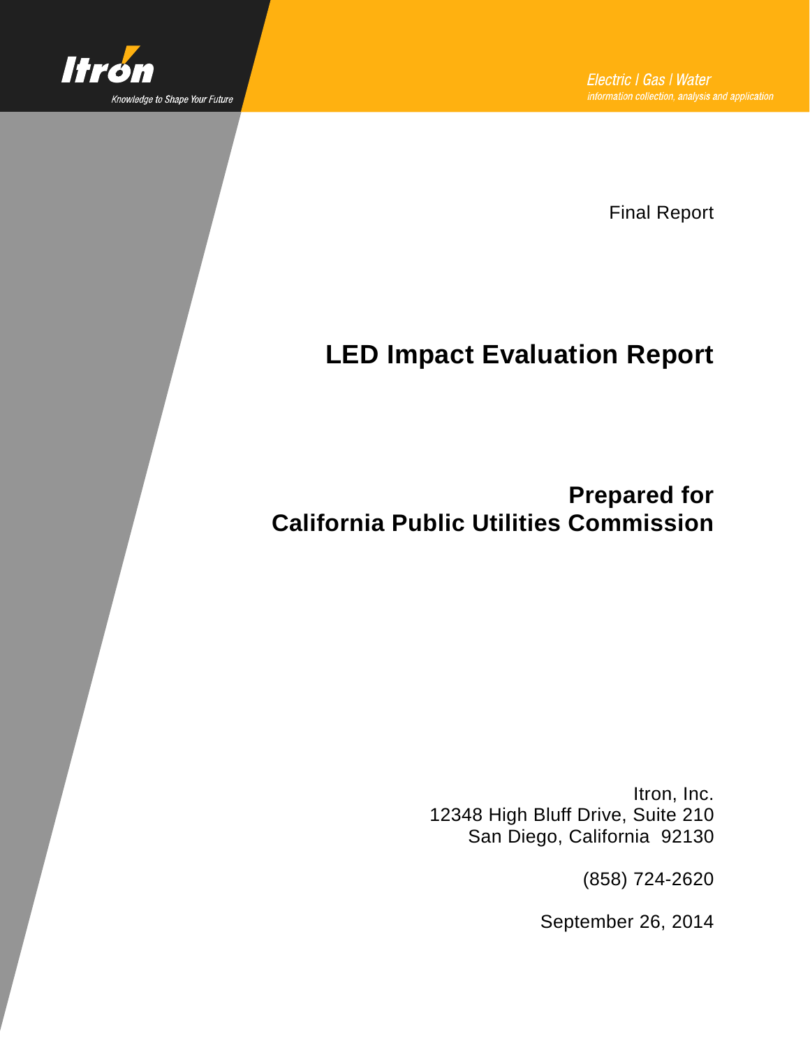Itron

Knowledge to Shape Your Future

Electric | Gas | Water
information collection, analysis and application

Final Report

# LED Impact Evaluation Report

## Prepared for
## California Public Utilities Commission

Itron, Inc.
12348 High Bluff Drive, Suite 210
San Diego, California 92130

(858) 724-2620

September 26, 2014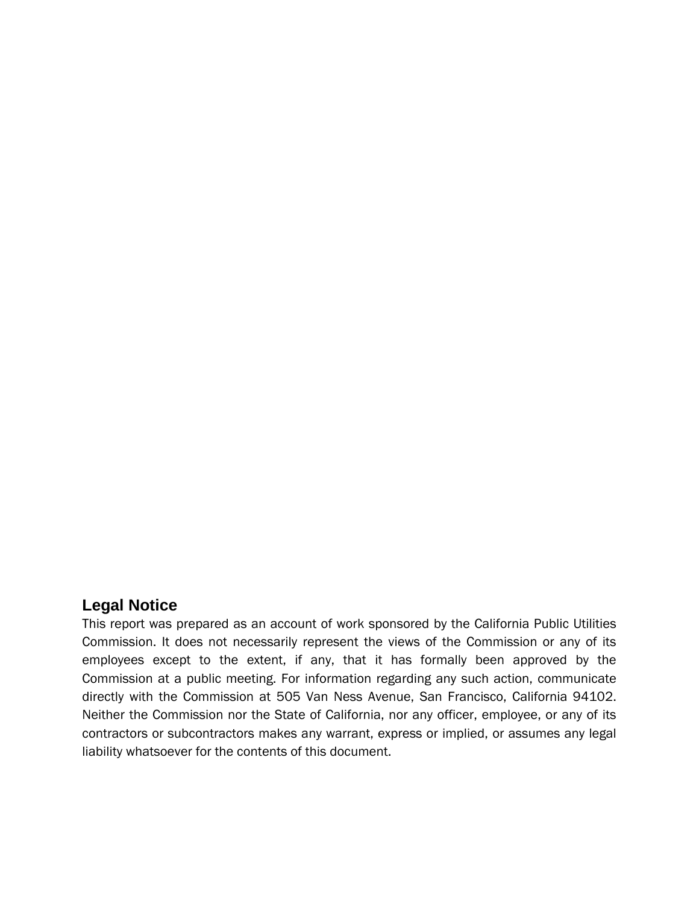## Legal Notice

This report was prepared as an account of work sponsored by the California Public Utilities Commission. It does not necessarily represent the views of the Commission or any of its employees except to the extent, if any, that it has formally been approved by the Commission at a public meeting. For information regarding any such action, communicate directly with the Commission at 505 Van Ness Avenue, San Francisco, California 94102. Neither the Commission nor the State of California, nor any officer, employee, or any of its contractors or subcontractors makes any warrant, express or implied, or assumes any legal liability whatsoever for the contents of this document.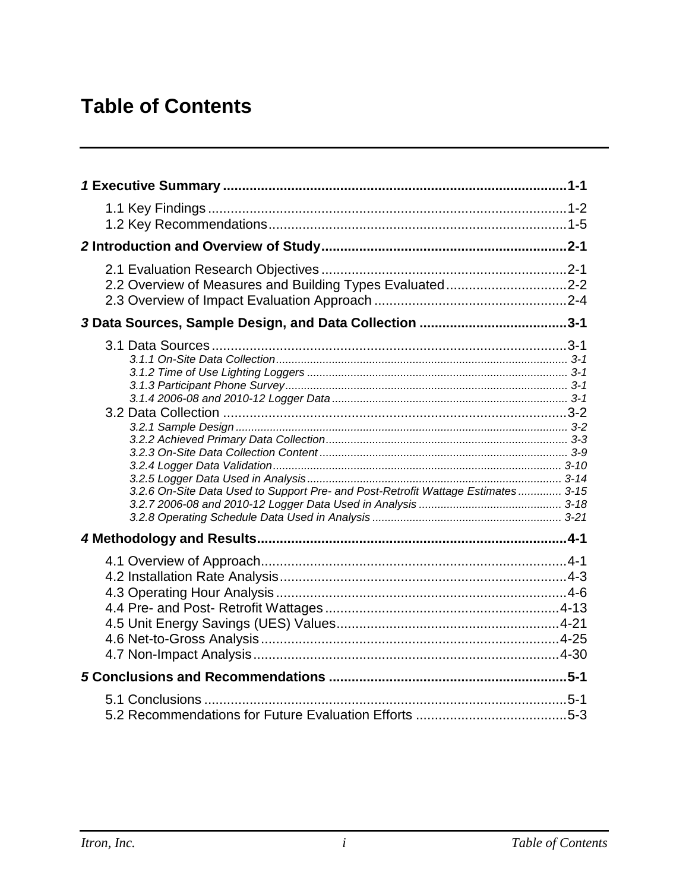# Table of Contents

**1 Executive Summary ........................................................................................1-1**

- 1.1 Key Findings ..........................................................................................1-2
- 1.2 Key Recommendations ..........................................................................1-5

**2 Introduction and Overview of Study ..............................................................2-1**

- 2.1 Evaluation Research Objectives ...............................................................2-1
- 2.2 Overview of Measures and Building Types Evaluated ...............................2-2
- 2.3 Overview of Impact Evaluation Approach .................................................2-4

**3 Data Sources, Sample Design, and Data Collection .......................................3-1**

- 3.1 Data Sources ..........................................................................................3-1
  - *3.1.1 On-Site Data Collection ............................................................................ 3-1*
  - *3.1.2 Time of Use Lighting Loggers .................................................................. 3-1*
  - *3.1.3 Participant Phone Survey ......................................................................... 3-1*
  - *3.1.4 2006-08 and 2010-12 Logger Data .......................................................... 3-1*
- 3.2 Data Collection .......................................................................................3-2
  - *3.2.1 Sample Design ......................................................................................... 3-2*
  - *3.2.2 Achieved Primary Data Collection ............................................................ 3-3*
  - *3.2.3 On-Site Data Collection Content .............................................................. 3-9*
  - *3.2.4 Logger Data Validation ........................................................................... 3-10*
  - *3.2.5 Logger Data Used in Analysis ................................................................. 3-14*
  - *3.2.6 On-Site Data Used to Support Pre- and Post-Retrofit Wattage Estimates ............. 3-15*
  - *3.2.7 2006-08 and 2010-12 Logger Data Used in Analysis ............................................ 3-18*
  - *3.2.8 Operating Schedule Data Used in Analysis ........................................................... 3-21*

**4 Methodology and Results ..............................................................................4-1**

- 4.1 Overview of Approach ..............................................................................4-1
- 4.2 Installation Rate Analysis .........................................................................4-3
- 4.3 Operating Hour Analysis ..........................................................................4-6
- 4.4 Pre- and Post- Retrofit Wattages ............................................................4-13
- 4.5 Unit Energy Savings (UES) Values ..........................................................4-21
- 4.6 Net-to-Gross Analysis .............................................................................4-25
- 4.7 Non-Impact Analysis ...............................................................................4-30

**5 Conclusions and Recommendations ..............................................................5-1**

- 5.1 Conclusions .............................................................................................5-1
- 5.2 Recommendations for Future Evaluation Efforts .......................................5-3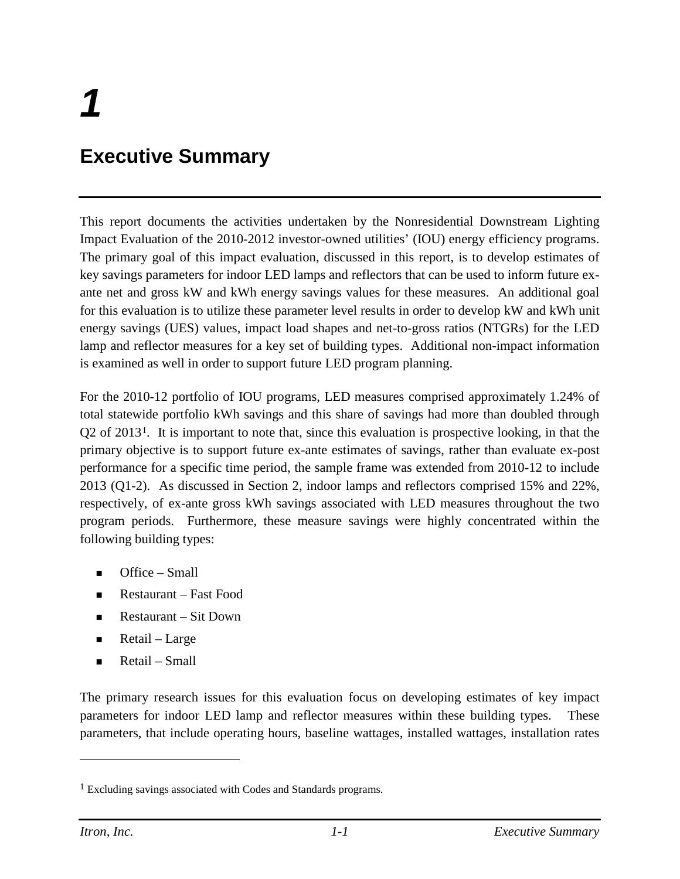# 1

# Executive Summary

This report documents the activities undertaken by the Nonresidential Downstream Lighting Impact Evaluation of the 2010-2012 investor-owned utilities' (IOU) energy efficiency programs. The primary goal of this impact evaluation, discussed in this report, is to develop estimates of key savings parameters for indoor LED lamps and reflectors that can be used to inform future ex-ante net and gross kW and kWh energy savings values for these measures. An additional goal for this evaluation is to utilize these parameter level results in order to develop kW and kWh unit energy savings (UES) values, impact load shapes and net-to-gross ratios (NTGRs) for the LED lamp and reflector measures for a key set of building types. Additional non-impact information is examined as well in order to support future LED program planning.

For the 2010-12 portfolio of IOU programs, LED measures comprised approximately 1.24% of total statewide portfolio kWh savings and this share of savings had more than doubled through Q2 of 2013[1]. It is important to note that, since this evaluation is prospective looking, in that the primary objective is to support future ex-ante estimates of savings, rather than evaluate ex-post performance for a specific time period, the sample frame was extended from 2010-12 to include 2013 (Q1-2). As discussed in Section 2, indoor lamps and reflectors comprised 15% and 22%, respectively, of ex-ante gross kWh savings associated with LED measures throughout the two program periods. Furthermore, these measure savings were highly concentrated within the following building types:

- Office – Small
- Restaurant – Fast Food
- Restaurant – Sit Down
- Retail – Large
- Retail – Small

The primary research issues for this evaluation focus on developing estimates of key impact parameters for indoor LED lamp and reflector measures within these building types. These parameters, that include operating hours, baseline wattages, installed wattages, installation rates

[1] Excluding savings associated with Codes and Standards programs.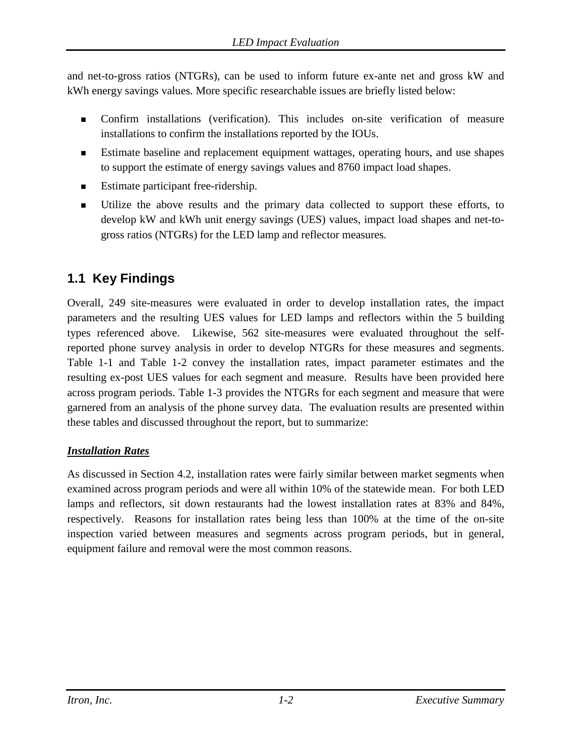and net-to-gross ratios (NTGRs), can be used to inform future ex-ante net and gross kW and kWh energy savings values. More specific researchable issues are briefly listed below:

- Confirm installations (verification). This includes on-site verification of measure installations to confirm the installations reported by the IOUs.
- Estimate baseline and replacement equipment wattages, operating hours, and use shapes to support the estimate of energy savings values and 8760 impact load shapes.
- Estimate participant free-ridership.
- Utilize the above results and the primary data collected to support these efforts, to develop kW and kWh unit energy savings (UES) values, impact load shapes and net-to-gross ratios (NTGRs) for the LED lamp and reflector measures.

## 1.1 Key Findings

Overall, 249 site-measures were evaluated in order to develop installation rates, the impact parameters and the resulting UES values for LED lamps and reflectors within the 5 building types referenced above. Likewise, 562 site-measures were evaluated throughout the self-reported phone survey analysis in order to develop NTGRs for these measures and segments. Table 1-1 and Table 1-2 convey the installation rates, impact parameter estimates and the resulting ex-post UES values for each segment and measure. Results have been provided here across program periods. Table 1-3 provides the NTGRs for each segment and measure that were garnered from an analysis of the phone survey data. The evaluation results are presented within these tables and discussed throughout the report, but to summarize:

***Installation Rates***

As discussed in Section 4.2, installation rates were fairly similar between market segments when examined across program periods and were all within 10% of the statewide mean. For both LED lamps and reflectors, sit down restaurants had the lowest installation rates at 83% and 84%, respectively. Reasons for installation rates being less than 100% at the time of the on-site inspection varied between measures and segments across program periods, but in general, equipment failure and removal were the most common reasons.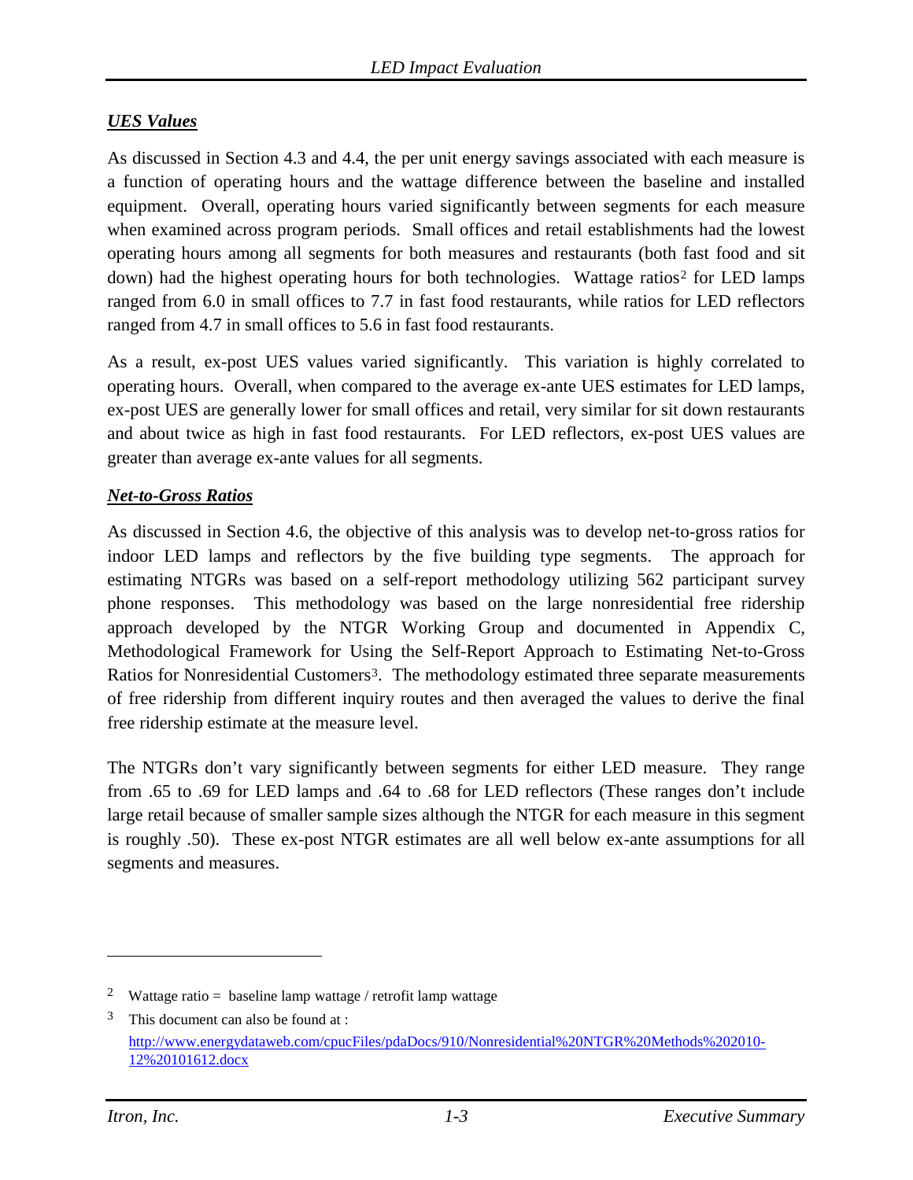***UES Values***

As discussed in Section 4.3 and 4.4, the per unit energy savings associated with each measure is a function of operating hours and the wattage difference between the baseline and installed equipment. Overall, operating hours varied significantly between segments for each measure when examined across program periods. Small offices and retail establishments had the lowest operating hours among all segments for both measures and restaurants (both fast food and sit down) had the highest operating hours for both technologies. Wattage ratios[2] for LED lamps ranged from 6.0 in small offices to 7.7 in fast food restaurants, while ratios for LED reflectors ranged from 4.7 in small offices to 5.6 in fast food restaurants.

As a result, ex-post UES values varied significantly. This variation is highly correlated to operating hours. Overall, when compared to the average ex-ante UES estimates for LED lamps, ex-post UES are generally lower for small offices and retail, very similar for sit down restaurants and about twice as high in fast food restaurants. For LED reflectors, ex-post UES values are greater than average ex-ante values for all segments.

***Net-to-Gross Ratios***

As discussed in Section 4.6, the objective of this analysis was to develop net-to-gross ratios for indoor LED lamps and reflectors by the five building type segments. The approach for estimating NTGRs was based on a self-report methodology utilizing 562 participant survey phone responses. This methodology was based on the large nonresidential free ridership approach developed by the NTGR Working Group and documented in Appendix C, Methodological Framework for Using the Self-Report Approach to Estimating Net-to-Gross Ratios for Nonresidential Customers[3]. The methodology estimated three separate measurements of free ridership from different inquiry routes and then averaged the values to derive the final free ridership estimate at the measure level.

The NTGRs don't vary significantly between segments for either LED measure. They range from .65 to .69 for LED lamps and .64 to .68 for LED reflectors (These ranges don't include large retail because of smaller sample sizes although the NTGR for each measure in this segment is roughly .50). These ex-post NTGR estimates are all well below ex-ante assumptions for all segments and measures.

---

[2] Wattage ratio = baseline lamp wattage / retrofit lamp wattage

[3] This document can also be found at : http://www.energydataweb.com/cpucFiles/pdaDocs/910/Nonresidential%20NTGR%20Methods%202010-12%20101612.docx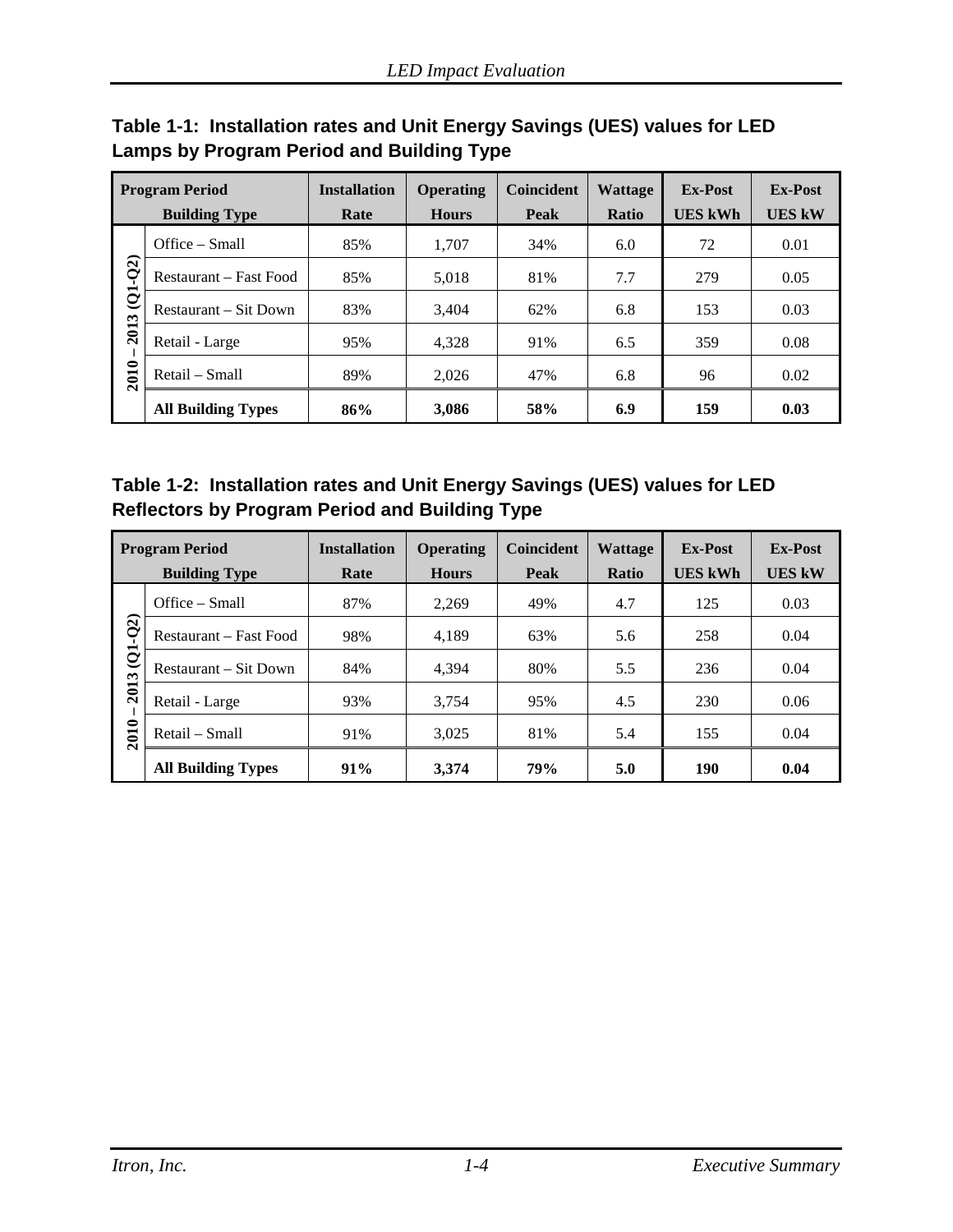**Table 1-1: Installation rates and Unit Energy Savings (UES) values for LED Lamps by Program Period and Building Type**

| Program Period | Building Type | Installation Rate | Operating Hours | Coincident Peak | Wattage Ratio | Ex-Post UES kWh | Ex-Post UES kW |
|---|---|---|---|---|---|---|---|
| 2010 – 2013 (Q1-Q2) | Office – Small | 85% | 1,707 | 34% | 6.0 | 72 | 0.01 |
| | Restaurant – Fast Food | 85% | 5,018 | 81% | 7.7 | 279 | 0.05 |
| | Restaurant – Sit Down | 83% | 3,404 | 62% | 6.8 | 153 | 0.03 |
| | Retail - Large | 95% | 4,328 | 91% | 6.5 | 359 | 0.08 |
| | Retail – Small | 89% | 2,026 | 47% | 6.8 | 96 | 0.02 |
| | **All Building Types** | **86%** | **3,086** | **58%** | **6.9** | **159** | **0.03** |

**Table 1-2: Installation rates and Unit Energy Savings (UES) values for LED Reflectors by Program Period and Building Type**

| Program Period | Building Type | Installation Rate | Operating Hours | Coincident Peak | Wattage Ratio | Ex-Post UES kWh | Ex-Post UES kW |
|---|---|---|---|---|---|---|---|
| 2010 – 2013 (Q1-Q2) | Office – Small | 87% | 2,269 | 49% | 4.7 | 125 | 0.03 |
| | Restaurant – Fast Food | 98% | 4,189 | 63% | 5.6 | 258 | 0.04 |
| | Restaurant – Sit Down | 84% | 4,394 | 80% | 5.5 | 236 | 0.04 |
| | Retail - Large | 93% | 3,754 | 95% | 4.5 | 230 | 0.06 |
| | Retail – Small | 91% | 3,025 | 81% | 5.4 | 155 | 0.04 |
| | **All Building Types** | **91%** | **3,374** | **79%** | **5.0** | **190** | **0.04** |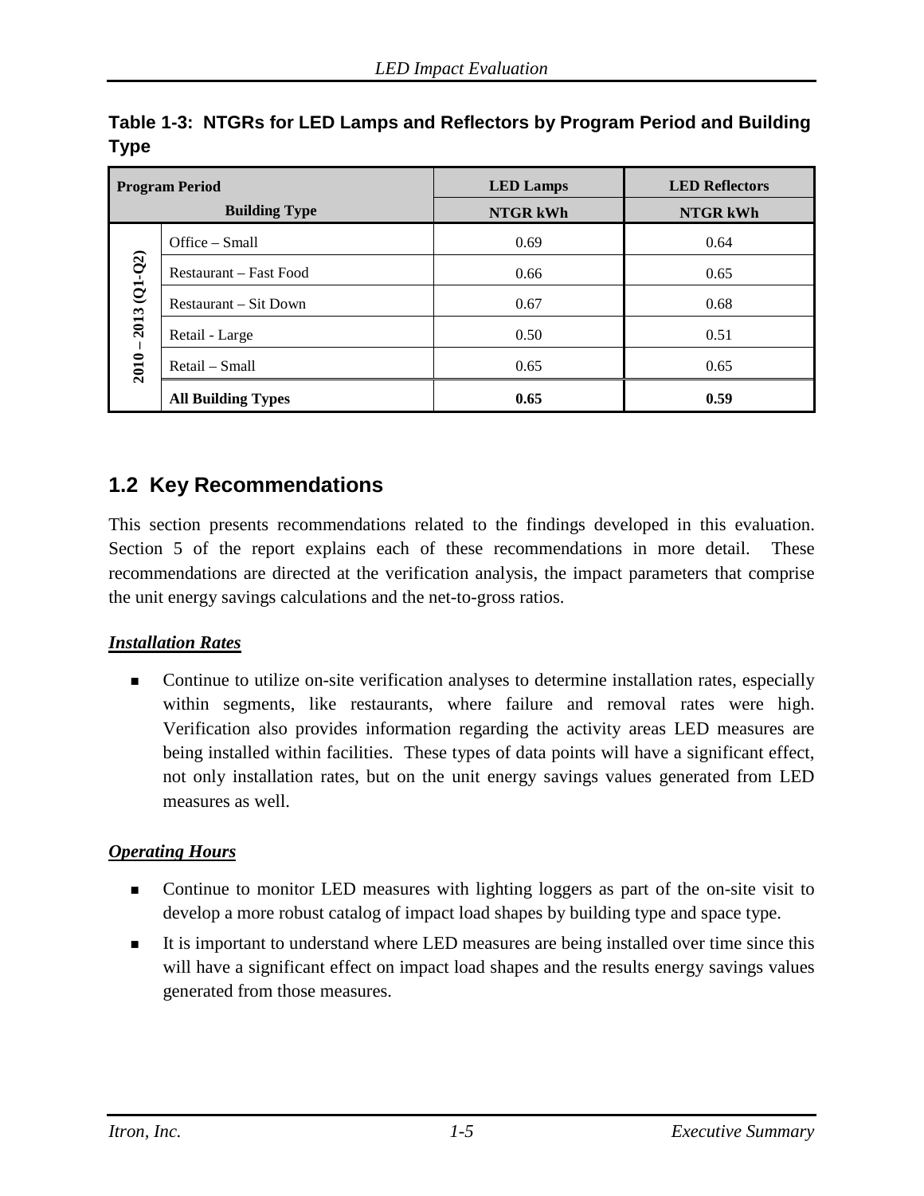**Table 1-3: NTGRs for LED Lamps and Reflectors by Program Period and Building Type**

| Program Period | Building Type | LED Lamps NTGR kWh | LED Reflectors NTGR kWh |
|---|---|---|---|
| 2010 – 2013 (Q1-Q2) | Office – Small | 0.69 | 0.64 |
| | Restaurant – Fast Food | 0.66 | 0.65 |
| | Restaurant – Sit Down | 0.67 | 0.68 |
| | Retail - Large | 0.50 | 0.51 |
| | Retail – Small | 0.65 | 0.65 |
| | **All Building Types** | **0.65** | **0.59** |

## 1.2 Key Recommendations

This section presents recommendations related to the findings developed in this evaluation. Section 5 of the report explains each of these recommendations in more detail. These recommendations are directed at the verification analysis, the impact parameters that comprise the unit energy savings calculations and the net-to-gross ratios.

***Installation Rates***

- Continue to utilize on-site verification analyses to determine installation rates, especially within segments, like restaurants, where failure and removal rates were high. Verification also provides information regarding the activity areas LED measures are being installed within facilities. These types of data points will have a significant effect, not only installation rates, but on the unit energy savings values generated from LED measures as well.

***Operating Hours***

- Continue to monitor LED measures with lighting loggers as part of the on-site visit to develop a more robust catalog of impact load shapes by building type and space type.
- It is important to understand where LED measures are being installed over time since this will have a significant effect on impact load shapes and the results energy savings values generated from those measures.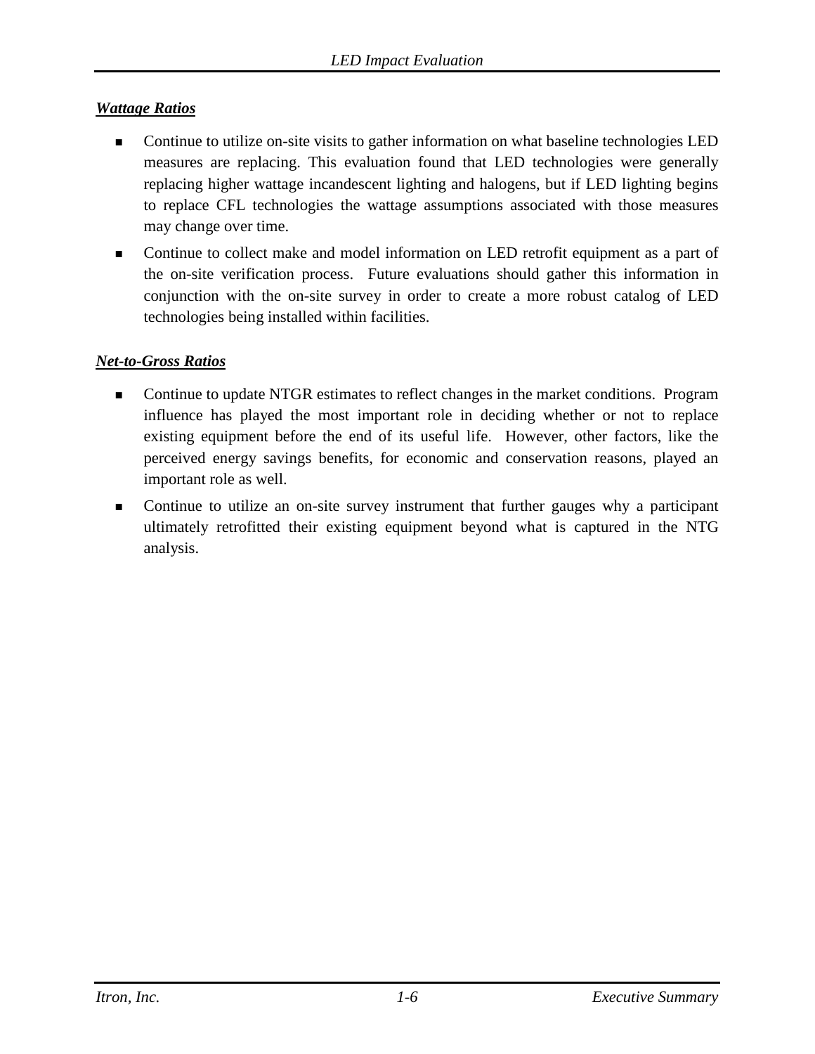***Wattage Ratios***

- Continue to utilize on-site visits to gather information on what baseline technologies LED measures are replacing. This evaluation found that LED technologies were generally replacing higher wattage incandescent lighting and halogens, but if LED lighting begins to replace CFL technologies the wattage assumptions associated with those measures may change over time.
- Continue to collect make and model information on LED retrofit equipment as a part of the on-site verification process. Future evaluations should gather this information in conjunction with the on-site survey in order to create a more robust catalog of LED technologies being installed within facilities.

***Net-to-Gross Ratios***

- Continue to update NTGR estimates to reflect changes in the market conditions. Program influence has played the most important role in deciding whether or not to replace existing equipment before the end of its useful life. However, other factors, like the perceived energy savings benefits, for economic and conservation reasons, played an important role as well.
- Continue to utilize an on-site survey instrument that further gauges why a participant ultimately retrofitted their existing equipment beyond what is captured in the NTG analysis.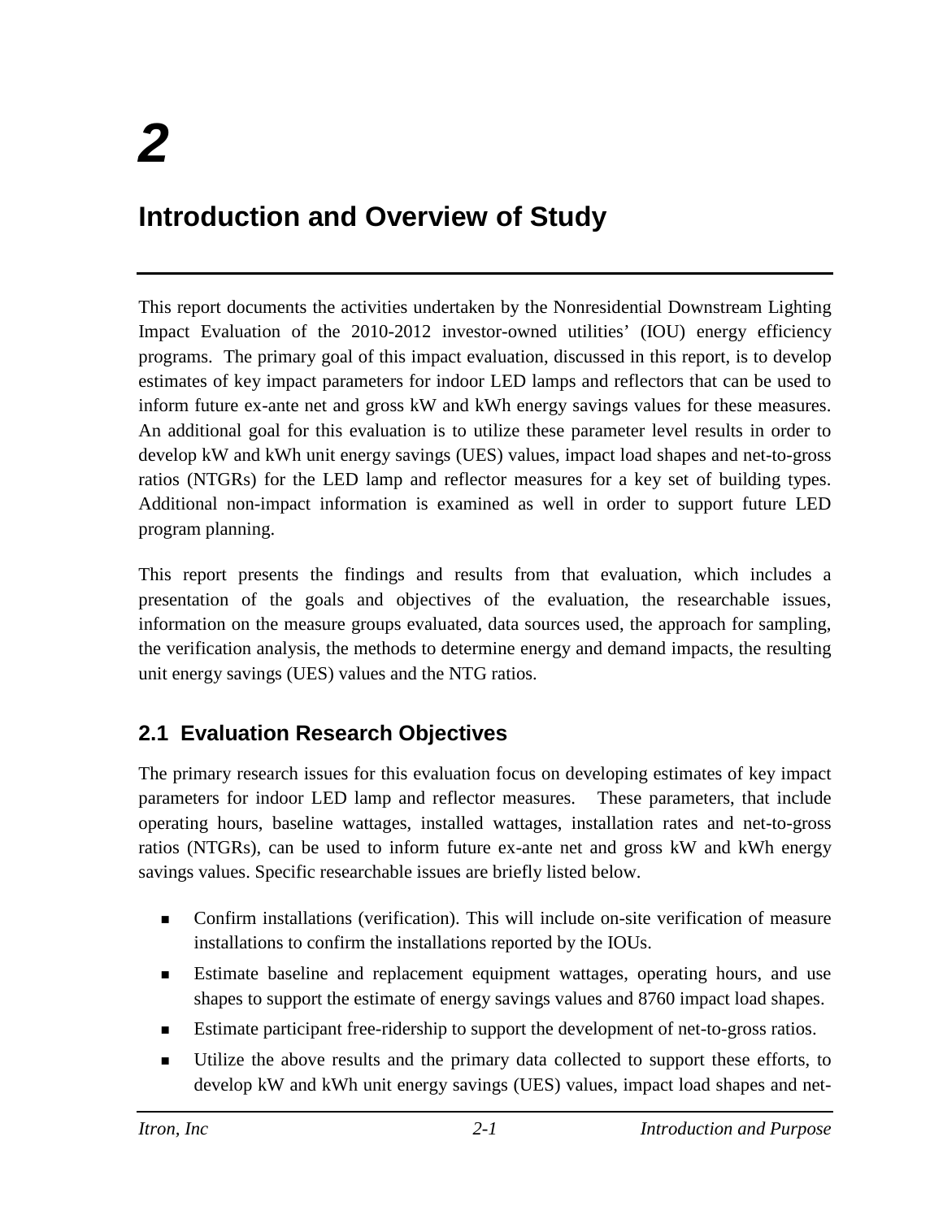# 2

# Introduction and Overview of Study

This report documents the activities undertaken by the Nonresidential Downstream Lighting Impact Evaluation of the 2010-2012 investor-owned utilities' (IOU) energy efficiency programs. The primary goal of this impact evaluation, discussed in this report, is to develop estimates of key impact parameters for indoor LED lamps and reflectors that can be used to inform future ex-ante net and gross kW and kWh energy savings values for these measures. An additional goal for this evaluation is to utilize these parameter level results in order to develop kW and kWh unit energy savings (UES) values, impact load shapes and net-to-gross ratios (NTGRs) for the LED lamp and reflector measures for a key set of building types. Additional non-impact information is examined as well in order to support future LED program planning.

This report presents the findings and results from that evaluation, which includes a presentation of the goals and objectives of the evaluation, the researchable issues, information on the measure groups evaluated, data sources used, the approach for sampling, the verification analysis, the methods to determine energy and demand impacts, the resulting unit energy savings (UES) values and the NTG ratios.

## 2.1 Evaluation Research Objectives

The primary research issues for this evaluation focus on developing estimates of key impact parameters for indoor LED lamp and reflector measures. These parameters, that include operating hours, baseline wattages, installed wattages, installation rates and net-to-gross ratios (NTGRs), can be used to inform future ex-ante net and gross kW and kWh energy savings values. Specific researchable issues are briefly listed below.

- Confirm installations (verification). This will include on-site verification of measure installations to confirm the installations reported by the IOUs.
- Estimate baseline and replacement equipment wattages, operating hours, and use shapes to support the estimate of energy savings values and 8760 impact load shapes.
- Estimate participant free-ridership to support the development of net-to-gross ratios.
- Utilize the above results and the primary data collected to support these efforts, to develop kW and kWh unit energy savings (UES) values, impact load shapes and net-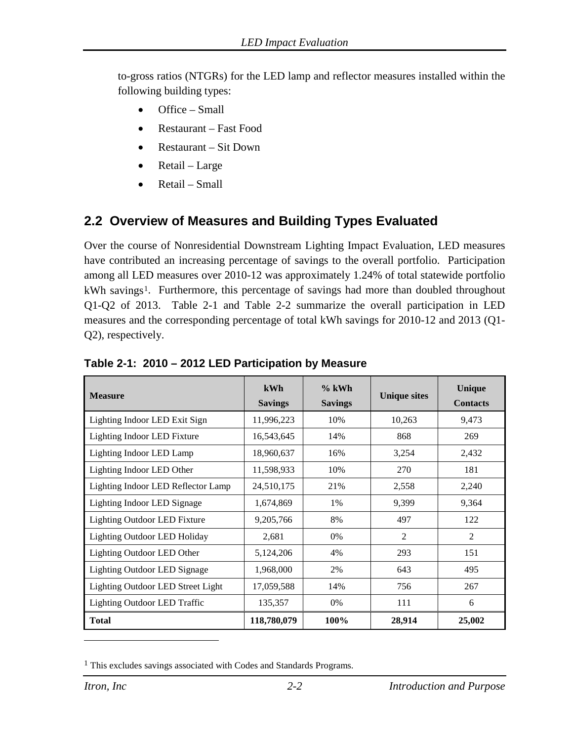to-gross ratios (NTGRs) for the LED lamp and reflector measures installed within the following building types:

- Office – Small
- Restaurant – Fast Food
- Restaurant – Sit Down
- Retail – Large
- Retail – Small

## 2.2 Overview of Measures and Building Types Evaluated

Over the course of Nonresidential Downstream Lighting Impact Evaluation, LED measures have contributed an increasing percentage of savings to the overall portfolio. Participation among all LED measures over 2010-12 was approximately 1.24% of total statewide portfolio kWh savings[1]. Furthermore, this percentage of savings had more than doubled throughout Q1-Q2 of 2013. Table 2-1 and Table 2-2 summarize the overall participation in LED measures and the corresponding percentage of total kWh savings for 2010-12 and 2013 (Q1-Q2), respectively.

**Table 2-1: 2010 – 2012 LED Participation by Measure**

| Measure | kWh Savings | % kWh Savings | Unique sites | Unique Contacts |
|---|---|---|---|---|
| Lighting Indoor LED Exit Sign | 11,996,223 | 10% | 10,263 | 9,473 |
| Lighting Indoor LED Fixture | 16,543,645 | 14% | 868 | 269 |
| Lighting Indoor LED Lamp | 18,960,637 | 16% | 3,254 | 2,432 |
| Lighting Indoor LED Other | 11,598,933 | 10% | 270 | 181 |
| Lighting Indoor LED Reflector Lamp | 24,510,175 | 21% | 2,558 | 2,240 |
| Lighting Indoor LED Signage | 1,674,869 | 1% | 9,399 | 9,364 |
| Lighting Outdoor LED Fixture | 9,205,766 | 8% | 497 | 122 |
| Lighting Outdoor LED Holiday | 2,681 | 0% | 2 | 2 |
| Lighting Outdoor LED Other | 5,124,206 | 4% | 293 | 151 |
| Lighting Outdoor LED Signage | 1,968,000 | 2% | 643 | 495 |
| Lighting Outdoor LED Street Light | 17,059,588 | 14% | 756 | 267 |
| Lighting Outdoor LED Traffic | 135,357 | 0% | 111 | 6 |
| **Total** | **118,780,079** | **100%** | **28,914** | **25,002** |

[1] This excludes savings associated with Codes and Standards Programs.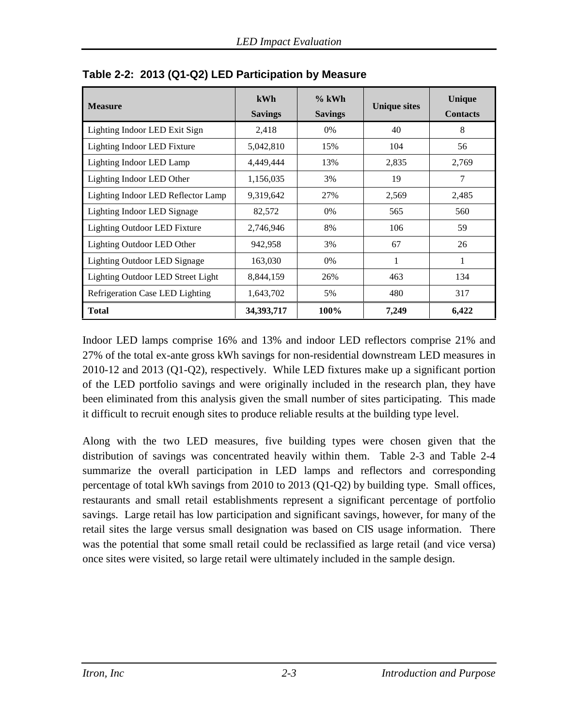**Table 2-2: 2013 (Q1-Q2) LED Participation by Measure**

| Measure | kWh Savings | % kWh Savings | Unique sites | Unique Contacts |
|---|---|---|---|---|
| Lighting Indoor LED Exit Sign | 2,418 | 0% | 40 | 8 |
| Lighting Indoor LED Fixture | 5,042,810 | 15% | 104 | 56 |
| Lighting Indoor LED Lamp | 4,449,444 | 13% | 2,835 | 2,769 |
| Lighting Indoor LED Other | 1,156,035 | 3% | 19 | 7 |
| Lighting Indoor LED Reflector Lamp | 9,319,642 | 27% | 2,569 | 2,485 |
| Lighting Indoor LED Signage | 82,572 | 0% | 565 | 560 |
| Lighting Outdoor LED Fixture | 2,746,946 | 8% | 106 | 59 |
| Lighting Outdoor LED Other | 942,958 | 3% | 67 | 26 |
| Lighting Outdoor LED Signage | 163,030 | 0% | 1 | 1 |
| Lighting Outdoor LED Street Light | 8,844,159 | 26% | 463 | 134 |
| Refrigeration Case LED Lighting | 1,643,702 | 5% | 480 | 317 |
| **Total** | **34,393,717** | **100%** | **7,249** | **6,422** |

Indoor LED lamps comprise 16% and 13% and indoor LED reflectors comprise 21% and 27% of the total ex-ante gross kWh savings for non-residential downstream LED measures in 2010-12 and 2013 (Q1-Q2), respectively. While LED fixtures make up a significant portion of the LED portfolio savings and were originally included in the research plan, they have been eliminated from this analysis given the small number of sites participating. This made it difficult to recruit enough sites to produce reliable results at the building type level.

Along with the two LED measures, five building types were chosen given that the distribution of savings was concentrated heavily within them. Table 2-3 and Table 2-4 summarize the overall participation in LED lamps and reflectors and corresponding percentage of total kWh savings from 2010 to 2013 (Q1-Q2) by building type. Small offices, restaurants and small retail establishments represent a significant percentage of portfolio savings. Large retail has low participation and significant savings, however, for many of the retail sites the large versus small designation was based on CIS usage information. There was the potential that some small retail could be reclassified as large retail (and vice versa) once sites were visited, so large retail were ultimately included in the sample design.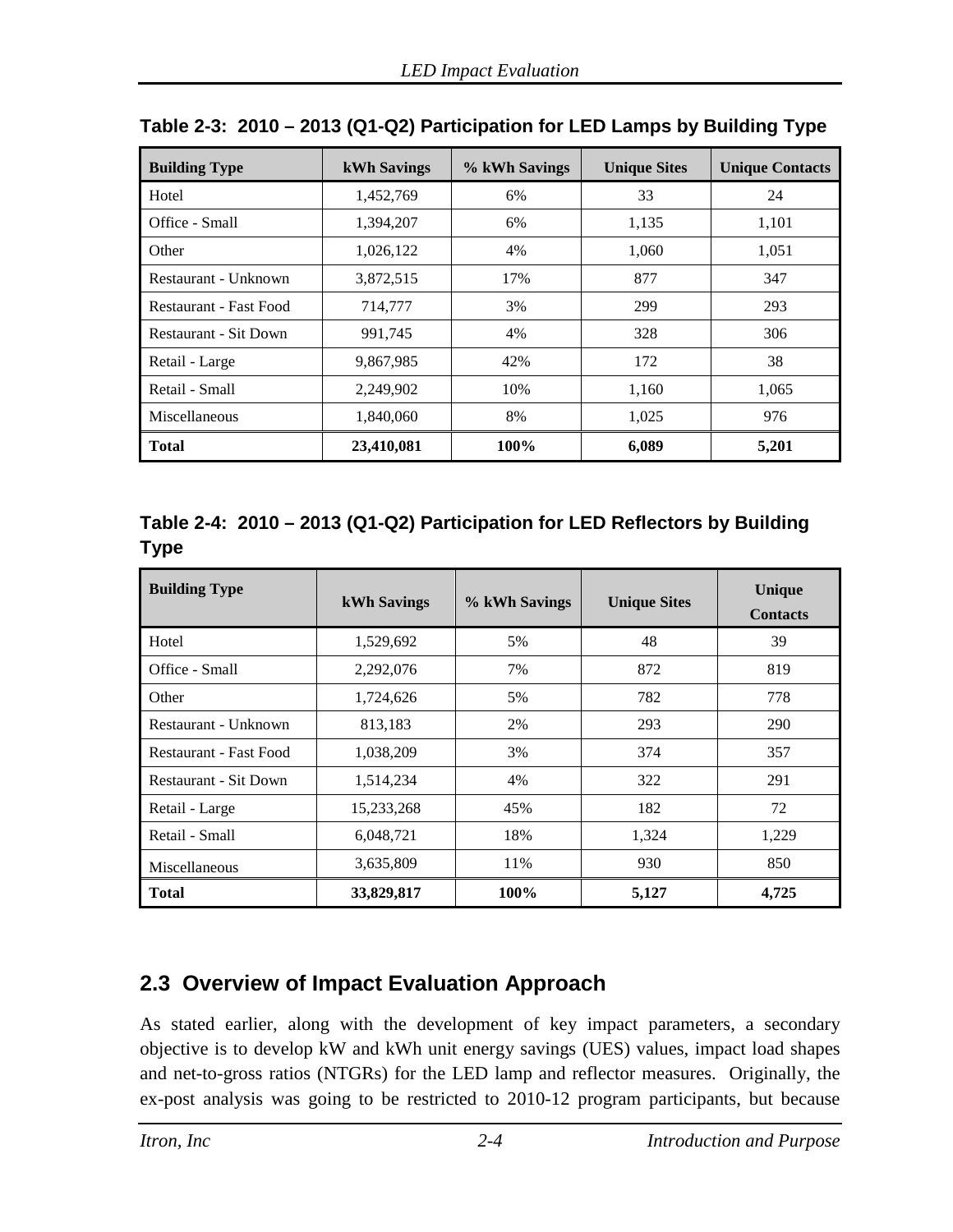**Table 2-3: 2010 – 2013 (Q1-Q2) Participation for LED Lamps by Building Type**

| Building Type | kWh Savings | % kWh Savings | Unique Sites | Unique Contacts |
|---|---|---|---|---|
| Hotel | 1,452,769 | 6% | 33 | 24 |
| Office - Small | 1,394,207 | 6% | 1,135 | 1,101 |
| Other | 1,026,122 | 4% | 1,060 | 1,051 |
| Restaurant - Unknown | 3,872,515 | 17% | 877 | 347 |
| Restaurant - Fast Food | 714,777 | 3% | 299 | 293 |
| Restaurant - Sit Down | 991,745 | 4% | 328 | 306 |
| Retail - Large | 9,867,985 | 42% | 172 | 38 |
| Retail - Small | 2,249,902 | 10% | 1,160 | 1,065 |
| Miscellaneous | 1,840,060 | 8% | 1,025 | 976 |
| **Total** | **23,410,081** | **100%** | **6,089** | **5,201** |

**Table 2-4: 2010 – 2013 (Q1-Q2) Participation for LED Reflectors by Building Type**

| Building Type | kWh Savings | % kWh Savings | Unique Sites | Unique Contacts |
|---|---|---|---|---|
| Hotel | 1,529,692 | 5% | 48 | 39 |
| Office - Small | 2,292,076 | 7% | 872 | 819 |
| Other | 1,724,626 | 5% | 782 | 778 |
| Restaurant - Unknown | 813,183 | 2% | 293 | 290 |
| Restaurant - Fast Food | 1,038,209 | 3% | 374 | 357 |
| Restaurant - Sit Down | 1,514,234 | 4% | 322 | 291 |
| Retail - Large | 15,233,268 | 45% | 182 | 72 |
| Retail - Small | 6,048,721 | 18% | 1,324 | 1,229 |
| Miscellaneous | 3,635,809 | 11% | 930 | 850 |
| **Total** | **33,829,817** | **100%** | **5,127** | **4,725** |

## 2.3 Overview of Impact Evaluation Approach

As stated earlier, along with the development of key impact parameters, a secondary objective is to develop kW and kWh unit energy savings (UES) values, impact load shapes and net-to-gross ratios (NTGRs) for the LED lamp and reflector measures. Originally, the ex-post analysis was going to be restricted to 2010-12 program participants, but because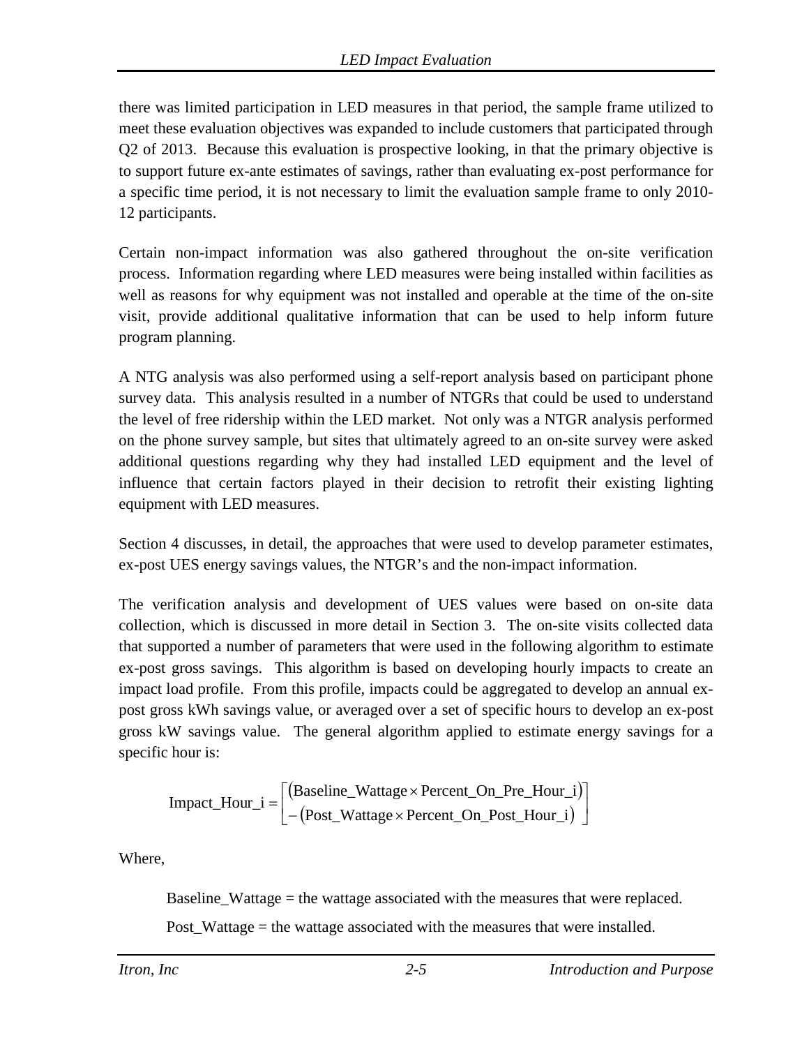there was limited participation in LED measures in that period, the sample frame utilized to meet these evaluation objectives was expanded to include customers that participated through Q2 of 2013. Because this evaluation is prospective looking, in that the primary objective is to support future ex-ante estimates of savings, rather than evaluating ex-post performance for a specific time period, it is not necessary to limit the evaluation sample frame to only 2010-12 participants.

Certain non-impact information was also gathered throughout the on-site verification process. Information regarding where LED measures were being installed within facilities as well as reasons for why equipment was not installed and operable at the time of the on-site visit, provide additional qualitative information that can be used to help inform future program planning.

A NTG analysis was also performed using a self-report analysis based on participant phone survey data. This analysis resulted in a number of NTGRs that could be used to understand the level of free ridership within the LED market. Not only was a NTGR analysis performed on the phone survey sample, but sites that ultimately agreed to an on-site survey were asked additional questions regarding why they had installed LED equipment and the level of influence that certain factors played in their decision to retrofit their existing lighting equipment with LED measures.

Section 4 discusses, in detail, the approaches that were used to develop parameter estimates, ex-post UES energy savings values, the NTGR's and the non-impact information.

The verification analysis and development of UES values were based on on-site data collection, which is discussed in more detail in Section 3. The on-site visits collected data that supported a number of parameters that were used in the following algorithm to estimate ex-post gross savings. This algorithm is based on developing hourly impacts to create an impact load profile. From this profile, impacts could be aggregated to develop an annual ex-post gross kWh savings value, or averaged over a set of specific hours to develop an ex-post gross kW savings value. The general algorithm applied to estimate energy savings for a specific hour is:

$$\text{Impact\_Hour\_i} = \begin{bmatrix} (\text{Baseline\_Wattage} \times \text{Percent\_On\_Pre\_Hour\_i}) \\ -(\text{Post\_Wattage} \times \text{Percent\_On\_Post\_Hour\_i}) \end{bmatrix}$$

Where,

Baseline_Wattage = the wattage associated with the measures that were replaced.

Post_Wattage = the wattage associated with the measures that were installed.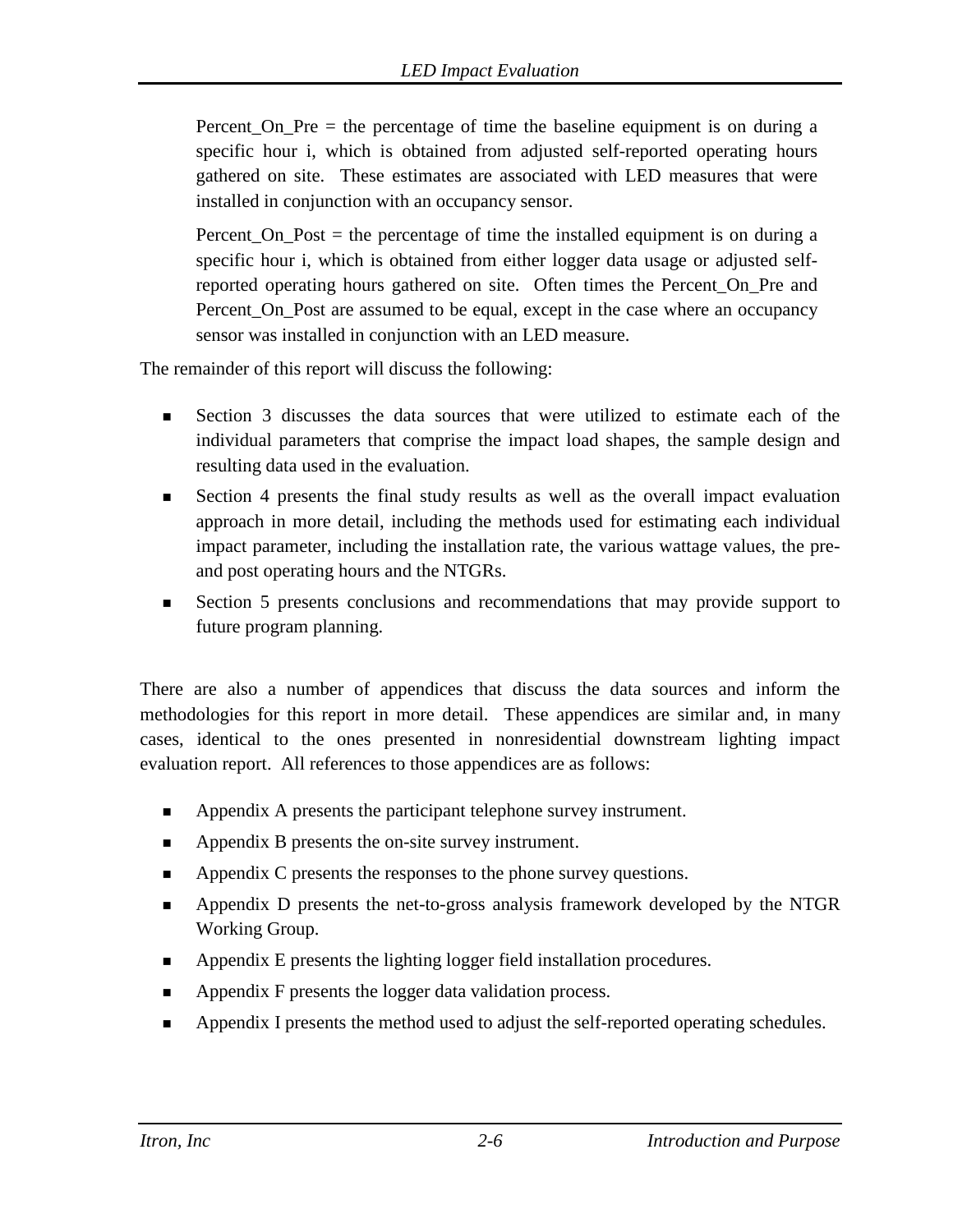Percent_On_Pre = the percentage of time the baseline equipment is on during a specific hour i, which is obtained from adjusted self-reported operating hours gathered on site. These estimates are associated with LED measures that were installed in conjunction with an occupancy sensor.

Percent_On_Post = the percentage of time the installed equipment is on during a specific hour i, which is obtained from either logger data usage or adjusted self-reported operating hours gathered on site. Often times the Percent_On_Pre and Percent_On_Post are assumed to be equal, except in the case where an occupancy sensor was installed in conjunction with an LED measure.

The remainder of this report will discuss the following:

- Section 3 discusses the data sources that were utilized to estimate each of the individual parameters that comprise the impact load shapes, the sample design and resulting data used in the evaluation.
- Section 4 presents the final study results as well as the overall impact evaluation approach in more detail, including the methods used for estimating each individual impact parameter, including the installation rate, the various wattage values, the pre- and post operating hours and the NTGRs.
- Section 5 presents conclusions and recommendations that may provide support to future program planning.

There are also a number of appendices that discuss the data sources and inform the methodologies for this report in more detail. These appendices are similar and, in many cases, identical to the ones presented in nonresidential downstream lighting impact evaluation report. All references to those appendices are as follows:

- Appendix A presents the participant telephone survey instrument.
- Appendix B presents the on-site survey instrument.
- Appendix C presents the responses to the phone survey questions.
- Appendix D presents the net-to-gross analysis framework developed by the NTGR Working Group.
- Appendix E presents the lighting logger field installation procedures.
- Appendix F presents the logger data validation process.
- Appendix I presents the method used to adjust the self-reported operating schedules.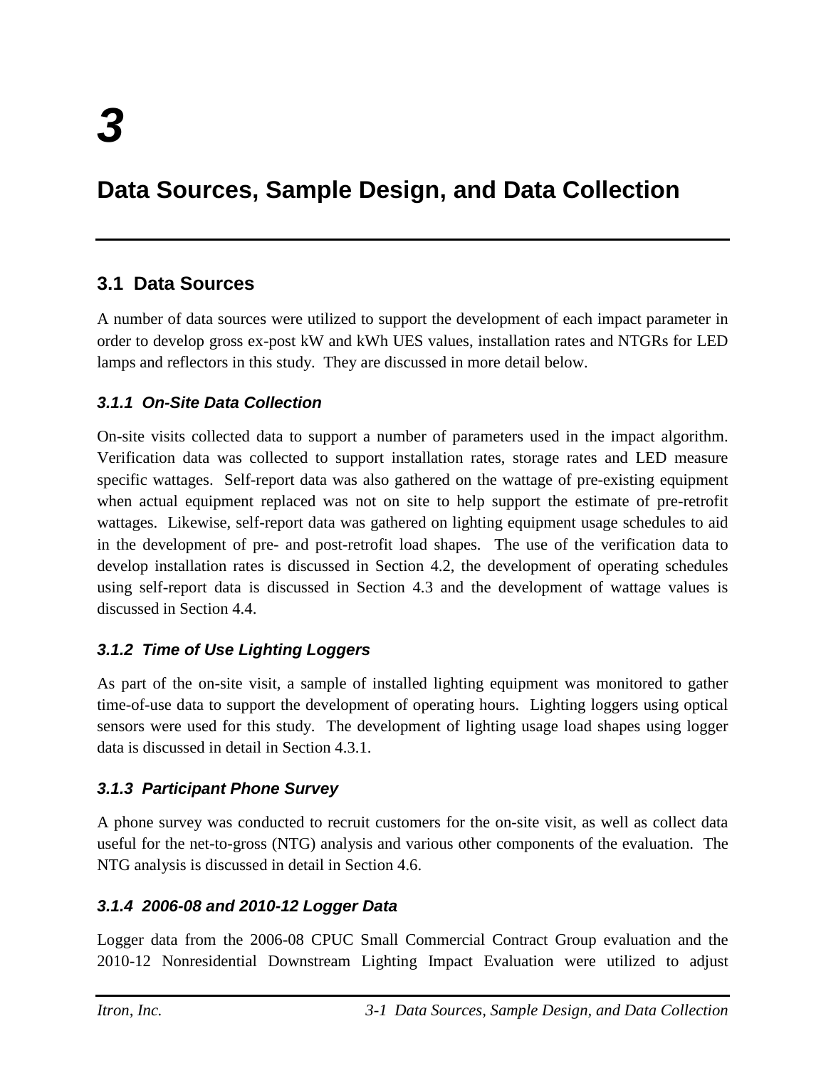# 3

# Data Sources, Sample Design, and Data Collection

## 3.1 Data Sources

A number of data sources were utilized to support the development of each impact parameter in order to develop gross ex-post kW and kWh UES values, installation rates and NTGRs for LED lamps and reflectors in this study. They are discussed in more detail below.

### *3.1.1 On-Site Data Collection*

On-site visits collected data to support a number of parameters used in the impact algorithm. Verification data was collected to support installation rates, storage rates and LED measure specific wattages. Self-report data was also gathered on the wattage of pre-existing equipment when actual equipment replaced was not on site to help support the estimate of pre-retrofit wattages. Likewise, self-report data was gathered on lighting equipment usage schedules to aid in the development of pre- and post-retrofit load shapes. The use of the verification data to develop installation rates is discussed in Section 4.2, the development of operating schedules using self-report data is discussed in Section 4.3 and the development of wattage values is discussed in Section 4.4.

### *3.1.2 Time of Use Lighting Loggers*

As part of the on-site visit, a sample of installed lighting equipment was monitored to gather time-of-use data to support the development of operating hours. Lighting loggers using optical sensors were used for this study. The development of lighting usage load shapes using logger data is discussed in detail in Section 4.3.1.

### *3.1.3 Participant Phone Survey*

A phone survey was conducted to recruit customers for the on-site visit, as well as collect data useful for the net-to-gross (NTG) analysis and various other components of the evaluation. The NTG analysis is discussed in detail in Section 4.6.

### *3.1.4 2006-08 and 2010-12 Logger Data*

Logger data from the 2006-08 CPUC Small Commercial Contract Group evaluation and the 2010-12 Nonresidential Downstream Lighting Impact Evaluation were utilized to adjust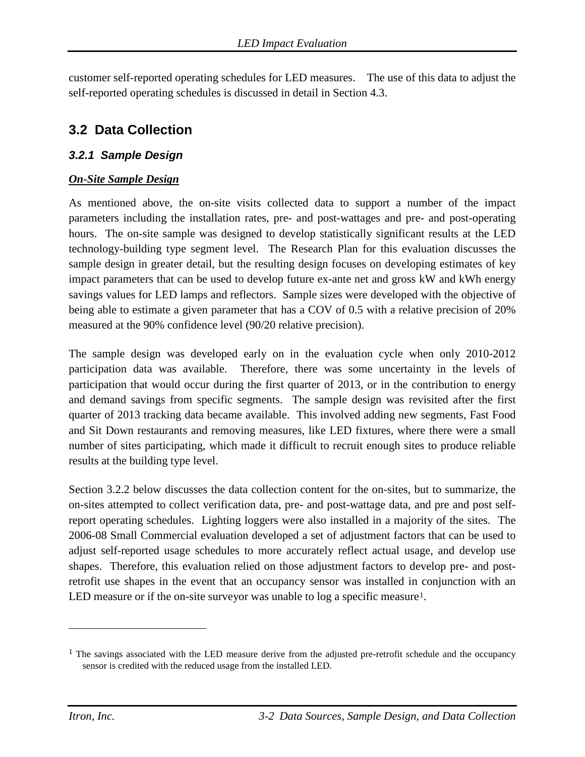customer self-reported operating schedules for LED measures. The use of this data to adjust the self-reported operating schedules is discussed in detail in Section 4.3.

## 3.2 Data Collection

### *3.2.1 Sample Design*

***On-Site Sample Design***

As mentioned above, the on-site visits collected data to support a number of the impact parameters including the installation rates, pre- and post-wattages and pre- and post-operating hours. The on-site sample was designed to develop statistically significant results at the LED technology-building type segment level. The Research Plan for this evaluation discusses the sample design in greater detail, but the resulting design focuses on developing estimates of key impact parameters that can be used to develop future ex-ante net and gross kW and kWh energy savings values for LED lamps and reflectors. Sample sizes were developed with the objective of being able to estimate a given parameter that has a COV of 0.5 with a relative precision of 20% measured at the 90% confidence level (90/20 relative precision).

The sample design was developed early on in the evaluation cycle when only 2010-2012 participation data was available. Therefore, there was some uncertainty in the levels of participation that would occur during the first quarter of 2013, or in the contribution to energy and demand savings from specific segments. The sample design was revisited after the first quarter of 2013 tracking data became available. This involved adding new segments, Fast Food and Sit Down restaurants and removing measures, like LED fixtures, where there were a small number of sites participating, which made it difficult to recruit enough sites to produce reliable results at the building type level.

Section 3.2.2 below discusses the data collection content for the on-sites, but to summarize, the on-sites attempted to collect verification data, pre- and post-wattage data, and pre and post self-report operating schedules. Lighting loggers were also installed in a majority of the sites. The 2006-08 Small Commercial evaluation developed a set of adjustment factors that can be used to adjust self-reported usage schedules to more accurately reflect actual usage, and develop use shapes. Therefore, this evaluation relied on those adjustment factors to develop pre- and post-retrofit use shapes in the event that an occupancy sensor was installed in conjunction with an LED measure or if the on-site surveyor was unable to log a specific measure[1].

---

[1] The savings associated with the LED measure derive from the adjusted pre-retrofit schedule and the occupancy sensor is credited with the reduced usage from the installed LED.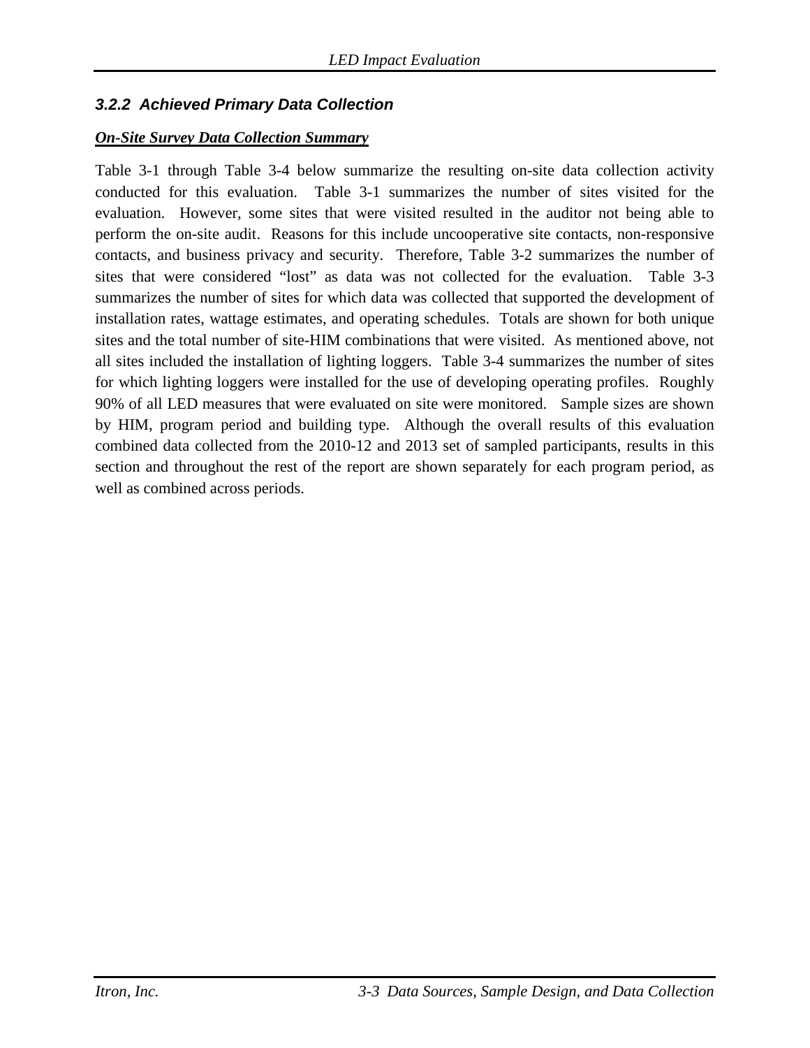### 3.2.2 Achieved Primary Data Collection

***On-Site Survey Data Collection Summary***

Table 3-1 through Table 3-4 below summarize the resulting on-site data collection activity conducted for this evaluation. Table 3-1 summarizes the number of sites visited for the evaluation. However, some sites that were visited resulted in the auditor not being able to perform the on-site audit. Reasons for this include uncooperative site contacts, non-responsive contacts, and business privacy and security. Therefore, Table 3-2 summarizes the number of sites that were considered "lost" as data was not collected for the evaluation. Table 3-3 summarizes the number of sites for which data was collected that supported the development of installation rates, wattage estimates, and operating schedules. Totals are shown for both unique sites and the total number of site-HIM combinations that were visited. As mentioned above, not all sites included the installation of lighting loggers. Table 3-4 summarizes the number of sites for which lighting loggers were installed for the use of developing operating profiles. Roughly 90% of all LED measures that were evaluated on site were monitored. Sample sizes are shown by HIM, program period and building type. Although the overall results of this evaluation combined data collected from the 2010-12 and 2013 set of sampled participants, results in this section and throughout the rest of the report are shown separately for each program period, as well as combined across periods.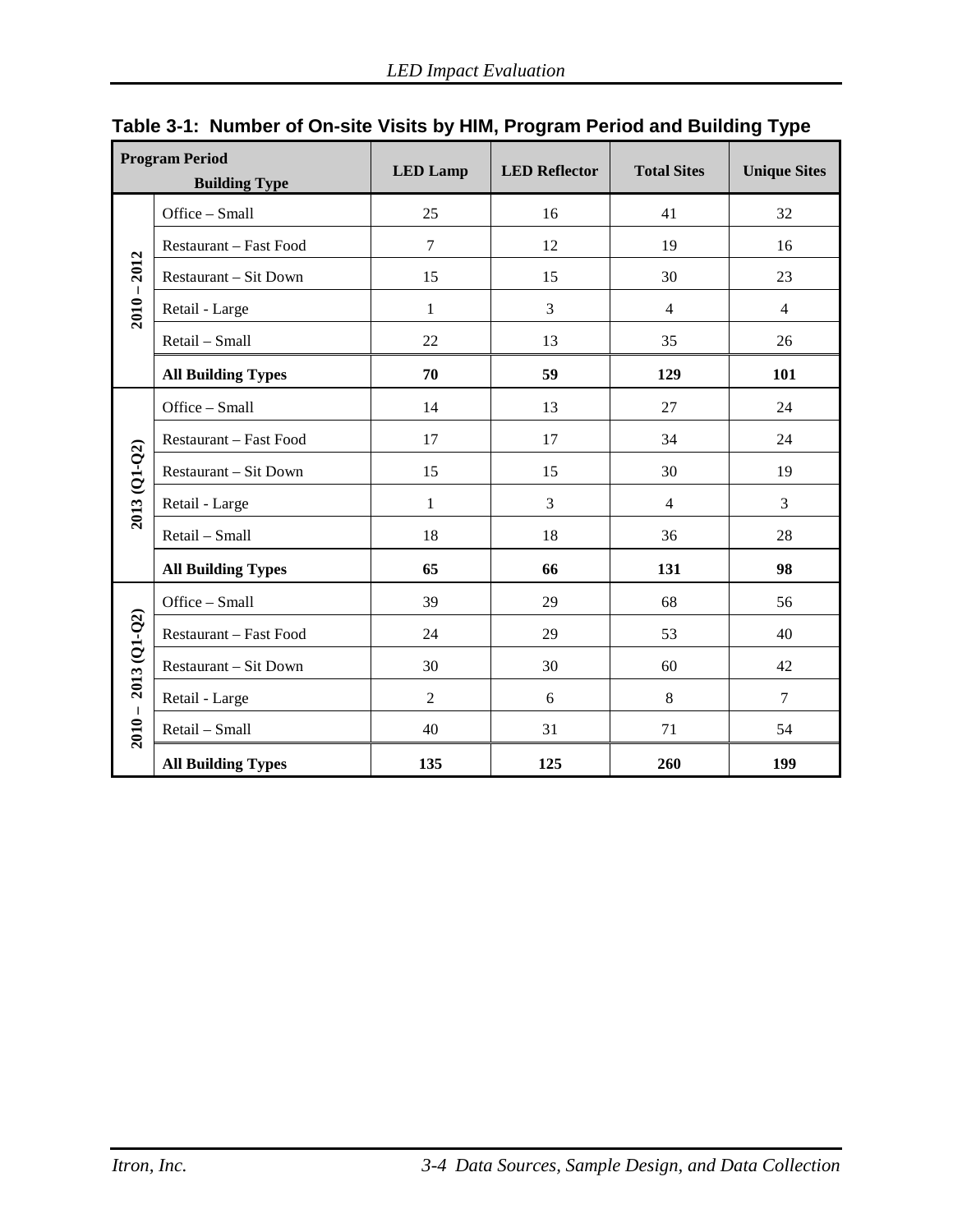**Table 3-1: Number of On-site Visits by HIM, Program Period and Building Type**

| Program Period | Building Type | LED Lamp | LED Reflector | Total Sites | Unique Sites |
|---|---|---|---|---|---|
| 2010 – 2012 | Office – Small | 25 | 16 | 41 | 32 |
| | Restaurant – Fast Food | 7 | 12 | 19 | 16 |
| | Restaurant – Sit Down | 15 | 15 | 30 | 23 |
| | Retail - Large | 1 | 3 | 4 | 4 |
| | Retail – Small | 22 | 13 | 35 | 26 |
| | **All Building Types** | **70** | **59** | **129** | **101** |
| 2013 (Q1-Q2) | Office – Small | 14 | 13 | 27 | 24 |
| | Restaurant – Fast Food | 17 | 17 | 34 | 24 |
| | Restaurant – Sit Down | 15 | 15 | 30 | 19 |
| | Retail - Large | 1 | 3 | 4 | 3 |
| | Retail – Small | 18 | 18 | 36 | 28 |
| | **All Building Types** | **65** | **66** | **131** | **98** |
| 2010 – 2013 (Q1-Q2) | Office – Small | 39 | 29 | 68 | 56 |
| | Restaurant – Fast Food | 24 | 29 | 53 | 40 |
| | Restaurant – Sit Down | 30 | 30 | 60 | 42 |
| | Retail - Large | 2 | 6 | 8 | 7 |
| | Retail – Small | 40 | 31 | 71 | 54 |
| | **All Building Types** | **135** | **125** | **260** | **199** |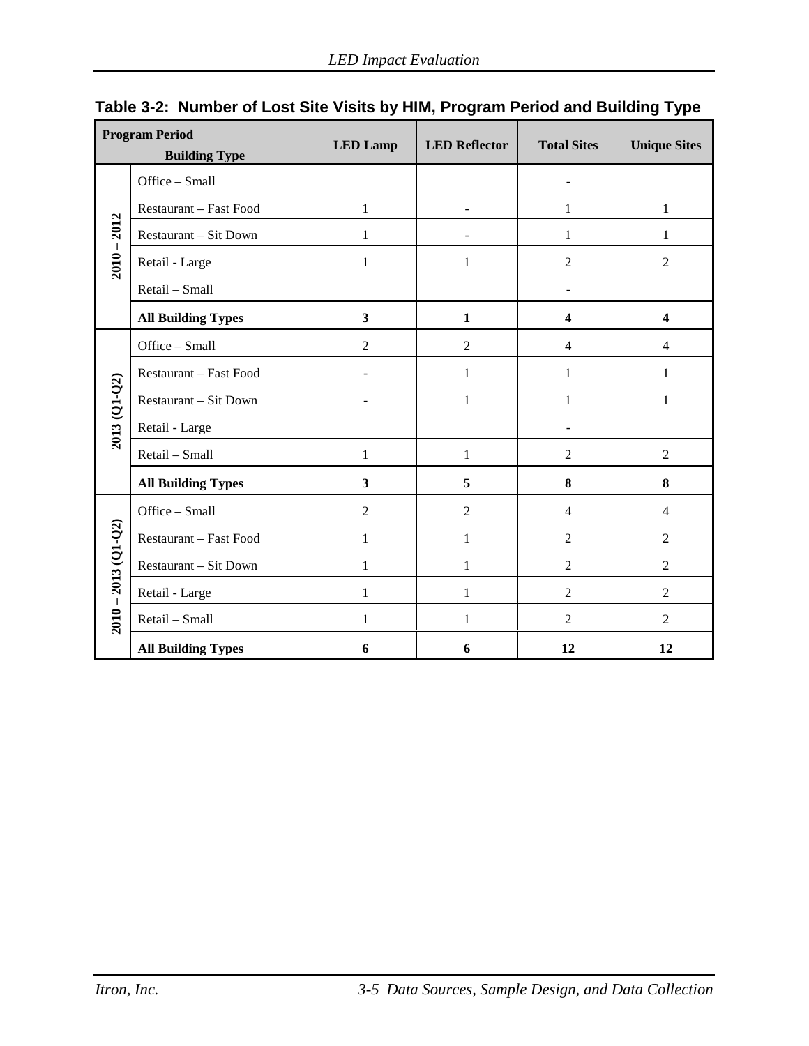**Table 3-2: Number of Lost Site Visits by HIM, Program Period and Building Type**

| Program Period | Building Type | LED Lamp | LED Reflector | Total Sites | Unique Sites |
|---|---|---|---|---|---|
| 2010 – 2012 | Office – Small | | | - | |
| | Restaurant – Fast Food | 1 | - | 1 | 1 |
| | Restaurant – Sit Down | 1 | - | 1 | 1 |
| | Retail - Large | 1 | 1 | 2 | 2 |
| | Retail – Small | | | - | |
| | **All Building Types** | **3** | **1** | **4** | **4** |
| 2013 (Q1-Q2) | Office – Small | 2 | 2 | 4 | 4 |
| | Restaurant – Fast Food | - | 1 | 1 | 1 |
| | Restaurant – Sit Down | - | 1 | 1 | 1 |
| | Retail - Large | | | - | |
| | Retail – Small | 1 | 1 | 2 | 2 |
| | **All Building Types** | **3** | **5** | **8** | **8** |
| 2010 – 2013 (Q1-Q2) | Office – Small | 2 | 2 | 4 | 4 |
| | Restaurant – Fast Food | 1 | 1 | 2 | 2 |
| | Restaurant – Sit Down | 1 | 1 | 2 | 2 |
| | Retail - Large | 1 | 1 | 2 | 2 |
| | Retail – Small | 1 | 1 | 2 | 2 |
| | **All Building Types** | **6** | **6** | **12** | **12** |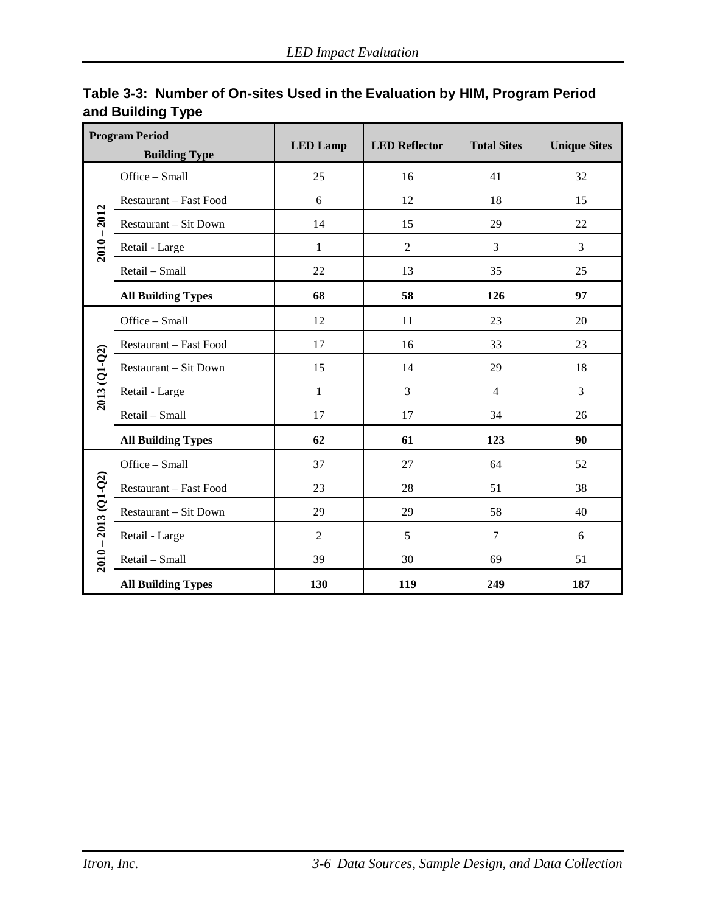**Table 3-3: Number of On-sites Used in the Evaluation by HIM, Program Period and Building Type**

| Program Period | Building Type | LED Lamp | LED Reflector | Total Sites | Unique Sites |
|---|---|---|---|---|---|
| 2010 – 2012 | Office – Small | 25 | 16 | 41 | 32 |
| | Restaurant – Fast Food | 6 | 12 | 18 | 15 |
| | Restaurant – Sit Down | 14 | 15 | 29 | 22 |
| | Retail - Large | 1 | 2 | 3 | 3 |
| | Retail – Small | 22 | 13 | 35 | 25 |
| | **All Building Types** | **68** | **58** | **126** | **97** |
| 2013 (Q1-Q2) | Office – Small | 12 | 11 | 23 | 20 |
| | Restaurant – Fast Food | 17 | 16 | 33 | 23 |
| | Restaurant – Sit Down | 15 | 14 | 29 | 18 |
| | Retail - Large | 1 | 3 | 4 | 3 |
| | Retail – Small | 17 | 17 | 34 | 26 |
| | **All Building Types** | **62** | **61** | **123** | **90** |
| 2010 – 2013 (Q1-Q2) | Office – Small | 37 | 27 | 64 | 52 |
| | Restaurant – Fast Food | 23 | 28 | 51 | 38 |
| | Restaurant – Sit Down | 29 | 29 | 58 | 40 |
| | Retail - Large | 2 | 5 | 7 | 6 |
| | Retail – Small | 39 | 30 | 69 | 51 |
| | **All Building Types** | **130** | **119** | **249** | **187** |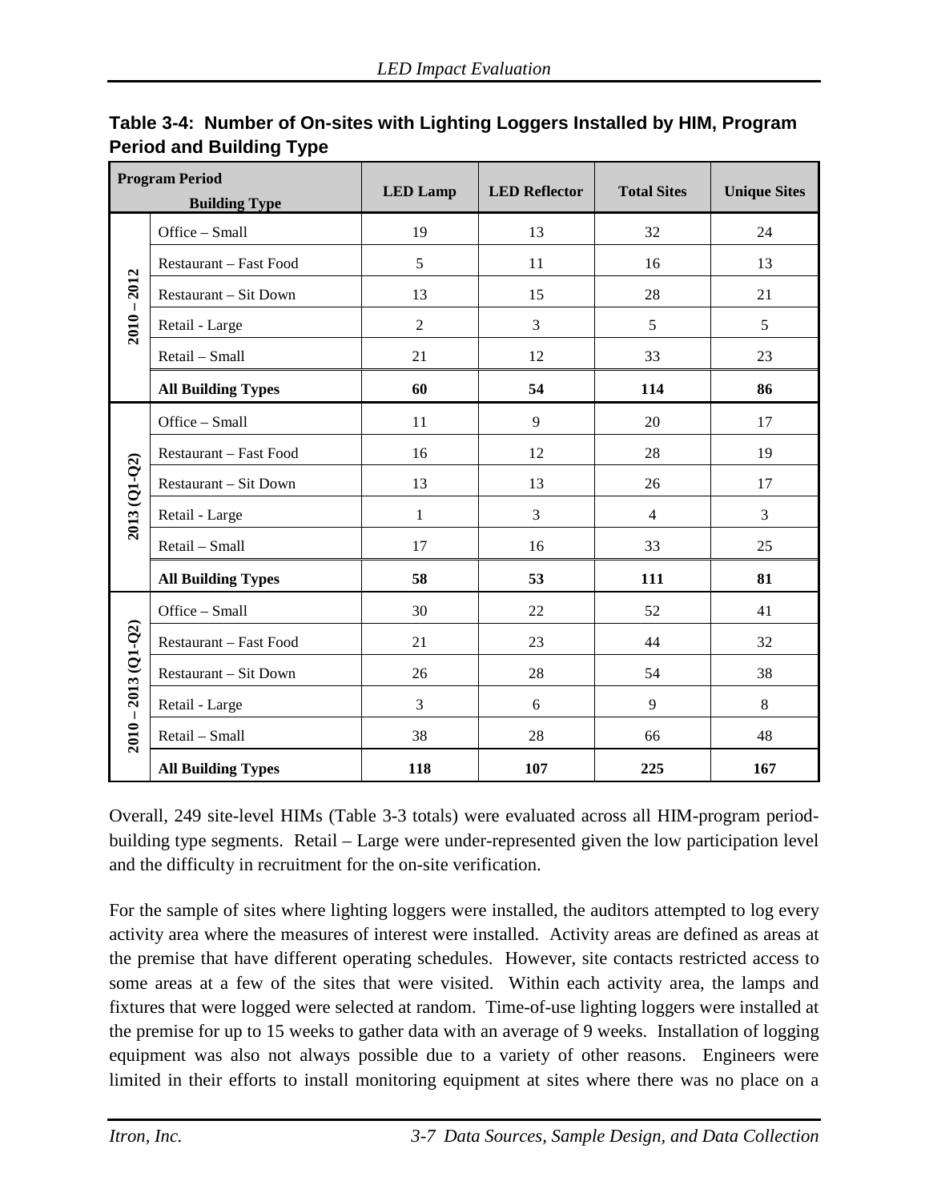**Table 3-4: Number of On-sites with Lighting Loggers Installed by HIM, Program Period and Building Type**

| Program Period | Building Type | LED Lamp | LED Reflector | Total Sites | Unique Sites |
|---|---|---|---|---|---|
| 2010 – 2012 | Office – Small | 19 | 13 | 32 | 24 |
| | Restaurant – Fast Food | 5 | 11 | 16 | 13 |
| | Restaurant – Sit Down | 13 | 15 | 28 | 21 |
| | Retail - Large | 2 | 3 | 5 | 5 |
| | Retail – Small | 21 | 12 | 33 | 23 |
| | **All Building Types** | **60** | **54** | **114** | **86** |
| 2013 (Q1-Q2) | Office – Small | 11 | 9 | 20 | 17 |
| | Restaurant – Fast Food | 16 | 12 | 28 | 19 |
| | Restaurant – Sit Down | 13 | 13 | 26 | 17 |
| | Retail - Large | 1 | 3 | 4 | 3 |
| | Retail – Small | 17 | 16 | 33 | 25 |
| | **All Building Types** | **58** | **53** | **111** | **81** |
| 2010 – 2013 (Q1-Q2) | Office – Small | 30 | 22 | 52 | 41 |
| | Restaurant – Fast Food | 21 | 23 | 44 | 32 |
| | Restaurant – Sit Down | 26 | 28 | 54 | 38 |
| | Retail - Large | 3 | 6 | 9 | 8 |
| | Retail – Small | 38 | 28 | 66 | 48 |
| | **All Building Types** | **118** | **107** | **225** | **167** |

Overall, 249 site-level HIMs (Table 3-3 totals) were evaluated across all HIM-program period-building type segments. Retail – Large were under-represented given the low participation level and the difficulty in recruitment for the on-site verification.

For the sample of sites where lighting loggers were installed, the auditors attempted to log every activity area where the measures of interest were installed. Activity areas are defined as areas at the premise that have different operating schedules. However, site contacts restricted access to some areas at a few of the sites that were visited. Within each activity area, the lamps and fixtures that were logged were selected at random. Time-of-use lighting loggers were installed at the premise for up to 15 weeks to gather data with an average of 9 weeks. Installation of logging equipment was also not always possible due to a variety of other reasons. Engineers were limited in their efforts to install monitoring equipment at sites where there was no place on a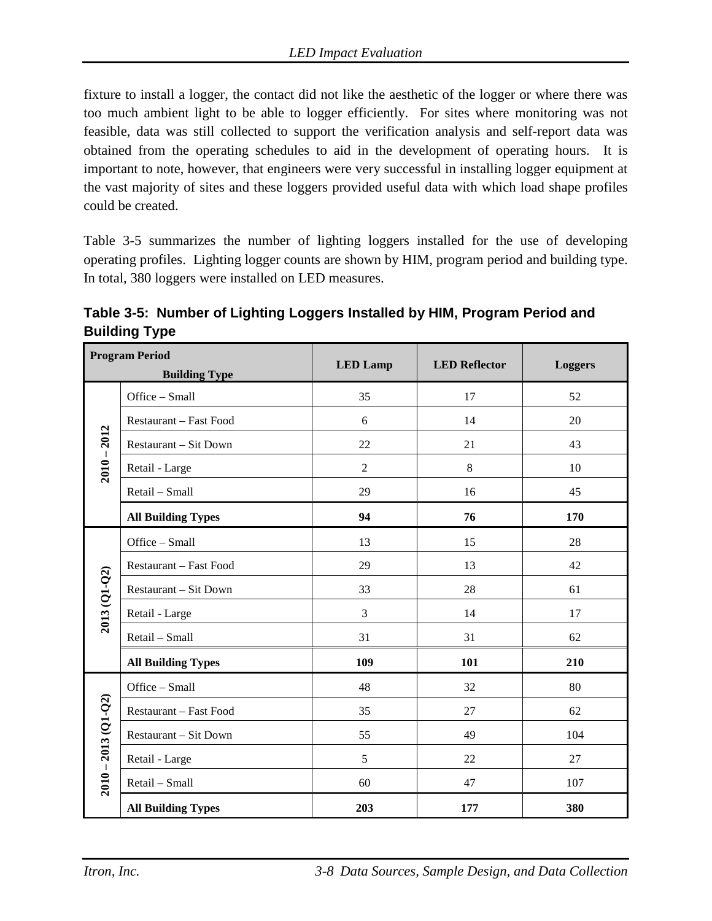fixture to install a logger, the contact did not like the aesthetic of the logger or where there was too much ambient light to be able to logger efficiently. For sites where monitoring was not feasible, data was still collected to support the verification analysis and self-report data was obtained from the operating schedules to aid in the development of operating hours. It is important to note, however, that engineers were very successful in installing logger equipment at the vast majority of sites and these loggers provided useful data with which load shape profiles could be created.

Table 3-5 summarizes the number of lighting loggers installed for the use of developing operating profiles. Lighting logger counts are shown by HIM, program period and building type. In total, 380 loggers were installed on LED measures.

**Table 3-5: Number of Lighting Loggers Installed by HIM, Program Period and Building Type**

| Program Period | Building Type | LED Lamp | LED Reflector | Loggers |
|---|---|---|---|---|
| 2010 – 2012 | Office – Small | 35 | 17 | 52 |
| | Restaurant – Fast Food | 6 | 14 | 20 |
| | Restaurant – Sit Down | 22 | 21 | 43 |
| | Retail - Large | 2 | 8 | 10 |
| | Retail – Small | 29 | 16 | 45 |
| | **All Building Types** | **94** | **76** | **170** |
| 2013 (Q1-Q2) | Office – Small | 13 | 15 | 28 |
| | Restaurant – Fast Food | 29 | 13 | 42 |
| | Restaurant – Sit Down | 33 | 28 | 61 |
| | Retail - Large | 3 | 14 | 17 |
| | Retail – Small | 31 | 31 | 62 |
| | **All Building Types** | **109** | **101** | **210** |
| 2010 – 2013 (Q1-Q2) | Office – Small | 48 | 32 | 80 |
| | Restaurant – Fast Food | 35 | 27 | 62 |
| | Restaurant – Sit Down | 55 | 49 | 104 |
| | Retail - Large | 5 | 22 | 27 |
| | Retail – Small | 60 | 47 | 107 |
| | **All Building Types** | **203** | **177** | **380** |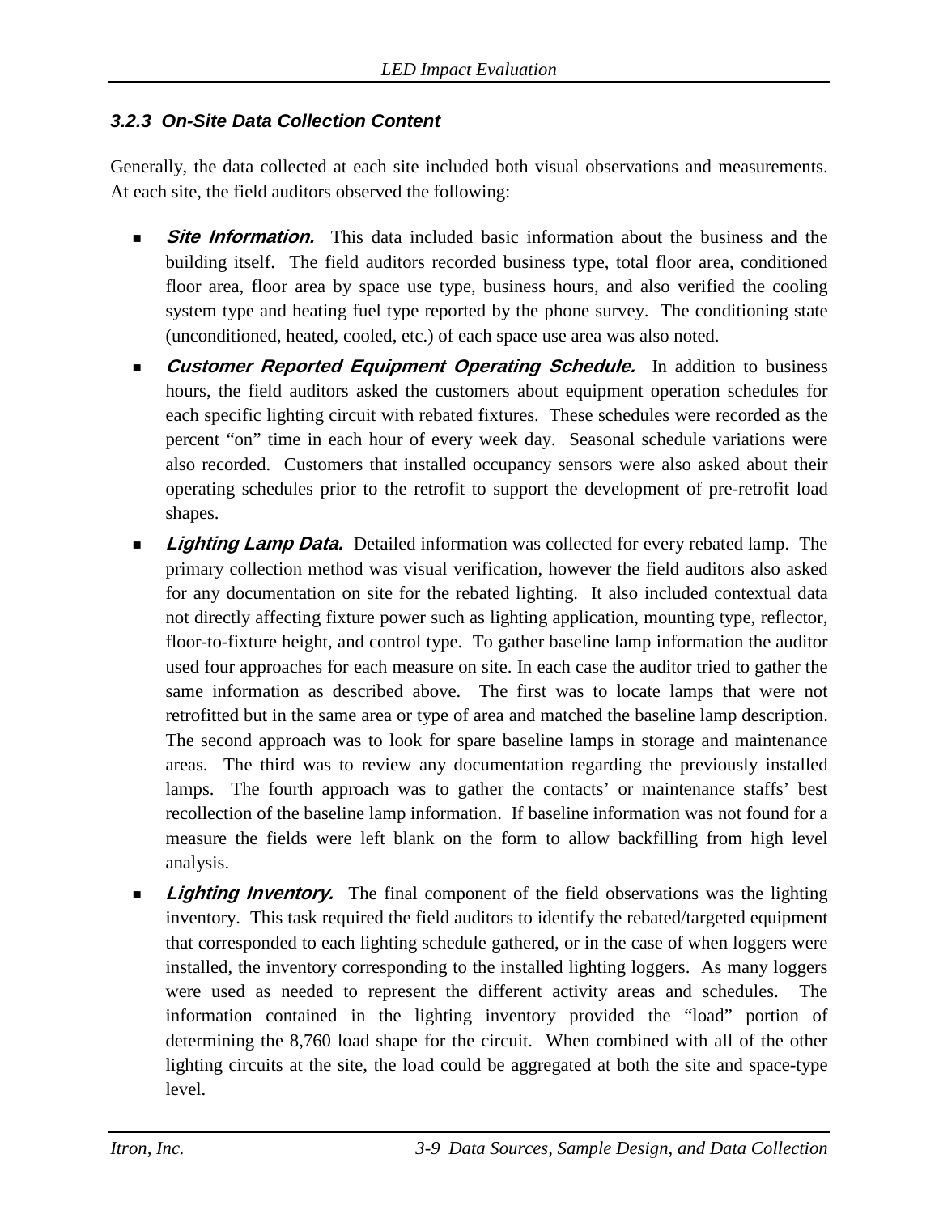### *3.2.3 On-Site Data Collection Content*

Generally, the data collected at each site included both visual observations and measurements. At each site, the field auditors observed the following:

- ***Site Information.*** This data included basic information about the business and the building itself. The field auditors recorded business type, total floor area, conditioned floor area, floor area by space use type, business hours, and also verified the cooling system type and heating fuel type reported by the phone survey. The conditioning state (unconditioned, heated, cooled, etc.) of each space use area was also noted.
- ***Customer Reported Equipment Operating Schedule.*** In addition to business hours, the field auditors asked the customers about equipment operation schedules for each specific lighting circuit with rebated fixtures. These schedules were recorded as the percent "on" time in each hour of every week day. Seasonal schedule variations were also recorded. Customers that installed occupancy sensors were also asked about their operating schedules prior to the retrofit to support the development of pre-retrofit load shapes.
- ***Lighting Lamp Data.*** Detailed information was collected for every rebated lamp. The primary collection method was visual verification, however the field auditors also asked for any documentation on site for the rebated lighting. It also included contextual data not directly affecting fixture power such as lighting application, mounting type, reflector, floor-to-fixture height, and control type. To gather baseline lamp information the auditor used four approaches for each measure on site. In each case the auditor tried to gather the same information as described above. The first was to locate lamps that were not retrofitted but in the same area or type of area and matched the baseline lamp description. The second approach was to look for spare baseline lamps in storage and maintenance areas. The third was to review any documentation regarding the previously installed lamps. The fourth approach was to gather the contacts' or maintenance staffs' best recollection of the baseline lamp information. If baseline information was not found for a measure the fields were left blank on the form to allow backfilling from high level analysis.
- ***Lighting Inventory.*** The final component of the field observations was the lighting inventory. This task required the field auditors to identify the rebated/targeted equipment that corresponded to each lighting schedule gathered, or in the case of when loggers were installed, the inventory corresponding to the installed lighting loggers. As many loggers were used as needed to represent the different activity areas and schedules. The information contained in the lighting inventory provided the "load" portion of determining the 8,760 load shape for the circuit. When combined with all of the other lighting circuits at the site, the load could be aggregated at both the site and space-type level.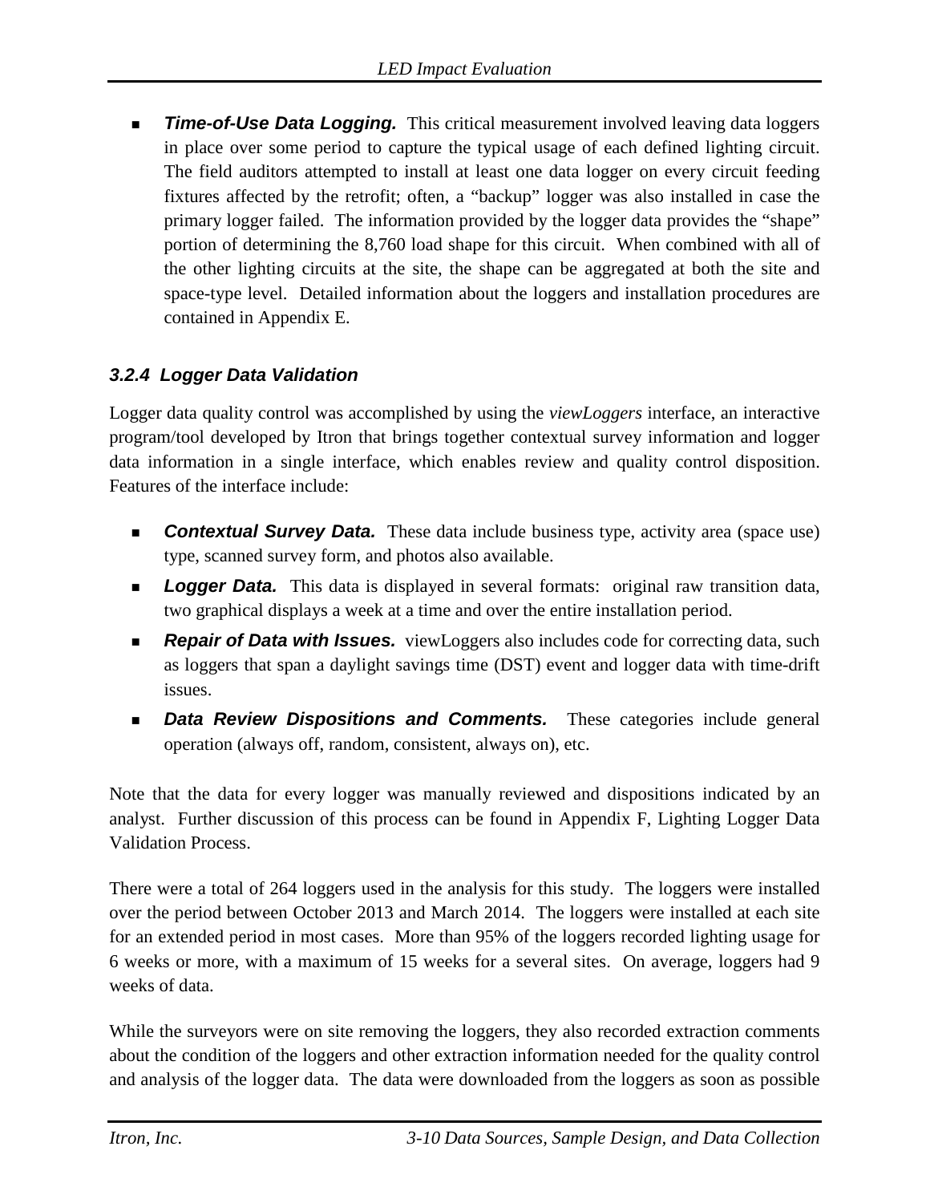- ***Time-of-Use Data Logging.*** This critical measurement involved leaving data loggers in place over some period to capture the typical usage of each defined lighting circuit. The field auditors attempted to install at least one data logger on every circuit feeding fixtures affected by the retrofit; often, a "backup" logger was also installed in case the primary logger failed. The information provided by the logger data provides the "shape" portion of determining the 8,760 load shape for this circuit. When combined with all of the other lighting circuits at the site, the shape can be aggregated at both the site and space-type level. Detailed information about the loggers and installation procedures are contained in Appendix E.

### *3.2.4 Logger Data Validation*

Logger data quality control was accomplished by using the *viewLoggers* interface, an interactive program/tool developed by Itron that brings together contextual survey information and logger data information in a single interface, which enables review and quality control disposition. Features of the interface include:

- ***Contextual Survey Data.*** These data include business type, activity area (space use) type, scanned survey form, and photos also available.
- ***Logger Data.*** This data is displayed in several formats: original raw transition data, two graphical displays a week at a time and over the entire installation period.
- ***Repair of Data with Issues.*** viewLoggers also includes code for correcting data, such as loggers that span a daylight savings time (DST) event and logger data with time-drift issues.
- ***Data Review Dispositions and Comments.*** These categories include general operation (always off, random, consistent, always on), etc.

Note that the data for every logger was manually reviewed and dispositions indicated by an analyst. Further discussion of this process can be found in Appendix F, Lighting Logger Data Validation Process.

There were a total of 264 loggers used in the analysis for this study. The loggers were installed over the period between October 2013 and March 2014. The loggers were installed at each site for an extended period in most cases. More than 95% of the loggers recorded lighting usage for 6 weeks or more, with a maximum of 15 weeks for a several sites. On average, loggers had 9 weeks of data.

While the surveyors were on site removing the loggers, they also recorded extraction comments about the condition of the loggers and other extraction information needed for the quality control and analysis of the logger data. The data were downloaded from the loggers as soon as possible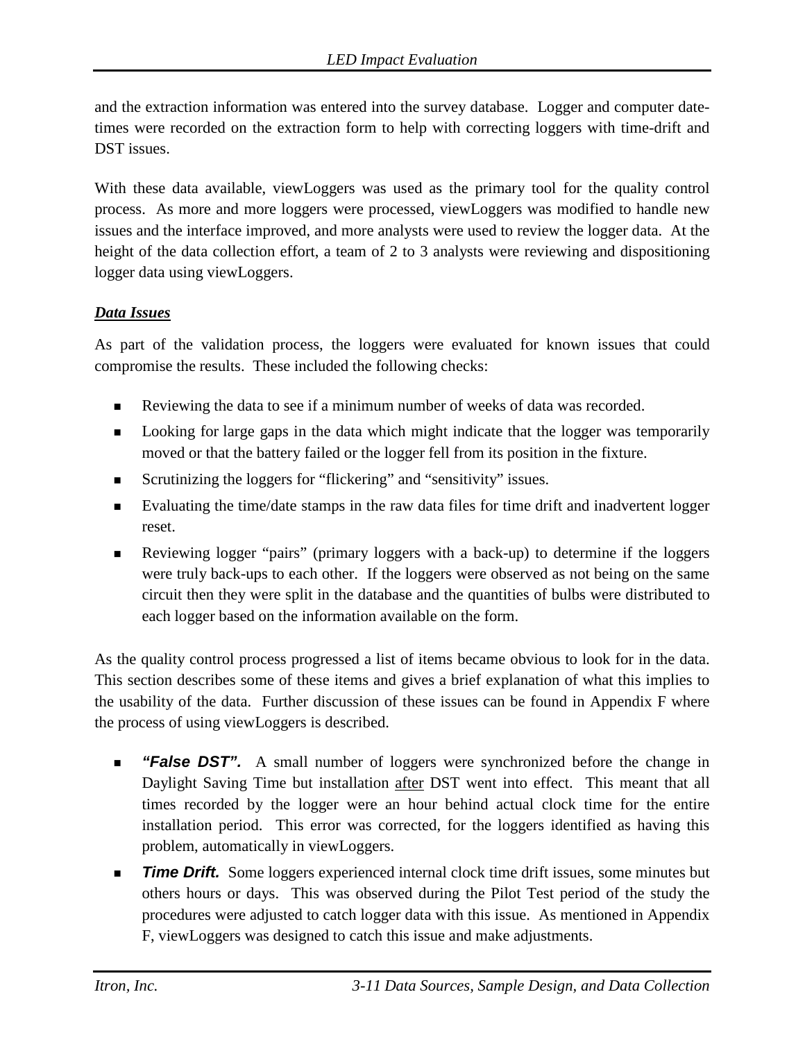and the extraction information was entered into the survey database. Logger and computer date-times were recorded on the extraction form to help with correcting loggers with time-drift and DST issues.

With these data available, viewLoggers was used as the primary tool for the quality control process. As more and more loggers were processed, viewLoggers was modified to handle new issues and the interface improved, and more analysts were used to review the logger data. At the height of the data collection effort, a team of 2 to 3 analysts were reviewing and dispositioning logger data using viewLoggers.

***Data Issues***

As part of the validation process, the loggers were evaluated for known issues that could compromise the results. These included the following checks:

- Reviewing the data to see if a minimum number of weeks of data was recorded.
- Looking for large gaps in the data which might indicate that the logger was temporarily moved or that the battery failed or the logger fell from its position in the fixture.
- Scrutinizing the loggers for "flickering" and "sensitivity" issues.
- Evaluating the time/date stamps in the raw data files for time drift and inadvertent logger reset.
- Reviewing logger "pairs" (primary loggers with a back-up) to determine if the loggers were truly back-ups to each other. If the loggers were observed as not being on the same circuit then they were split in the database and the quantities of bulbs were distributed to each logger based on the information available on the form.

As the quality control process progressed a list of items became obvious to look for in the data. This section describes some of these items and gives a brief explanation of what this implies to the usability of the data. Further discussion of these issues can be found in Appendix F where the process of using viewLoggers is described.

- ***"False DST".*** A small number of loggers were synchronized before the change in Daylight Saving Time but installation <u>after</u> DST went into effect. This meant that all times recorded by the logger were an hour behind actual clock time for the entire installation period. This error was corrected, for the loggers identified as having this problem, automatically in viewLoggers.
- ***Time Drift.*** Some loggers experienced internal clock time drift issues, some minutes but others hours or days. This was observed during the Pilot Test period of the study the procedures were adjusted to catch logger data with this issue. As mentioned in Appendix F, viewLoggers was designed to catch this issue and make adjustments.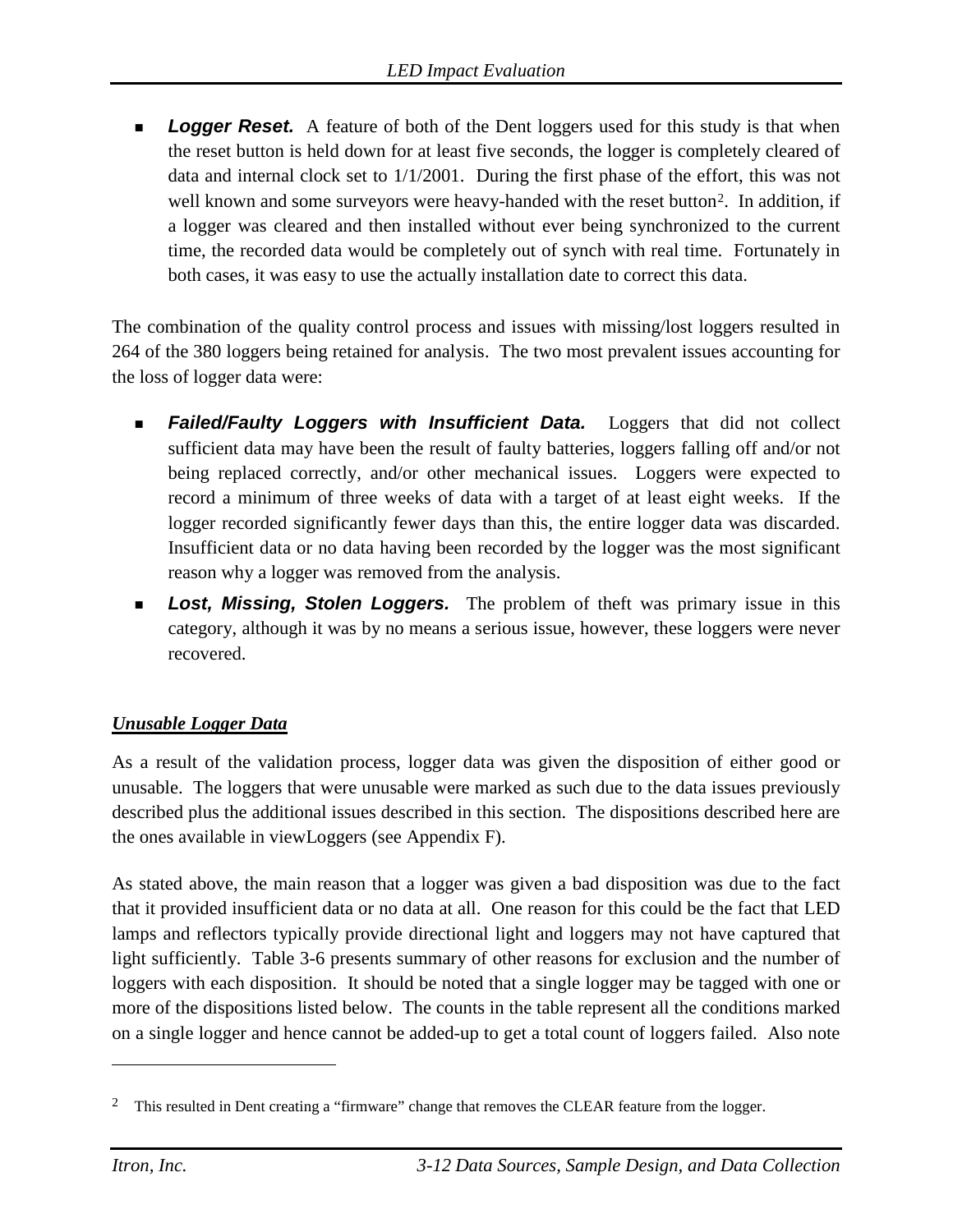- ***Logger Reset.*** A feature of both of the Dent loggers used for this study is that when the reset button is held down for at least five seconds, the logger is completely cleared of data and internal clock set to 1/1/2001. During the first phase of the effort, this was not well known and some surveyors were heavy-handed with the reset button[2]. In addition, if a logger was cleared and then installed without ever being synchronized to the current time, the recorded data would be completely out of synch with real time. Fortunately in both cases, it was easy to use the actually installation date to correct this data.

The combination of the quality control process and issues with missing/lost loggers resulted in 264 of the 380 loggers being retained for analysis. The two most prevalent issues accounting for the loss of logger data were:

- ***Failed/Faulty Loggers with Insufficient Data.*** Loggers that did not collect sufficient data may have been the result of faulty batteries, loggers falling off and/or not being replaced correctly, and/or other mechanical issues. Loggers were expected to record a minimum of three weeks of data with a target of at least eight weeks. If the logger recorded significantly fewer days than this, the entire logger data was discarded. Insufficient data or no data having been recorded by the logger was the most significant reason why a logger was removed from the analysis.
- ***Lost, Missing, Stolen Loggers.*** The problem of theft was primary issue in this category, although it was by no means a serious issue, however, these loggers were never recovered.

***Unusable Logger Data***

As a result of the validation process, logger data was given the disposition of either good or unusable. The loggers that were unusable were marked as such due to the data issues previously described plus the additional issues described in this section. The dispositions described here are the ones available in viewLoggers (see Appendix F).

As stated above, the main reason that a logger was given a bad disposition was due to the fact that it provided insufficient data or no data at all. One reason for this could be the fact that LED lamps and reflectors typically provide directional light and loggers may not have captured that light sufficiently. Table 3-6 presents summary of other reasons for exclusion and the number of loggers with each disposition. It should be noted that a single logger may be tagged with one or more of the dispositions listed below. The counts in the table represent all the conditions marked on a single logger and hence cannot be added-up to get a total count of loggers failed. Also note

[2] This resulted in Dent creating a "firmware" change that removes the CLEAR feature from the logger.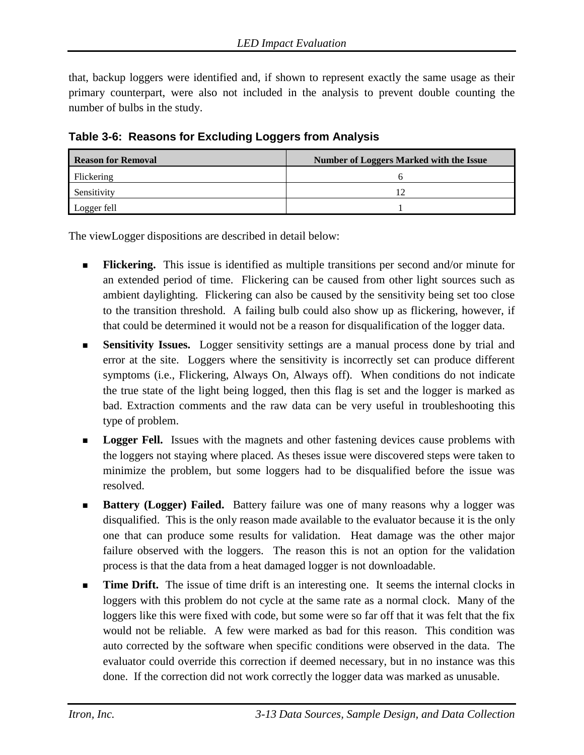that, backup loggers were identified and, if shown to represent exactly the same usage as their primary counterpart, were also not included in the analysis to prevent double counting the number of bulbs in the study.

**Table 3-6: Reasons for Excluding Loggers from Analysis**

| Reason for Removal | Number of Loggers Marked with the Issue |
|---|---|
| Flickering | 6 |
| Sensitivity | 12 |
| Logger fell | 1 |

The viewLogger dispositions are described in detail below:

- **Flickering.** This issue is identified as multiple transitions per second and/or minute for an extended period of time. Flickering can be caused from other light sources such as ambient daylighting. Flickering can also be caused by the sensitivity being set too close to the transition threshold. A failing bulb could also show up as flickering, however, if that could be determined it would not be a reason for disqualification of the logger data.
- **Sensitivity Issues.** Logger sensitivity settings are a manual process done by trial and error at the site. Loggers where the sensitivity is incorrectly set can produce different symptoms (i.e., Flickering, Always On, Always off). When conditions do not indicate the true state of the light being logged, then this flag is set and the logger is marked as bad. Extraction comments and the raw data can be very useful in troubleshooting this type of problem.
- **Logger Fell.** Issues with the magnets and other fastening devices cause problems with the loggers not staying where placed. As theses issue were discovered steps were taken to minimize the problem, but some loggers had to be disqualified before the issue was resolved.
- **Battery (Logger) Failed.** Battery failure was one of many reasons why a logger was disqualified. This is the only reason made available to the evaluator because it is the only one that can produce some results for validation. Heat damage was the other major failure observed with the loggers. The reason this is not an option for the validation process is that the data from a heat damaged logger is not downloadable.
- **Time Drift.** The issue of time drift is an interesting one. It seems the internal clocks in loggers with this problem do not cycle at the same rate as a normal clock. Many of the loggers like this were fixed with code, but some were so far off that it was felt that the fix would not be reliable. A few were marked as bad for this reason. This condition was auto corrected by the software when specific conditions were observed in the data. The evaluator could override this correction if deemed necessary, but in no instance was this done. If the correction did not work correctly the logger data was marked as unusable.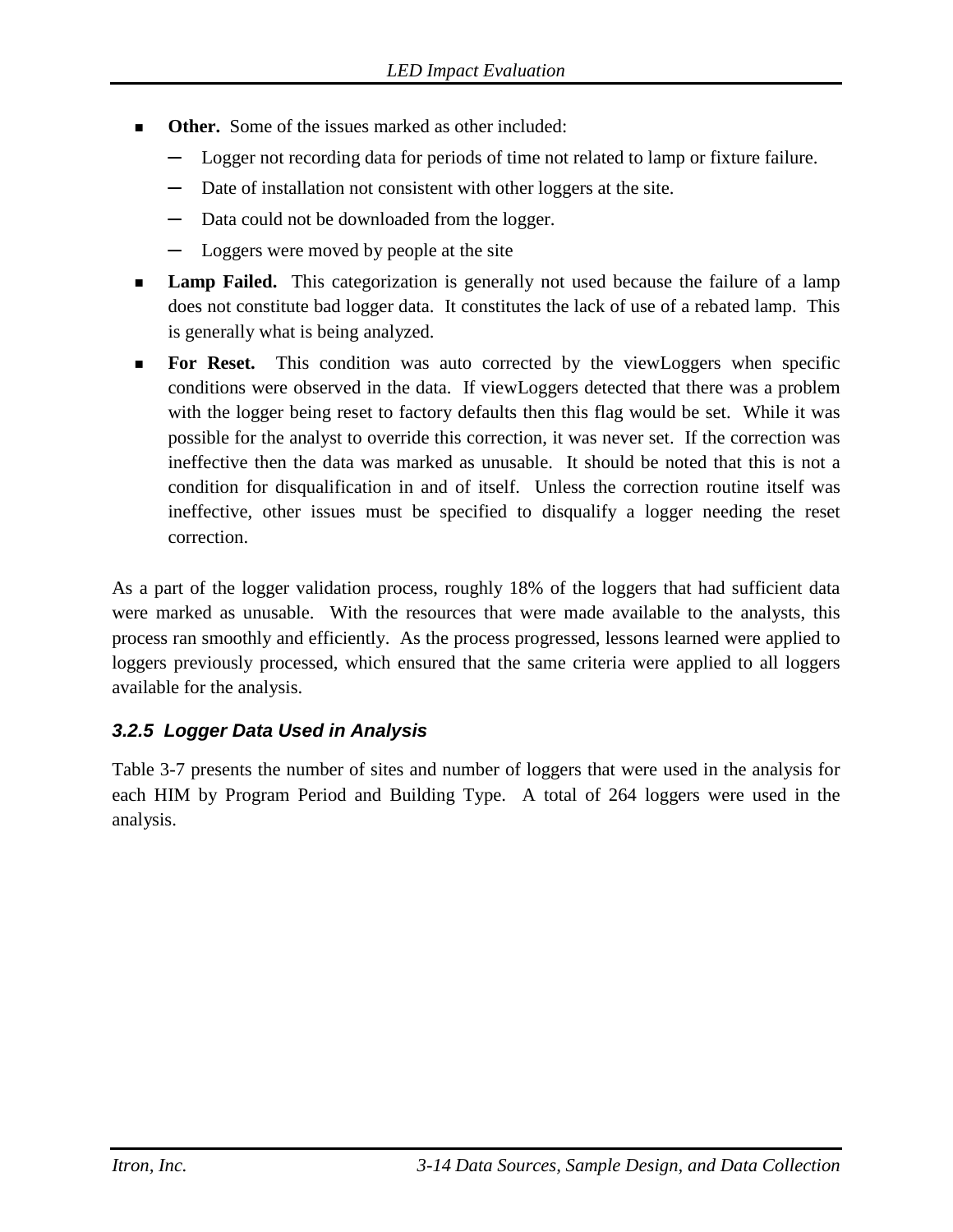- **Other.** Some of the issues marked as other included:
  - Logger not recording data for periods of time not related to lamp or fixture failure.
  - Date of installation not consistent with other loggers at the site.
  - Data could not be downloaded from the logger.
  - Loggers were moved by people at the site
- **Lamp Failed.** This categorization is generally not used because the failure of a lamp does not constitute bad logger data. It constitutes the lack of use of a rebated lamp. This is generally what is being analyzed.
- **For Reset.** This condition was auto corrected by the viewLoggers when specific conditions were observed in the data. If viewLoggers detected that there was a problem with the logger being reset to factory defaults then this flag would be set. While it was possible for the analyst to override this correction, it was never set. If the correction was ineffective then the data was marked as unusable. It should be noted that this is not a condition for disqualification in and of itself. Unless the correction routine itself was ineffective, other issues must be specified to disqualify a logger needing the reset correction.

As a part of the logger validation process, roughly 18% of the loggers that had sufficient data were marked as unusable. With the resources that were made available to the analysts, this process ran smoothly and efficiently. As the process progressed, lessons learned were applied to loggers previously processed, which ensured that the same criteria were applied to all loggers available for the analysis.

### 3.2.5 Logger Data Used in Analysis

Table 3-7 presents the number of sites and number of loggers that were used in the analysis for each HIM by Program Period and Building Type. A total of 264 loggers were used in the analysis.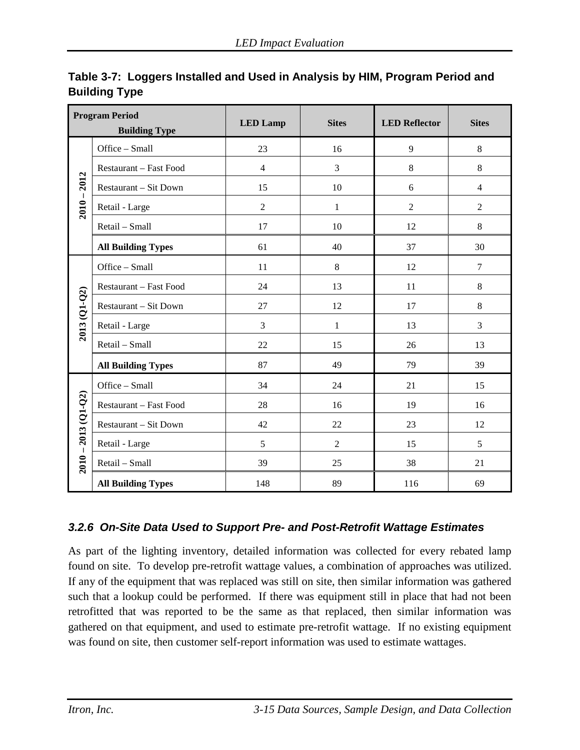**Table 3-7: Loggers Installed and Used in Analysis by HIM, Program Period and Building Type**

| Program Period | Building Type | LED Lamp | Sites | LED Reflector | Sites |
|---|---|---|---|---|---|
| 2010 – 2012 | Office – Small | 23 | 16 | 9 | 8 |
| | Restaurant – Fast Food | 4 | 3 | 8 | 8 |
| | Restaurant – Sit Down | 15 | 10 | 6 | 4 |
| | Retail - Large | 2 | 1 | 2 | 2 |
| | Retail – Small | 17 | 10 | 12 | 8 |
| | **All Building Types** | 61 | 40 | 37 | 30 |
| 2013 (Q1-Q2) | Office – Small | 11 | 8 | 12 | 7 |
| | Restaurant – Fast Food | 24 | 13 | 11 | 8 |
| | Restaurant – Sit Down | 27 | 12 | 17 | 8 |
| | Retail - Large | 3 | 1 | 13 | 3 |
| | Retail – Small | 22 | 15 | 26 | 13 |
| | **All Building Types** | 87 | 49 | 79 | 39 |
| 2010 – 2013 (Q1-Q2) | Office – Small | 34 | 24 | 21 | 15 |
| | Restaurant – Fast Food | 28 | 16 | 19 | 16 |
| | Restaurant – Sit Down | 42 | 22 | 23 | 12 |
| | Retail - Large | 5 | 2 | 15 | 5 |
| | Retail – Small | 39 | 25 | 38 | 21 |
| | **All Building Types** | 148 | 89 | 116 | 69 |

### *3.2.6 On-Site Data Used to Support Pre- and Post-Retrofit Wattage Estimates*

As part of the lighting inventory, detailed information was collected for every rebated lamp found on site. To develop pre-retrofit wattage values, a combination of approaches was utilized. If any of the equipment that was replaced was still on site, then similar information was gathered such that a lookup could be performed. If there was equipment still in place that had not been retrofitted that was reported to be the same as that replaced, then similar information was gathered on that equipment, and used to estimate pre-retrofit wattage. If no existing equipment was found on site, then customer self-report information was used to estimate wattages.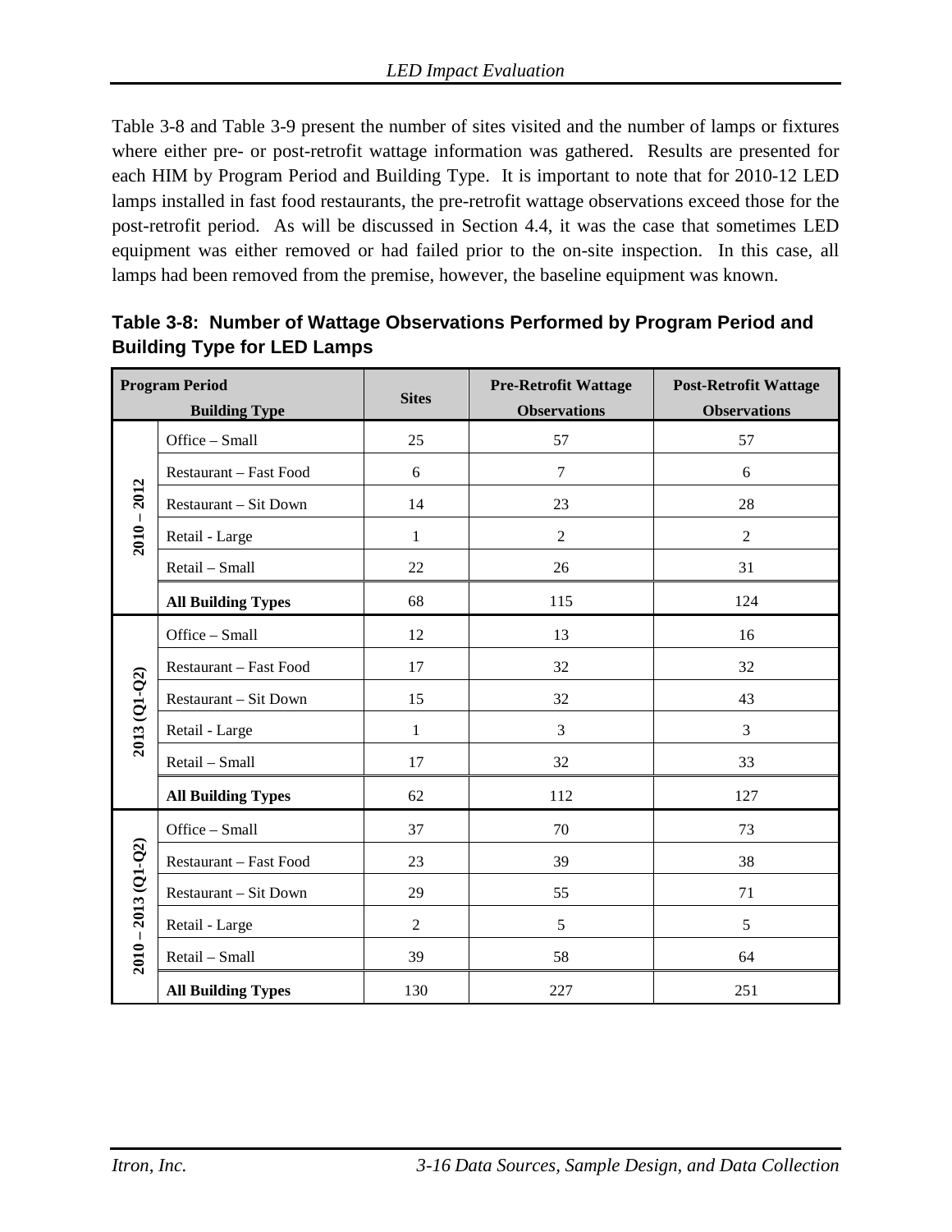Table 3-8 and Table 3-9 present the number of sites visited and the number of lamps or fixtures where either pre- or post-retrofit wattage information was gathered. Results are presented for each HIM by Program Period and Building Type. It is important to note that for 2010-12 LED lamps installed in fast food restaurants, the pre-retrofit wattage observations exceed those for the post-retrofit period. As will be discussed in Section 4.4, it was the case that sometimes LED equipment was either removed or had failed prior to the on-site inspection. In this case, all lamps had been removed from the premise, however, the baseline equipment was known.

**Table 3-8: Number of Wattage Observations Performed by Program Period and Building Type for LED Lamps**

| Program Period | Building Type | Sites | Pre-Retrofit Wattage Observations | Post-Retrofit Wattage Observations |
|---|---|---|---|---|
| 2010 – 2012 | Office – Small | 25 | 57 | 57 |
| | Restaurant – Fast Food | 6 | 7 | 6 |
| | Restaurant – Sit Down | 14 | 23 | 28 |
| | Retail - Large | 1 | 2 | 2 |
| | Retail – Small | 22 | 26 | 31 |
| | **All Building Types** | 68 | 115 | 124 |
| 2013 (Q1-Q2) | Office – Small | 12 | 13 | 16 |
| | Restaurant – Fast Food | 17 | 32 | 32 |
| | Restaurant – Sit Down | 15 | 32 | 43 |
| | Retail - Large | 1 | 3 | 3 |
| | Retail – Small | 17 | 32 | 33 |
| | **All Building Types** | 62 | 112 | 127 |
| 2010 – 2013 (Q1-Q2) | Office – Small | 37 | 70 | 73 |
| | Restaurant – Fast Food | 23 | 39 | 38 |
| | Restaurant – Sit Down | 29 | 55 | 71 |
| | Retail - Large | 2 | 5 | 5 |
| | Retail – Small | 39 | 58 | 64 |
| | **All Building Types** | 130 | 227 | 251 |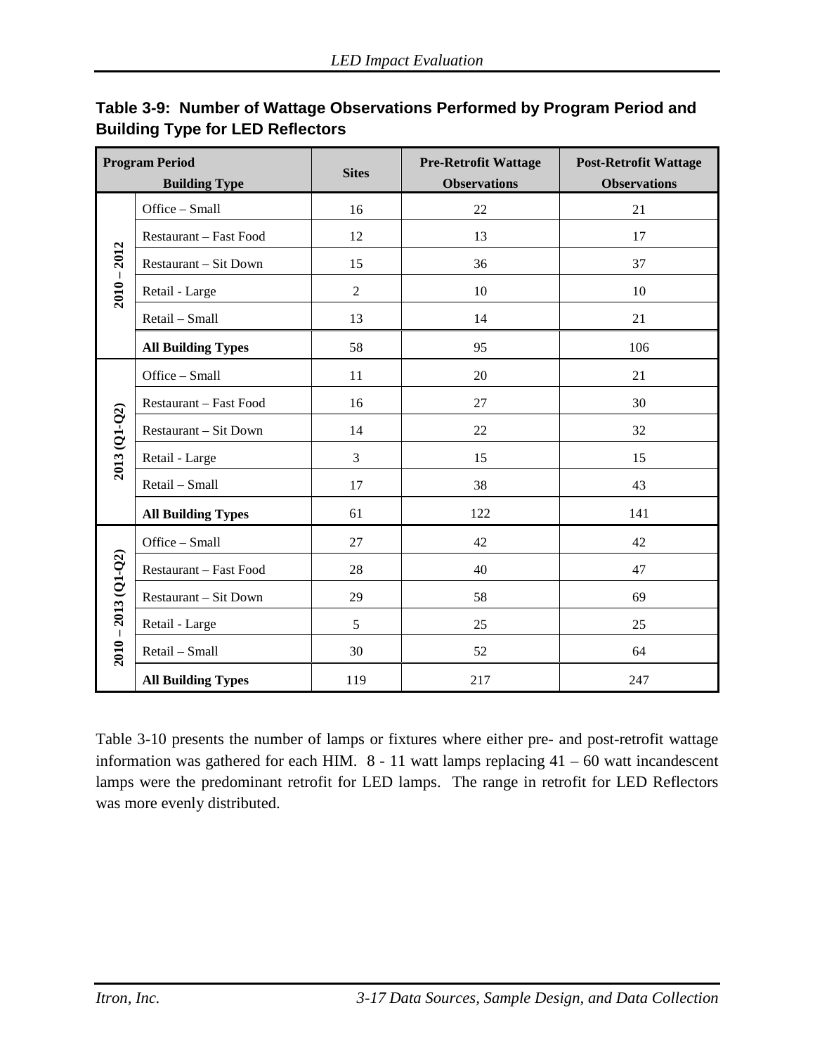**Table 3-9: Number of Wattage Observations Performed by Program Period and Building Type for LED Reflectors**

| Program Period | Building Type | Sites | Pre-Retrofit Wattage Observations | Post-Retrofit Wattage Observations |
|---|---|---|---|---|
| 2010 – 2012 | Office – Small | 16 | 22 | 21 |
| | Restaurant – Fast Food | 12 | 13 | 17 |
| | Restaurant – Sit Down | 15 | 36 | 37 |
| | Retail - Large | 2 | 10 | 10 |
| | Retail – Small | 13 | 14 | 21 |
| | **All Building Types** | 58 | 95 | 106 |
| 2013 (Q1-Q2) | Office – Small | 11 | 20 | 21 |
| | Restaurant – Fast Food | 16 | 27 | 30 |
| | Restaurant – Sit Down | 14 | 22 | 32 |
| | Retail - Large | 3 | 15 | 15 |
| | Retail – Small | 17 | 38 | 43 |
| | **All Building Types** | 61 | 122 | 141 |
| 2010 – 2013 (Q1-Q2) | Office – Small | 27 | 42 | 42 |
| | Restaurant – Fast Food | 28 | 40 | 47 |
| | Restaurant – Sit Down | 29 | 58 | 69 |
| | Retail - Large | 5 | 25 | 25 |
| | Retail – Small | 30 | 52 | 64 |
| | **All Building Types** | 119 | 217 | 247 |

Table 3-10 presents the number of lamps or fixtures where either pre- and post-retrofit wattage information was gathered for each HIM. 8 - 11 watt lamps replacing 41 – 60 watt incandescent lamps were the predominant retrofit for LED lamps. The range in retrofit for LED Reflectors was more evenly distributed.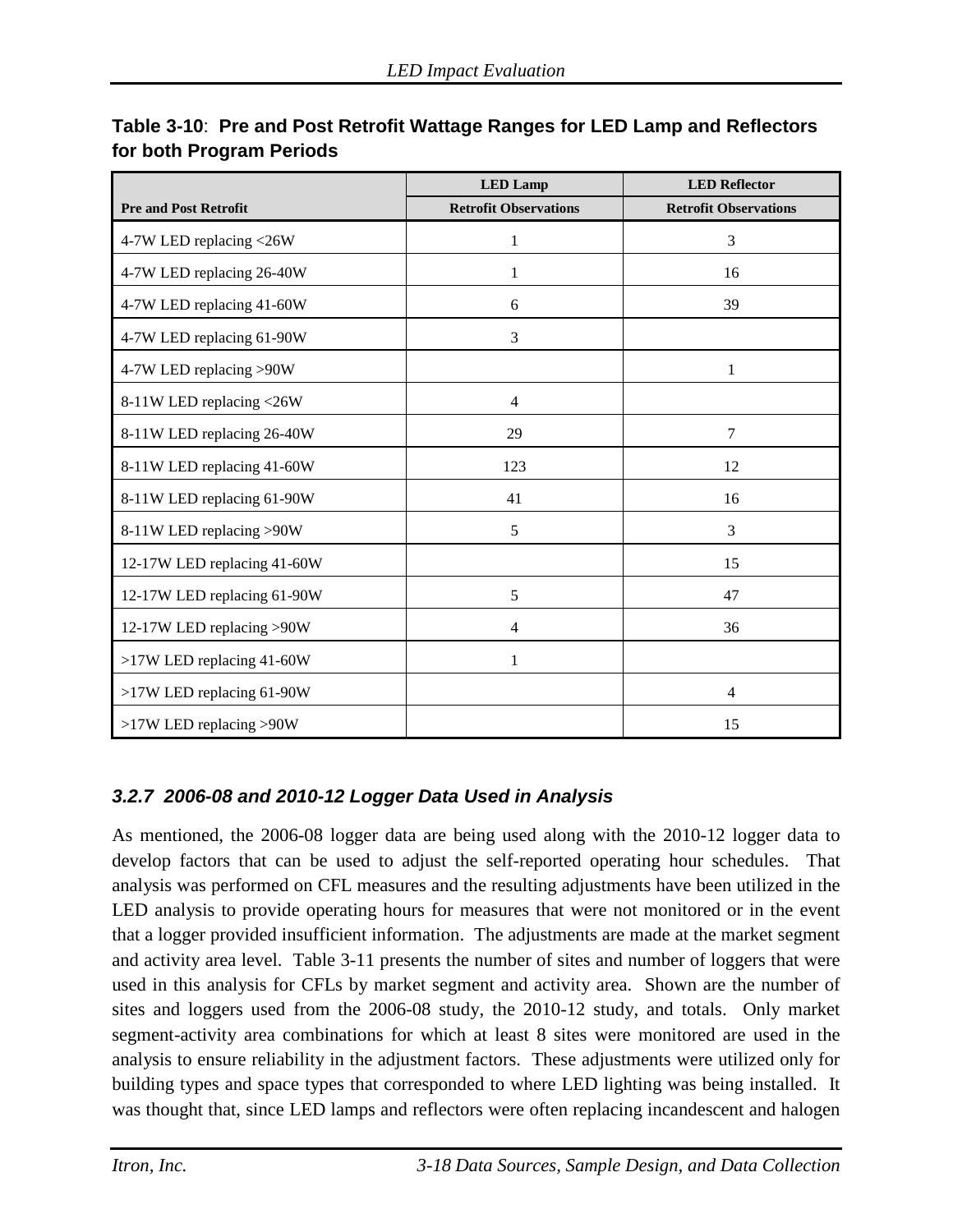**Table 3-10**: **Pre and Post Retrofit Wattage Ranges for LED Lamp and Reflectors for both Program Periods**

| | LED Lamp | LED Reflector |
|---|---|---|
| **Pre and Post Retrofit** | **Retrofit Observations** | **Retrofit Observations** |
| 4-7W LED replacing <26W | 1 | 3 |
| 4-7W LED replacing 26-40W | 1 | 16 |
| 4-7W LED replacing 41-60W | 6 | 39 |
| 4-7W LED replacing 61-90W | 3 | |
| 4-7W LED replacing >90W | | 1 |
| 8-11W LED replacing <26W | 4 | |
| 8-11W LED replacing 26-40W | 29 | 7 |
| 8-11W LED replacing 41-60W | 123 | 12 |
| 8-11W LED replacing 61-90W | 41 | 16 |
| 8-11W LED replacing >90W | 5 | 3 |
| 12-17W LED replacing 41-60W | | 15 |
| 12-17W LED replacing 61-90W | 5 | 47 |
| 12-17W LED replacing >90W | 4 | 36 |
| >17W LED replacing 41-60W | 1 | |
| >17W LED replacing 61-90W | | 4 |
| >17W LED replacing >90W | | 15 |

### *3.2.7 2006-08 and 2010-12 Logger Data Used in Analysis*

As mentioned, the 2006-08 logger data are being used along with the 2010-12 logger data to develop factors that can be used to adjust the self-reported operating hour schedules. That analysis was performed on CFL measures and the resulting adjustments have been utilized in the LED analysis to provide operating hours for measures that were not monitored or in the event that a logger provided insufficient information. The adjustments are made at the market segment and activity area level. Table 3-11 presents the number of sites and number of loggers that were used in this analysis for CFLs by market segment and activity area. Shown are the number of sites and loggers used from the 2006-08 study, the 2010-12 study, and totals. Only market segment-activity area combinations for which at least 8 sites were monitored are used in the analysis to ensure reliability in the adjustment factors. These adjustments were utilized only for building types and space types that corresponded to where LED lighting was being installed. It was thought that, since LED lamps and reflectors were often replacing incandescent and halogen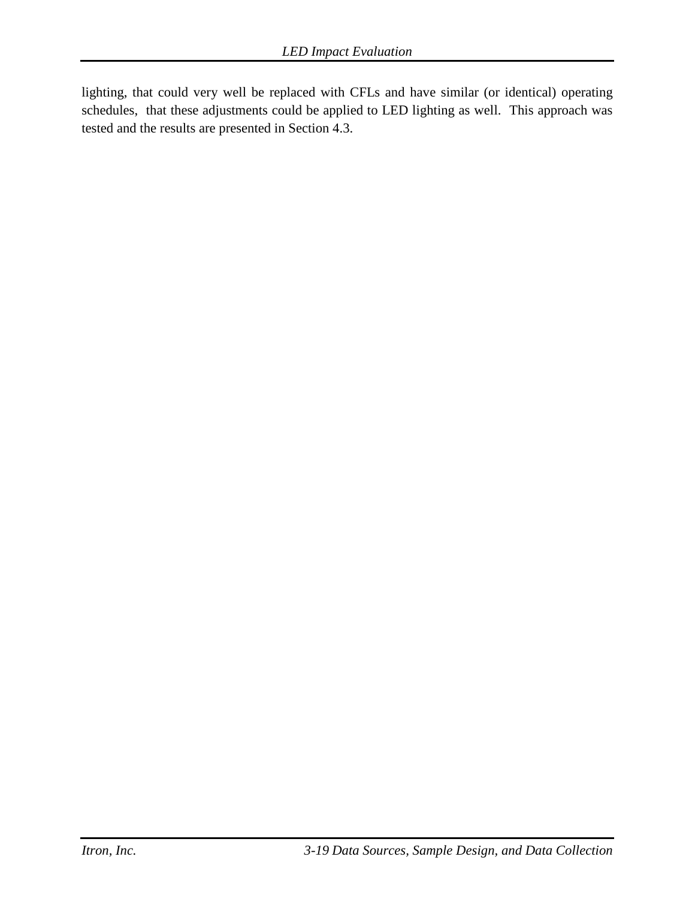lighting, that could very well be replaced with CFLs and have similar (or identical) operating schedules, that these adjustments could be applied to LED lighting as well. This approach was tested and the results are presented in Section 4.3.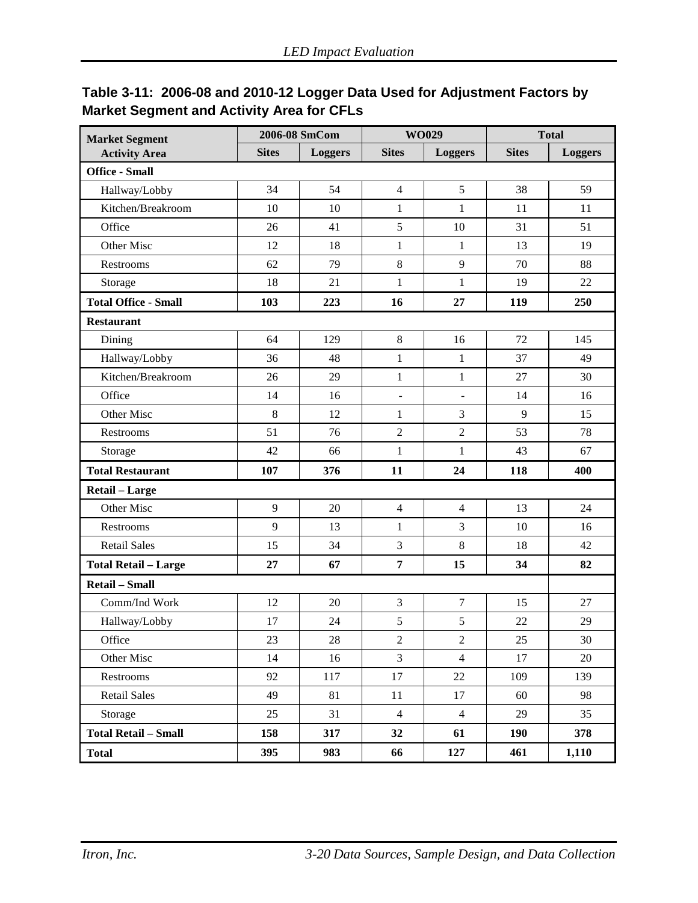**Table 3-11: 2006-08 and 2010-12 Logger Data Used for Adjustment Factors by Market Segment and Activity Area for CFLs**

| Market Segment Activity Area | 2006-08 SmCom | | WO029 | | Total | |
|---|---|---|---|---|---|---|
| | Sites | Loggers | Sites | Loggers | Sites | Loggers |
| **Office - Small** | | | | | | |
| Hallway/Lobby | 34 | 54 | 4 | 5 | 38 | 59 |
| Kitchen/Breakroom | 10 | 10 | 1 | 1 | 11 | 11 |
| Office | 26 | 41 | 5 | 10 | 31 | 51 |
| Other Misc | 12 | 18 | 1 | 1 | 13 | 19 |
| Restrooms | 62 | 79 | 8 | 9 | 70 | 88 |
| Storage | 18 | 21 | 1 | 1 | 19 | 22 |
| **Total Office - Small** | **103** | **223** | **16** | **27** | **119** | **250** |
| **Restaurant** | | | | | | |
| Dining | 64 | 129 | 8 | 16 | 72 | 145 |
| Hallway/Lobby | 36 | 48 | 1 | 1 | 37 | 49 |
| Kitchen/Breakroom | 26 | 29 | 1 | 1 | 27 | 30 |
| Office | 14 | 16 | - | - | 14 | 16 |
| Other Misc | 8 | 12 | 1 | 3 | 9 | 15 |
| Restrooms | 51 | 76 | 2 | 2 | 53 | 78 |
| Storage | 42 | 66 | 1 | 1 | 43 | 67 |
| **Total Restaurant** | **107** | **376** | **11** | **24** | **118** | **400** |
| **Retail – Large** | | | | | | |
| Other Misc | 9 | 20 | 4 | 4 | 13 | 24 |
| Restrooms | 9 | 13 | 1 | 3 | 10 | 16 |
| Retail Sales | 15 | 34 | 3 | 8 | 18 | 42 |
| **Total Retail – Large** | **27** | **67** | **7** | **15** | **34** | **82** |
| **Retail – Small** | | | | | | |
| Comm/Ind Work | 12 | 20 | 3 | 7 | 15 | 27 |
| Hallway/Lobby | 17 | 24 | 5 | 5 | 22 | 29 |
| Office | 23 | 28 | 2 | 2 | 25 | 30 |
| Other Misc | 14 | 16 | 3 | 4 | 17 | 20 |
| Restrooms | 92 | 117 | 17 | 22 | 109 | 139 |
| Retail Sales | 49 | 81 | 11 | 17 | 60 | 98 |
| Storage | 25 | 31 | 4 | 4 | 29 | 35 |
| **Total Retail – Small** | **158** | **317** | **32** | **61** | **190** | **378** |
| **Total** | **395** | **983** | **66** | **127** | **461** | **1,110** |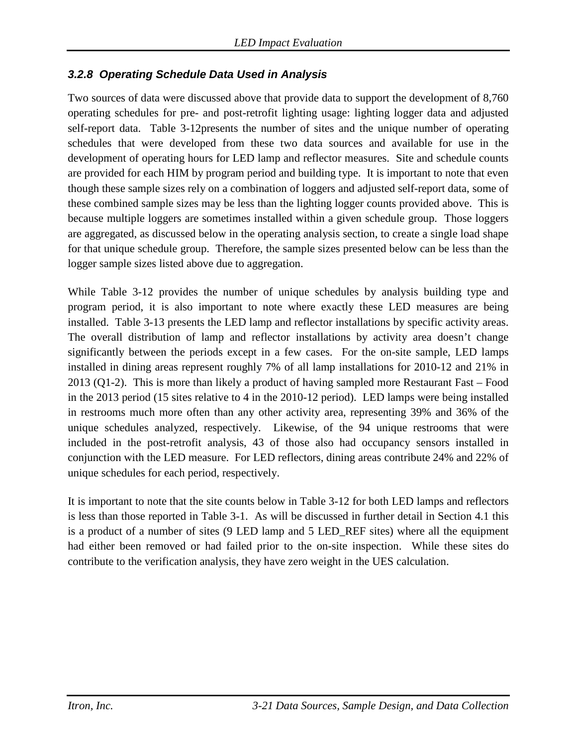### *3.2.8 Operating Schedule Data Used in Analysis*

Two sources of data were discussed above that provide data to support the development of 8,760 operating schedules for pre- and post-retrofit lighting usage: lighting logger data and adjusted self-report data. Table 3-12presents the number of sites and the unique number of operating schedules that were developed from these two data sources and available for use in the development of operating hours for LED lamp and reflector measures. Site and schedule counts are provided for each HIM by program period and building type. It is important to note that even though these sample sizes rely on a combination of loggers and adjusted self-report data, some of these combined sample sizes may be less than the lighting logger counts provided above. This is because multiple loggers are sometimes installed within a given schedule group. Those loggers are aggregated, as discussed below in the operating analysis section, to create a single load shape for that unique schedule group. Therefore, the sample sizes presented below can be less than the logger sample sizes listed above due to aggregation.

While Table 3-12 provides the number of unique schedules by analysis building type and program period, it is also important to note where exactly these LED measures are being installed. Table 3-13 presents the LED lamp and reflector installations by specific activity areas. The overall distribution of lamp and reflector installations by activity area doesn't change significantly between the periods except in a few cases. For the on-site sample, LED lamps installed in dining areas represent roughly 7% of all lamp installations for 2010-12 and 21% in 2013 (Q1-2). This is more than likely a product of having sampled more Restaurant Fast – Food in the 2013 period (15 sites relative to 4 in the 2010-12 period). LED lamps were being installed in restrooms much more often than any other activity area, representing 39% and 36% of the unique schedules analyzed, respectively. Likewise, of the 94 unique restrooms that were included in the post-retrofit analysis, 43 of those also had occupancy sensors installed in conjunction with the LED measure. For LED reflectors, dining areas contribute 24% and 22% of unique schedules for each period, respectively.

It is important to note that the site counts below in Table 3-12 for both LED lamps and reflectors is less than those reported in Table 3-1. As will be discussed in further detail in Section 4.1 this is a product of a number of sites (9 LED lamp and 5 LED_REF sites) where all the equipment had either been removed or had failed prior to the on-site inspection. While these sites do contribute to the verification analysis, they have zero weight in the UES calculation.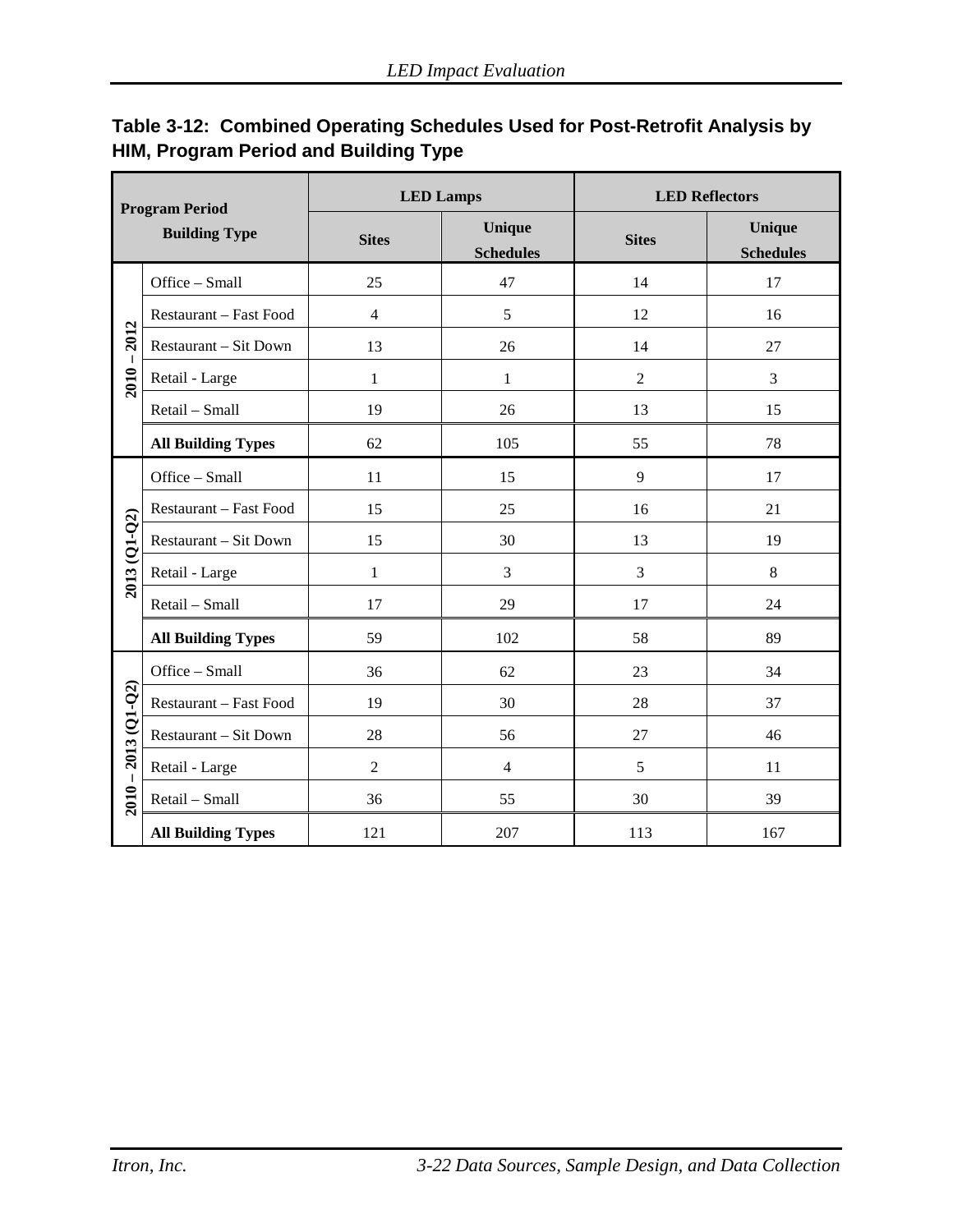**Table 3-12: Combined Operating Schedules Used for Post-Retrofit Analysis by HIM, Program Period and Building Type**

| Program Period | Building Type | LED Lamps | | LED Reflectors | |
|---|---|---|---|---|---|
| | | Sites | Unique Schedules | Sites | Unique Schedules |
| 2010 – 2012 | Office – Small | 25 | 47 | 14 | 17 |
| | Restaurant – Fast Food | 4 | 5 | 12 | 16 |
| | Restaurant – Sit Down | 13 | 26 | 14 | 27 |
| | Retail - Large | 1 | 1 | 2 | 3 |
| | Retail – Small | 19 | 26 | 13 | 15 |
| | **All Building Types** | 62 | 105 | 55 | 78 |
| 2013 (Q1-Q2) | Office – Small | 11 | 15 | 9 | 17 |
| | Restaurant – Fast Food | 15 | 25 | 16 | 21 |
| | Restaurant – Sit Down | 15 | 30 | 13 | 19 |
| | Retail - Large | 1 | 3 | 3 | 8 |
| | Retail – Small | 17 | 29 | 17 | 24 |
| | **All Building Types** | 59 | 102 | 58 | 89 |
| 2010 – 2013 (Q1-Q2) | Office – Small | 36 | 62 | 23 | 34 |
| | Restaurant – Fast Food | 19 | 30 | 28 | 37 |
| | Restaurant – Sit Down | 28 | 56 | 27 | 46 |
| | Retail - Large | 2 | 4 | 5 | 11 |
| | Retail – Small | 36 | 55 | 30 | 39 |
| | **All Building Types** | 121 | 207 | 113 | 167 |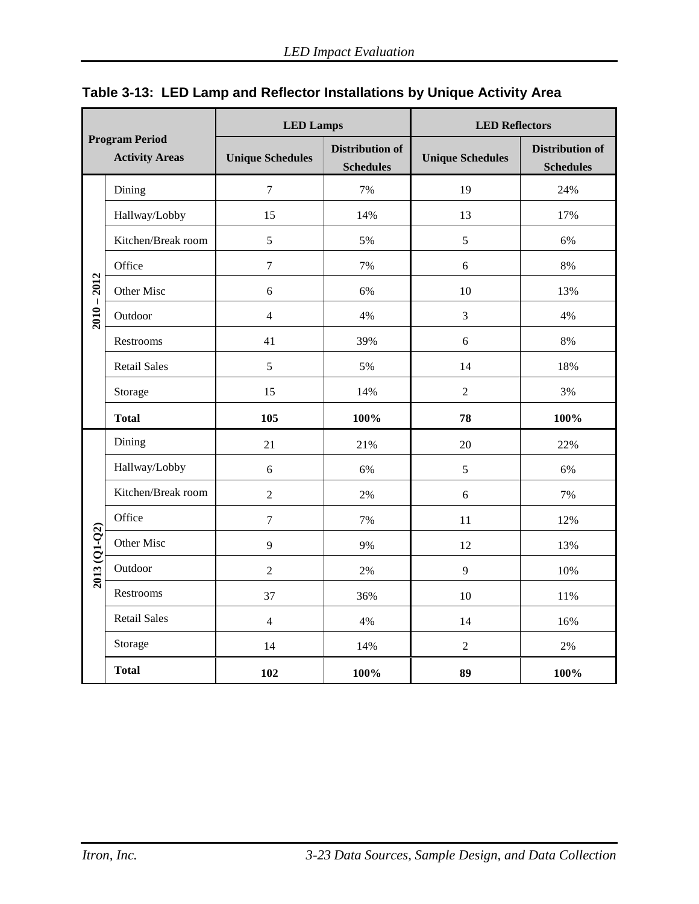**Table 3-13: LED Lamp and Reflector Installations by Unique Activity Area**

| Program Period | Activity Areas | LED Lamps | | LED Reflectors | |
|---|---|---|---|---|---|
| | | Unique Schedules | Distribution of Schedules | Unique Schedules | Distribution of Schedules |
| 2010 – 2012 | Dining | 7 | 7% | 19 | 24% |
| | Hallway/Lobby | 15 | 14% | 13 | 17% |
| | Kitchen/Break room | 5 | 5% | 5 | 6% |
| | Office | 7 | 7% | 6 | 8% |
| | Other Misc | 6 | 6% | 10 | 13% |
| | Outdoor | 4 | 4% | 3 | 4% |
| | Restrooms | 41 | 39% | 6 | 8% |
| | Retail Sales | 5 | 5% | 14 | 18% |
| | Storage | 15 | 14% | 2 | 3% |
| | **Total** | **105** | **100%** | **78** | **100%** |
| 2013 (Q1-Q2) | Dining | 21 | 21% | 20 | 22% |
| | Hallway/Lobby | 6 | 6% | 5 | 6% |
| | Kitchen/Break room | 2 | 2% | 6 | 7% |
| | Office | 7 | 7% | 11 | 12% |
| | Other Misc | 9 | 9% | 12 | 13% |
| | Outdoor | 2 | 2% | 9 | 10% |
| | Restrooms | 37 | 36% | 10 | 11% |
| | Retail Sales | 4 | 4% | 14 | 16% |
| | Storage | 14 | 14% | 2 | 2% |
| | **Total** | **102** | **100%** | **89** | **100%** |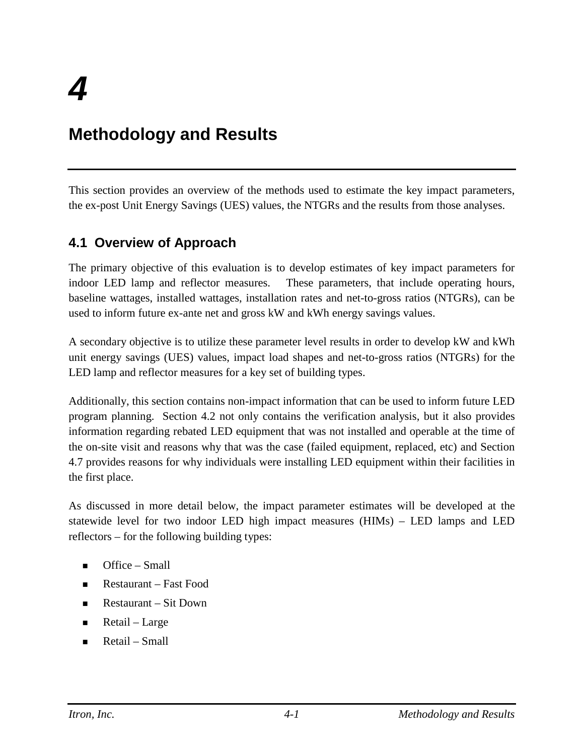# 4

# Methodology and Results

This section provides an overview of the methods used to estimate the key impact parameters, the ex-post Unit Energy Savings (UES) values, the NTGRs and the results from those analyses.

## 4.1 Overview of Approach

The primary objective of this evaluation is to develop estimates of key impact parameters for indoor LED lamp and reflector measures. These parameters, that include operating hours, baseline wattages, installed wattages, installation rates and net-to-gross ratios (NTGRs), can be used to inform future ex-ante net and gross kW and kWh energy savings values.

A secondary objective is to utilize these parameter level results in order to develop kW and kWh unit energy savings (UES) values, impact load shapes and net-to-gross ratios (NTGRs) for the LED lamp and reflector measures for a key set of building types.

Additionally, this section contains non-impact information that can be used to inform future LED program planning. Section 4.2 not only contains the verification analysis, but it also provides information regarding rebated LED equipment that was not installed and operable at the time of the on-site visit and reasons why that was the case (failed equipment, replaced, etc) and Section 4.7 provides reasons for why individuals were installing LED equipment within their facilities in the first place.

As discussed in more detail below, the impact parameter estimates will be developed at the statewide level for two indoor LED high impact measures (HIMs) – LED lamps and LED reflectors – for the following building types:

- Office – Small
- Restaurant – Fast Food
- Restaurant – Sit Down
- Retail – Large
- Retail – Small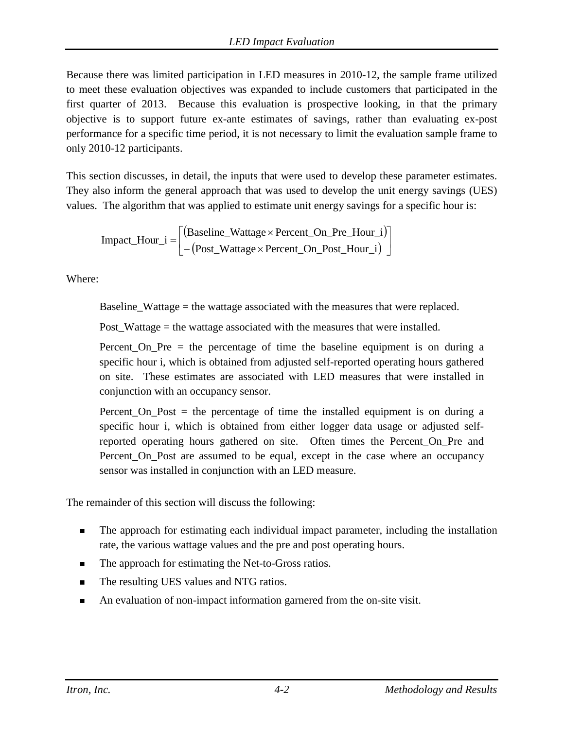Because there was limited participation in LED measures in 2010-12, the sample frame utilized to meet these evaluation objectives was expanded to include customers that participated in the first quarter of 2013. Because this evaluation is prospective looking, in that the primary objective is to support future ex-ante estimates of savings, rather than evaluating ex-post performance for a specific time period, it is not necessary to limit the evaluation sample frame to only 2010-12 participants.

This section discusses, in detail, the inputs that were used to develop these parameter estimates. They also inform the general approach that was used to develop the unit energy savings (UES) values. The algorithm that was applied to estimate unit energy savings for a specific hour is:

$$\text{Impact\_Hour\_i} = \begin{bmatrix} (\text{Baseline\_Wattage} \times \text{Percent\_On\_Pre\_Hour\_i}) \\ -(\text{Post\_Wattage} \times \text{Percent\_On\_Post\_Hour\_i}) \end{bmatrix}$$

Where:

> Baseline_Wattage = the wattage associated with the measures that were replaced.
>
> Post_Wattage = the wattage associated with the measures that were installed.
>
> Percent_On_Pre = the percentage of time the baseline equipment is on during a specific hour i, which is obtained from adjusted self-reported operating hours gathered on site. These estimates are associated with LED measures that were installed in conjunction with an occupancy sensor.
>
> Percent_On_Post = the percentage of time the installed equipment is on during a specific hour i, which is obtained from either logger data usage or adjusted self-reported operating hours gathered on site. Often times the Percent_On_Pre and Percent_On_Post are assumed to be equal, except in the case where an occupancy sensor was installed in conjunction with an LED measure.

The remainder of this section will discuss the following:

- The approach for estimating each individual impact parameter, including the installation rate, the various wattage values and the pre and post operating hours.
- The approach for estimating the Net-to-Gross ratios.
- The resulting UES values and NTG ratios.
- An evaluation of non-impact information garnered from the on-site visit.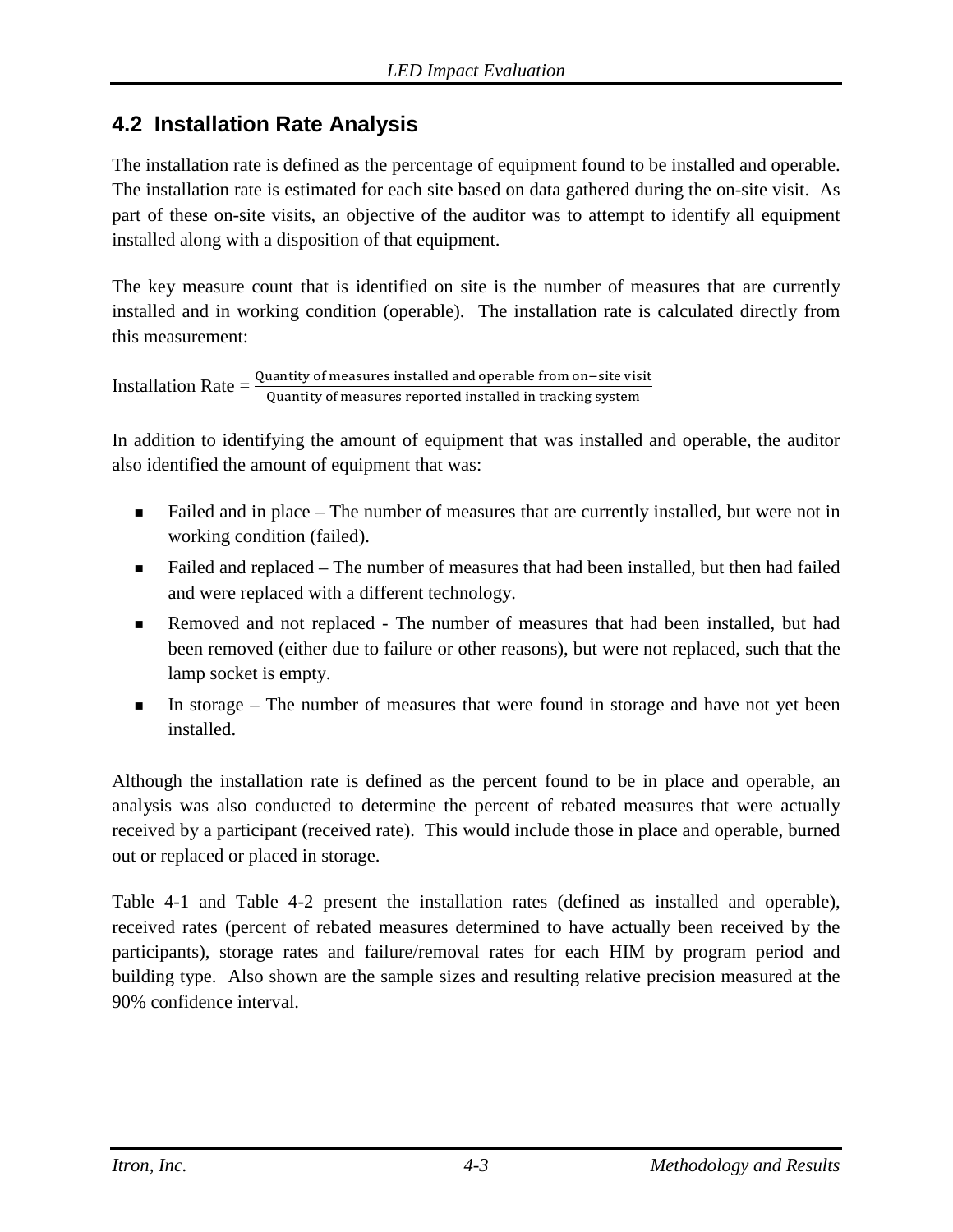## 4.2 Installation Rate Analysis

The installation rate is defined as the percentage of equipment found to be installed and operable. The installation rate is estimated for each site based on data gathered during the on-site visit. As part of these on-site visits, an objective of the auditor was to attempt to identify all equipment installed along with a disposition of that equipment.

The key measure count that is identified on site is the number of measures that are currently installed and in working condition (operable). The installation rate is calculated directly from this measurement:

$$\text{Installation Rate} = \frac{\text{Quantity of measures installed and operable from on-site visit}}{\text{Quantity of measures reported installed in tracking system}}$$

In addition to identifying the amount of equipment that was installed and operable, the auditor also identified the amount of equipment that was:

- Failed and in place – The number of measures that are currently installed, but were not in working condition (failed).
- Failed and replaced – The number of measures that had been installed, but then had failed and were replaced with a different technology.
- Removed and not replaced - The number of measures that had been installed, but had been removed (either due to failure or other reasons), but were not replaced, such that the lamp socket is empty.
- In storage – The number of measures that were found in storage and have not yet been installed.

Although the installation rate is defined as the percent found to be in place and operable, an analysis was also conducted to determine the percent of rebated measures that were actually received by a participant (received rate). This would include those in place and operable, burned out or replaced or placed in storage.

Table 4-1 and Table 4-2 present the installation rates (defined as installed and operable), received rates (percent of rebated measures determined to have actually been received by the participants), storage rates and failure/removal rates for each HIM by program period and building type. Also shown are the sample sizes and resulting relative precision measured at the 90% confidence interval.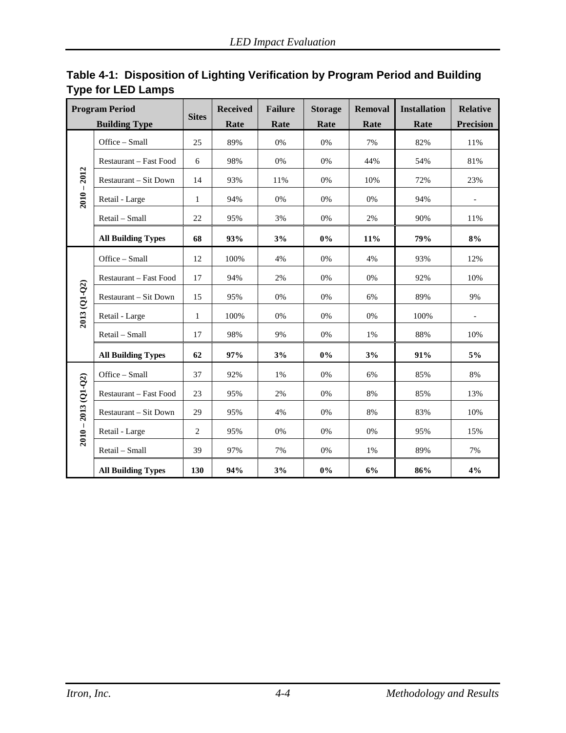**Table 4-1: Disposition of Lighting Verification by Program Period and Building Type for LED Lamps**

| Program Period | Building Type | Sites | Received Rate | Failure Rate | Storage Rate | Removal Rate | Installation Rate | Relative Precision |
|---|---|---|---|---|---|---|---|---|
| 2010 – 2012 | Office – Small | 25 | 89% | 0% | 0% | 7% | 82% | 11% |
| | Restaurant – Fast Food | 6 | 98% | 0% | 0% | 44% | 54% | 81% |
| | Restaurant – Sit Down | 14 | 93% | 11% | 0% | 10% | 72% | 23% |
| | Retail - Large | 1 | 94% | 0% | 0% | 0% | 94% | - |
| | Retail – Small | 22 | 95% | 3% | 0% | 2% | 90% | 11% |
| | **All Building Types** | **68** | **93%** | **3%** | **0%** | **11%** | **79%** | **8%** |
| 2013 (Q1-Q2) | Office – Small | 12 | 100% | 4% | 0% | 4% | 93% | 12% |
| | Restaurant – Fast Food | 17 | 94% | 2% | 0% | 0% | 92% | 10% |
| | Restaurant – Sit Down | 15 | 95% | 0% | 0% | 6% | 89% | 9% |
| | Retail - Large | 1 | 100% | 0% | 0% | 0% | 100% | - |
| | Retail – Small | 17 | 98% | 9% | 0% | 1% | 88% | 10% |
| | **All Building Types** | **62** | **97%** | **3%** | **0%** | **3%** | **91%** | **5%** |
| 2010 – 2013 (Q1-Q2) | Office – Small | 37 | 92% | 1% | 0% | 6% | 85% | 8% |
| | Restaurant – Fast Food | 23 | 95% | 2% | 0% | 8% | 85% | 13% |
| | Restaurant – Sit Down | 29 | 95% | 4% | 0% | 8% | 83% | 10% |
| | Retail - Large | 2 | 95% | 0% | 0% | 0% | 95% | 15% |
| | Retail – Small | 39 | 97% | 7% | 0% | 1% | 89% | 7% |
| | **All Building Types** | **130** | **94%** | **3%** | **0%** | **6%** | **86%** | **4%** |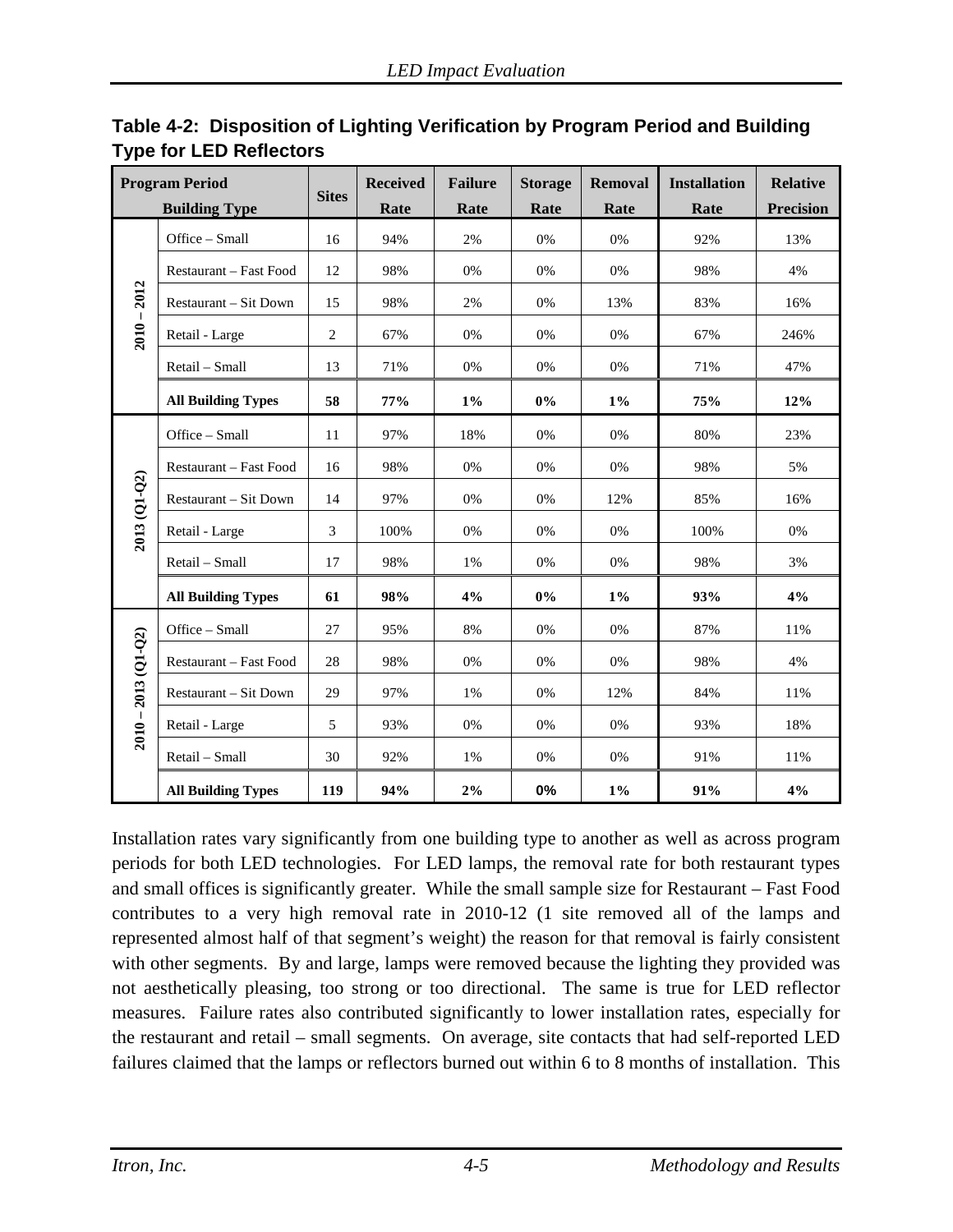**Table 4-2: Disposition of Lighting Verification by Program Period and Building Type for LED Reflectors**

| Program Period | Building Type | Sites | Received Rate | Failure Rate | Storage Rate | Removal Rate | Installation Rate | Relative Precision |
|---|---|---|---|---|---|---|---|---|
| 2010 – 2012 | Office – Small | 16 | 94% | 2% | 0% | 0% | 92% | 13% |
| | Restaurant – Fast Food | 12 | 98% | 0% | 0% | 0% | 98% | 4% |
| | Restaurant – Sit Down | 15 | 98% | 2% | 0% | 13% | 83% | 16% |
| | Retail - Large | 2 | 67% | 0% | 0% | 0% | 67% | 246% |
| | Retail – Small | 13 | 71% | 0% | 0% | 0% | 71% | 47% |
| | **All Building Types** | **58** | **77%** | **1%** | **0%** | **1%** | **75%** | **12%** |
| 2013 (Q1-Q2) | Office – Small | 11 | 97% | 18% | 0% | 0% | 80% | 23% |
| | Restaurant – Fast Food | 16 | 98% | 0% | 0% | 0% | 98% | 5% |
| | Restaurant – Sit Down | 14 | 97% | 0% | 0% | 12% | 85% | 16% |
| | Retail - Large | 3 | 100% | 0% | 0% | 0% | 100% | 0% |
| | Retail – Small | 17 | 98% | 1% | 0% | 0% | 98% | 3% |
| | **All Building Types** | **61** | **98%** | **4%** | **0%** | **1%** | **93%** | **4%** |
| 2010 – 2013 (Q1-Q2) | Office – Small | 27 | 95% | 8% | 0% | 0% | 87% | 11% |
| | Restaurant – Fast Food | 28 | 98% | 0% | 0% | 0% | 98% | 4% |
| | Restaurant – Sit Down | 29 | 97% | 1% | 0% | 12% | 84% | 11% |
| | Retail - Large | 5 | 93% | 0% | 0% | 0% | 93% | 18% |
| | Retail – Small | 30 | 92% | 1% | 0% | 0% | 91% | 11% |
| | **All Building Types** | **119** | **94%** | **2%** | **0%** | **1%** | **91%** | **4%** |

Installation rates vary significantly from one building type to another as well as across program periods for both LED technologies. For LED lamps, the removal rate for both restaurant types and small offices is significantly greater. While the small sample size for Restaurant – Fast Food contributes to a very high removal rate in 2010-12 (1 site removed all of the lamps and represented almost half of that segment's weight) the reason for that removal is fairly consistent with other segments. By and large, lamps were removed because the lighting they provided was not aesthetically pleasing, too strong or too directional. The same is true for LED reflector measures. Failure rates also contributed significantly to lower installation rates, especially for the restaurant and retail – small segments. On average, site contacts that had self-reported LED failures claimed that the lamps or reflectors burned out within 6 to 8 months of installation. This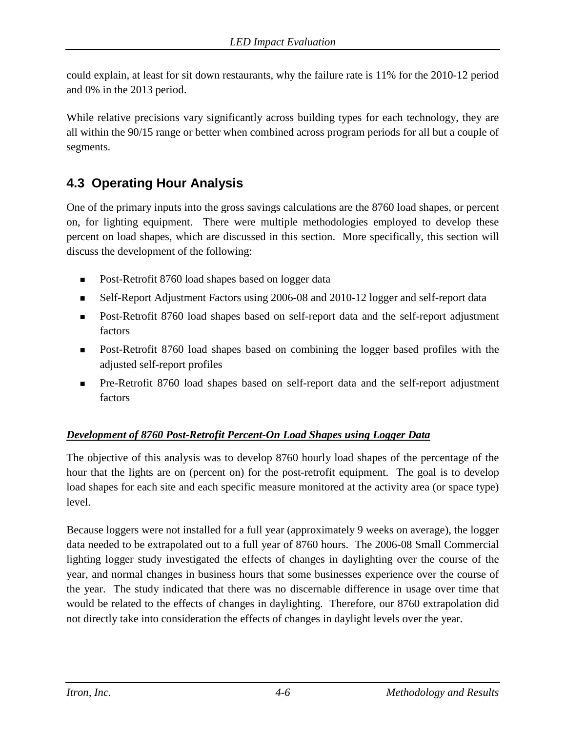could explain, at least for sit down restaurants, why the failure rate is 11% for the 2010-12 period and 0% in the 2013 period.

While relative precisions vary significantly across building types for each technology, they are all within the 90/15 range or better when combined across program periods for all but a couple of segments.

## 4.3 Operating Hour Analysis

One of the primary inputs into the gross savings calculations are the 8760 load shapes, or percent on, for lighting equipment. There were multiple methodologies employed to develop these percent on load shapes, which are discussed in this section. More specifically, this section will discuss the development of the following:

- Post-Retrofit 8760 load shapes based on logger data
- Self-Report Adjustment Factors using 2006-08 and 2010-12 logger and self-report data
- Post-Retrofit 8760 load shapes based on self-report data and the self-report adjustment factors
- Post-Retrofit 8760 load shapes based on combining the logger based profiles with the adjusted self-report profiles
- Pre-Retrofit 8760 load shapes based on self-report data and the self-report adjustment factors

***Development of 8760 Post-Retrofit Percent-On Load Shapes using Logger Data***

The objective of this analysis was to develop 8760 hourly load shapes of the percentage of the hour that the lights are on (percent on) for the post-retrofit equipment. The goal is to develop load shapes for each site and each specific measure monitored at the activity area (or space type) level.

Because loggers were not installed for a full year (approximately 9 weeks on average), the logger data needed to be extrapolated out to a full year of 8760 hours. The 2006-08 Small Commercial lighting logger study investigated the effects of changes in daylighting over the course of the year, and normal changes in business hours that some businesses experience over the course of the year. The study indicated that there was no discernable difference in usage over time that would be related to the effects of changes in daylighting. Therefore, our 8760 extrapolation did not directly take into consideration the effects of changes in daylight levels over the year.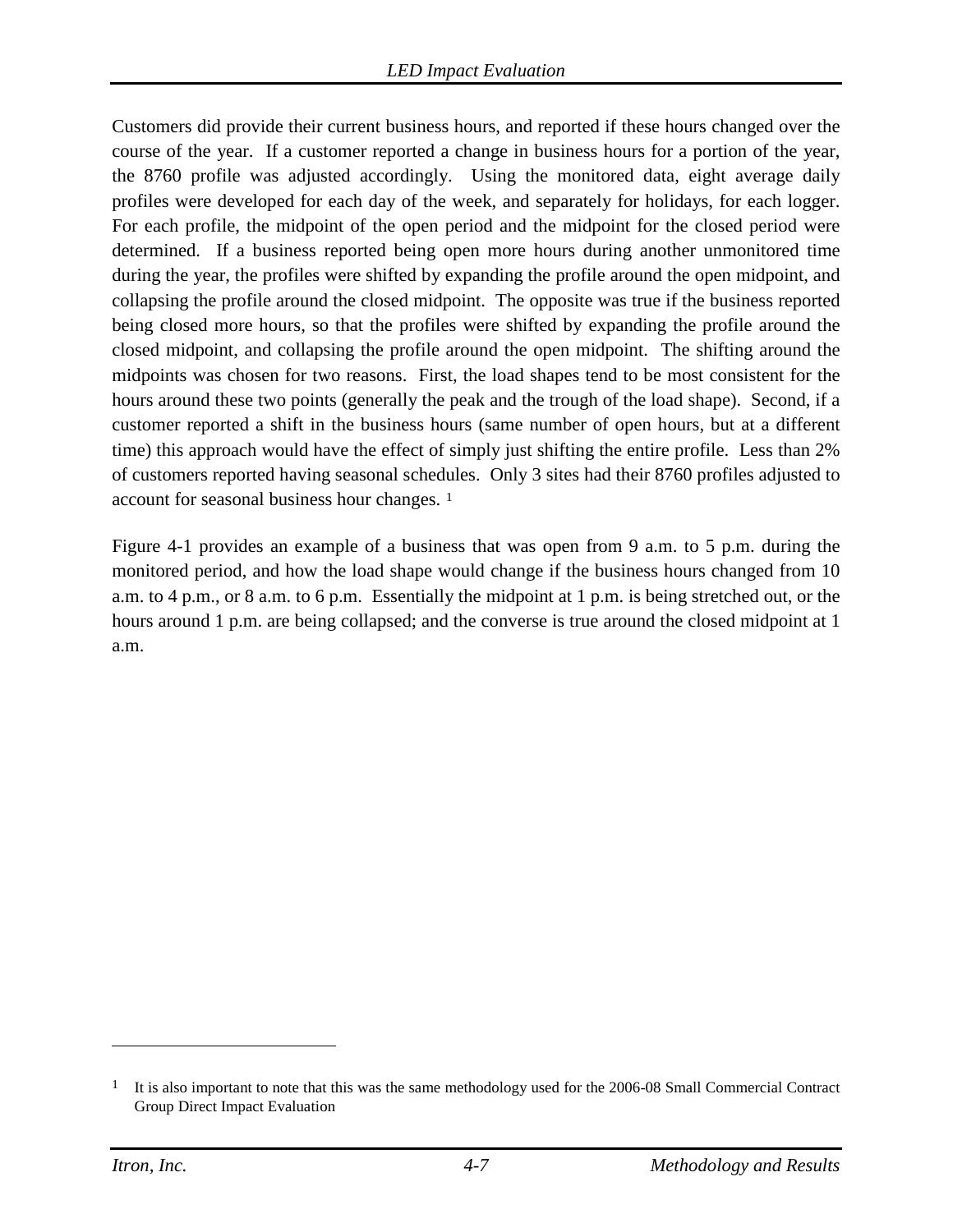Customers did provide their current business hours, and reported if these hours changed over the course of the year. If a customer reported a change in business hours for a portion of the year, the 8760 profile was adjusted accordingly. Using the monitored data, eight average daily profiles were developed for each day of the week, and separately for holidays, for each logger. For each profile, the midpoint of the open period and the midpoint for the closed period were determined. If a business reported being open more hours during another unmonitored time during the year, the profiles were shifted by expanding the profile around the open midpoint, and collapsing the profile around the closed midpoint. The opposite was true if the business reported being closed more hours, so that the profiles were shifted by expanding the profile around the closed midpoint, and collapsing the profile around the open midpoint. The shifting around the midpoints was chosen for two reasons. First, the load shapes tend to be most consistent for the hours around these two points (generally the peak and the trough of the load shape). Second, if a customer reported a shift in the business hours (same number of open hours, but at a different time) this approach would have the effect of simply just shifting the entire profile. Less than 2% of customers reported having seasonal schedules. Only 3 sites had their 8760 profiles adjusted to account for seasonal business hour changes. [1]

Figure 4-1 provides an example of a business that was open from 9 a.m. to 5 p.m. during the monitored period, and how the load shape would change if the business hours changed from 10 a.m. to 4 p.m., or 8 a.m. to 6 p.m. Essentially the midpoint at 1 p.m. is being stretched out, or the hours around 1 p.m. are being collapsed; and the converse is true around the closed midpoint at 1 a.m.

---

[1] It is also important to note that this was the same methodology used for the 2006-08 Small Commercial Contract Group Direct Impact Evaluation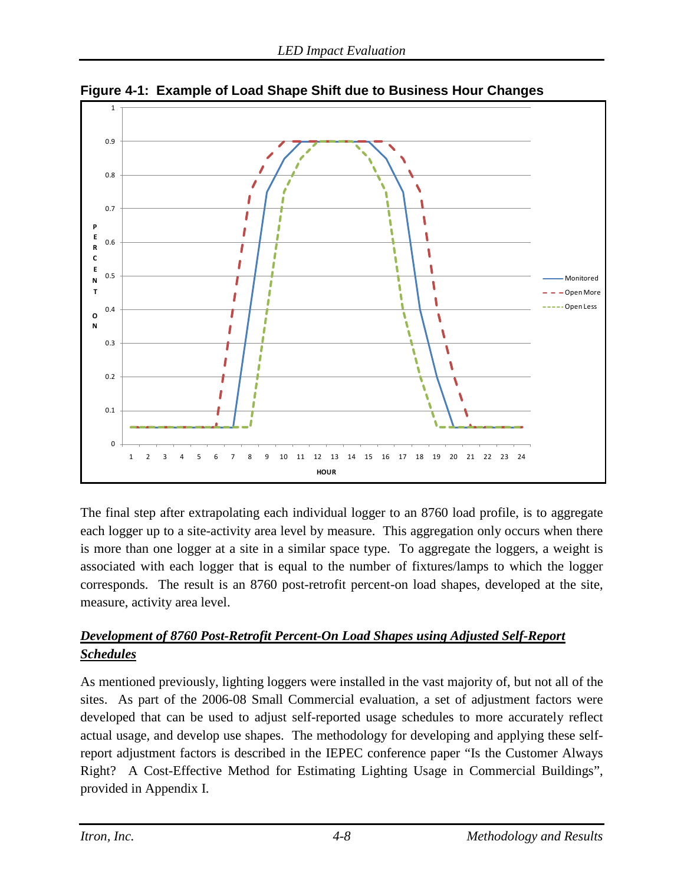**Figure 4-1: Example of Load Shape Shift due to Business Hour Changes**

The final step after extrapolating each individual logger to an 8760 load profile, is to aggregate each logger up to a site-activity area level by measure. This aggregation only occurs when there is more than one logger at a site in a similar space type. To aggregate the loggers, a weight is associated with each logger that is equal to the number of fixtures/lamps to which the logger corresponds. The result is an 8760 post-retrofit percent-on load shapes, developed at the site, measure, activity area level.

***Development of 8760 Post-Retrofit Percent-On Load Shapes using Adjusted Self-Report Schedules***

As mentioned previously, lighting loggers were installed in the vast majority of, but not all of the sites. As part of the 2006-08 Small Commercial evaluation, a set of adjustment factors were developed that can be used to adjust self-reported usage schedules to more accurately reflect actual usage, and develop use shapes. The methodology for developing and applying these self-report adjustment factors is described in the IEPEC conference paper "Is the Customer Always Right? A Cost-Effective Method for Estimating Lighting Usage in Commercial Buildings", provided in Appendix I.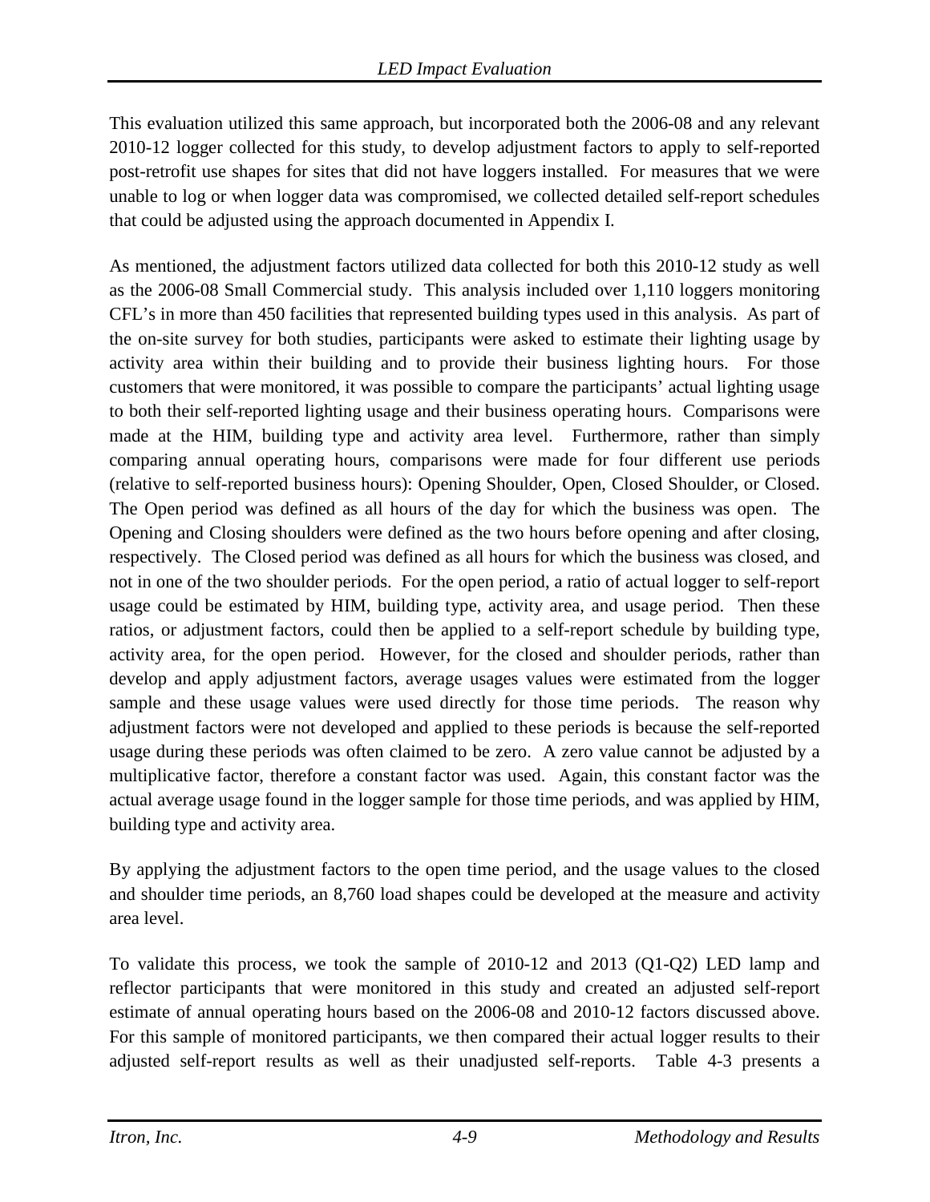This evaluation utilized this same approach, but incorporated both the 2006-08 and any relevant 2010-12 logger collected for this study, to develop adjustment factors to apply to self-reported post-retrofit use shapes for sites that did not have loggers installed. For measures that we were unable to log or when logger data was compromised, we collected detailed self-report schedules that could be adjusted using the approach documented in Appendix I.

As mentioned, the adjustment factors utilized data collected for both this 2010-12 study as well as the 2006-08 Small Commercial study. This analysis included over 1,110 loggers monitoring CFL's in more than 450 facilities that represented building types used in this analysis. As part of the on-site survey for both studies, participants were asked to estimate their lighting usage by activity area within their building and to provide their business lighting hours. For those customers that were monitored, it was possible to compare the participants' actual lighting usage to both their self-reported lighting usage and their business operating hours. Comparisons were made at the HIM, building type and activity area level. Furthermore, rather than simply comparing annual operating hours, comparisons were made for four different use periods (relative to self-reported business hours): Opening Shoulder, Open, Closed Shoulder, or Closed. The Open period was defined as all hours of the day for which the business was open. The Opening and Closing shoulders were defined as the two hours before opening and after closing, respectively. The Closed period was defined as all hours for which the business was closed, and not in one of the two shoulder periods. For the open period, a ratio of actual logger to self-report usage could be estimated by HIM, building type, activity area, and usage period. Then these ratios, or adjustment factors, could then be applied to a self-report schedule by building type, activity area, for the open period. However, for the closed and shoulder periods, rather than develop and apply adjustment factors, average usages values were estimated from the logger sample and these usage values were used directly for those time periods. The reason why adjustment factors were not developed and applied to these periods is because the self-reported usage during these periods was often claimed to be zero. A zero value cannot be adjusted by a multiplicative factor, therefore a constant factor was used. Again, this constant factor was the actual average usage found in the logger sample for those time periods, and was applied by HIM, building type and activity area.

By applying the adjustment factors to the open time period, and the usage values to the closed and shoulder time periods, an 8,760 load shapes could be developed at the measure and activity area level.

To validate this process, we took the sample of 2010-12 and 2013 (Q1-Q2) LED lamp and reflector participants that were monitored in this study and created an adjusted self-report estimate of annual operating hours based on the 2006-08 and 2010-12 factors discussed above. For this sample of monitored participants, we then compared their actual logger results to their adjusted self-report results as well as their unadjusted self-reports. Table 4-3 presents a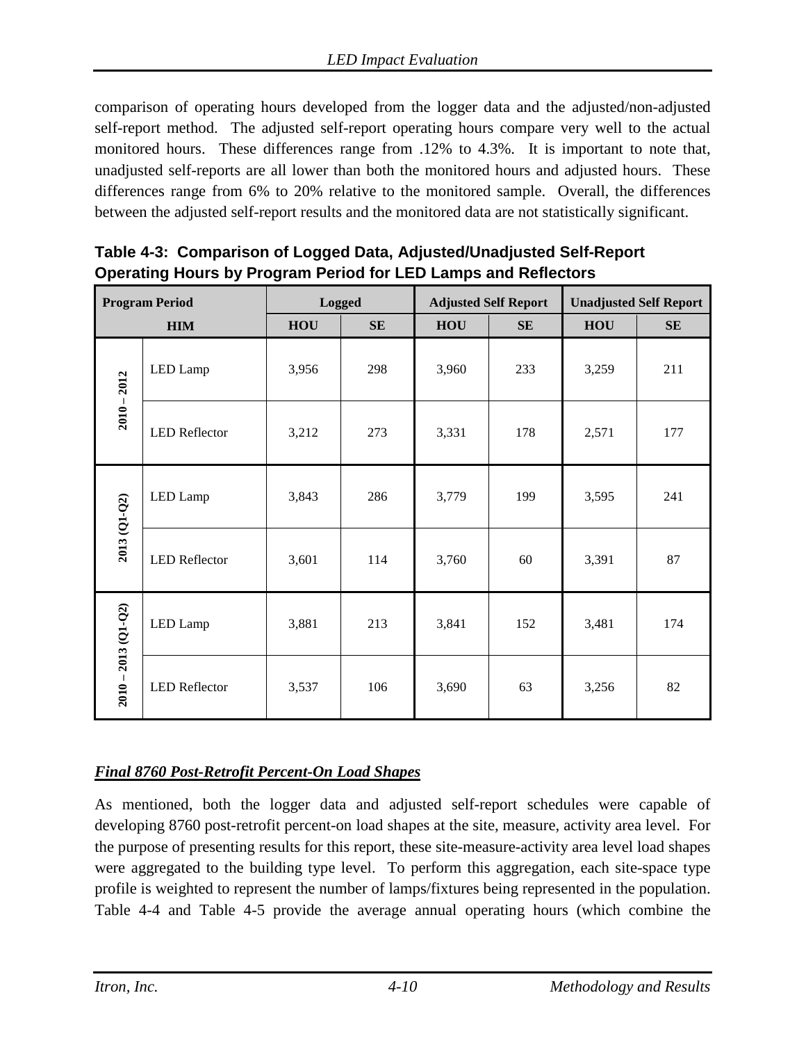comparison of operating hours developed from the logger data and the adjusted/non-adjusted self-report method. The adjusted self-report operating hours compare very well to the actual monitored hours. These differences range from .12% to 4.3%. It is important to note that, unadjusted self-reports are all lower than both the monitored hours and adjusted hours. These differences range from 6% to 20% relative to the monitored sample. Overall, the differences between the adjusted self-report results and the monitored data are not statistically significant.

**Table 4-3: Comparison of Logged Data, Adjusted/Unadjusted Self-Report Operating Hours by Program Period for LED Lamps and Reflectors**

| Program Period | | Logged | | Adjusted Self Report | | Unadjusted Self Report | |
|---|---|---|---|---|---|---|---|
| HIM | | HOU | SE | HOU | SE | HOU | SE |
| 2010 – 2012 | LED Lamp | 3,956 | 298 | 3,960 | 233 | 3,259 | 211 |
| | LED Reflector | 3,212 | 273 | 3,331 | 178 | 2,571 | 177 |
| 2013 (Q1-Q2) | LED Lamp | 3,843 | 286 | 3,779 | 199 | 3,595 | 241 |
| | LED Reflector | 3,601 | 114 | 3,760 | 60 | 3,391 | 87 |
| 2010 – 2013 (Q1-Q2) | LED Lamp | 3,881 | 213 | 3,841 | 152 | 3,481 | 174 |
| | LED Reflector | 3,537 | 106 | 3,690 | 63 | 3,256 | 82 |

***Final 8760 Post-Retrofit Percent-On Load Shapes***

As mentioned, both the logger data and adjusted self-report schedules were capable of developing 8760 post-retrofit percent-on load shapes at the site, measure, activity area level. For the purpose of presenting results for this report, these site-measure-activity area level load shapes were aggregated to the building type level. To perform this aggregation, each site-space type profile is weighted to represent the number of lamps/fixtures being represented in the population. Table 4-4 and Table 4-5 provide the average annual operating hours (which combine the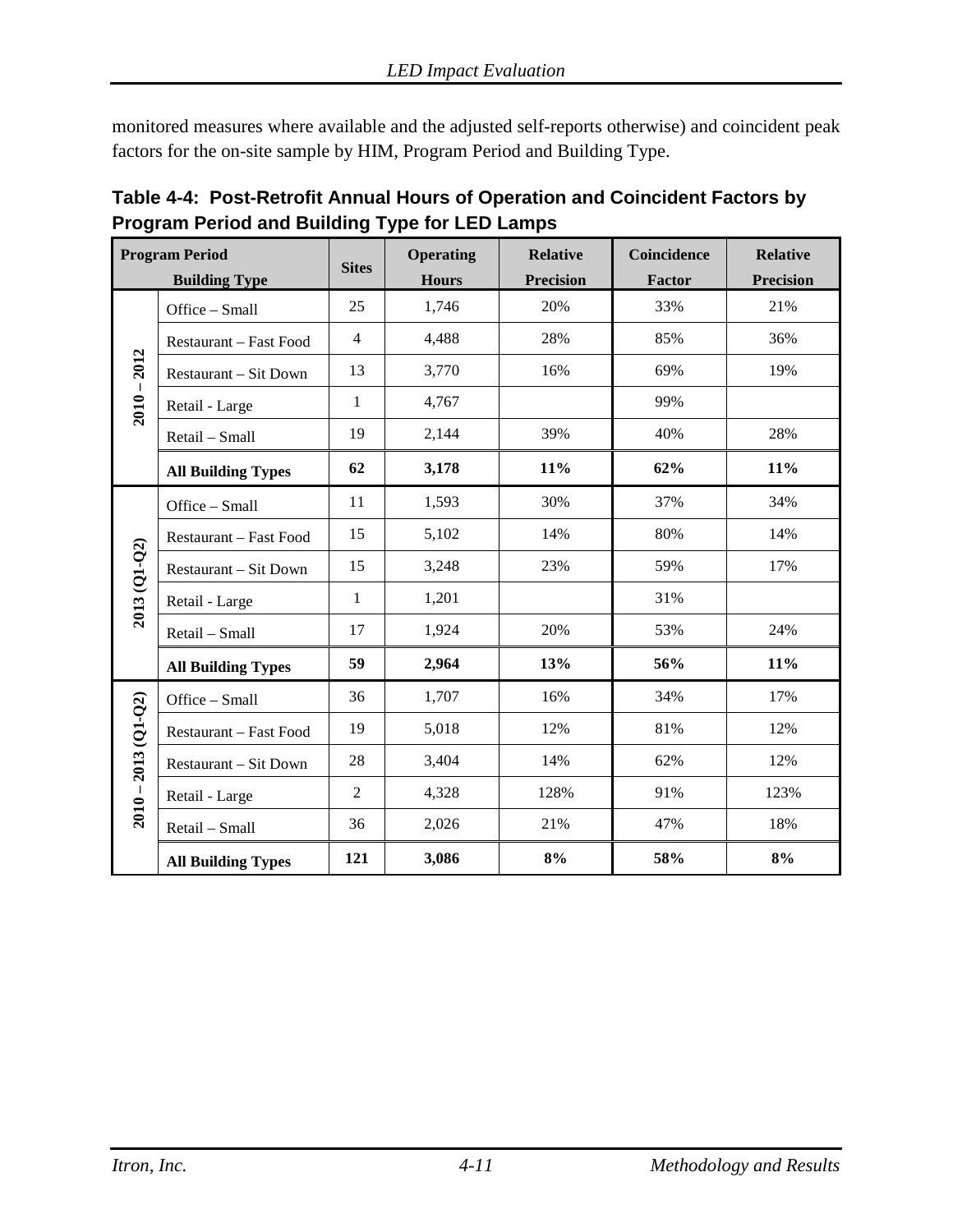monitored measures where available and the adjusted self-reports otherwise) and coincident peak factors for the on-site sample by HIM, Program Period and Building Type.

**Table 4-4: Post-Retrofit Annual Hours of Operation and Coincident Factors by Program Period and Building Type for LED Lamps**

| Program Period | Building Type | Sites | Operating Hours | Relative Precision | Coincidence Factor | Relative Precision |
|---|---|---|---|---|---|---|
| 2010 – 2012 | Office – Small | 25 | 1,746 | 20% | 33% | 21% |
| | Restaurant – Fast Food | 4 | 4,488 | 28% | 85% | 36% |
| | Restaurant – Sit Down | 13 | 3,770 | 16% | 69% | 19% |
| | Retail - Large | 1 | 4,767 | | 99% | |
| | Retail – Small | 19 | 2,144 | 39% | 40% | 28% |
| | **All Building Types** | **62** | **3,178** | **11%** | **62%** | **11%** |
| 2013 (Q1-Q2) | Office – Small | 11 | 1,593 | 30% | 37% | 34% |
| | Restaurant – Fast Food | 15 | 5,102 | 14% | 80% | 14% |
| | Restaurant – Sit Down | 15 | 3,248 | 23% | 59% | 17% |
| | Retail - Large | 1 | 1,201 | | 31% | |
| | Retail – Small | 17 | 1,924 | 20% | 53% | 24% |
| | **All Building Types** | **59** | **2,964** | **13%** | **56%** | **11%** |
| 2010 – 2013 (Q1-Q2) | Office – Small | 36 | 1,707 | 16% | 34% | 17% |
| | Restaurant – Fast Food | 19 | 5,018 | 12% | 81% | 12% |
| | Restaurant – Sit Down | 28 | 3,404 | 14% | 62% | 12% |
| | Retail - Large | 2 | 4,328 | 128% | 91% | 123% |
| | Retail – Small | 36 | 2,026 | 21% | 47% | 18% |
| | **All Building Types** | **121** | **3,086** | **8%** | **58%** | **8%** |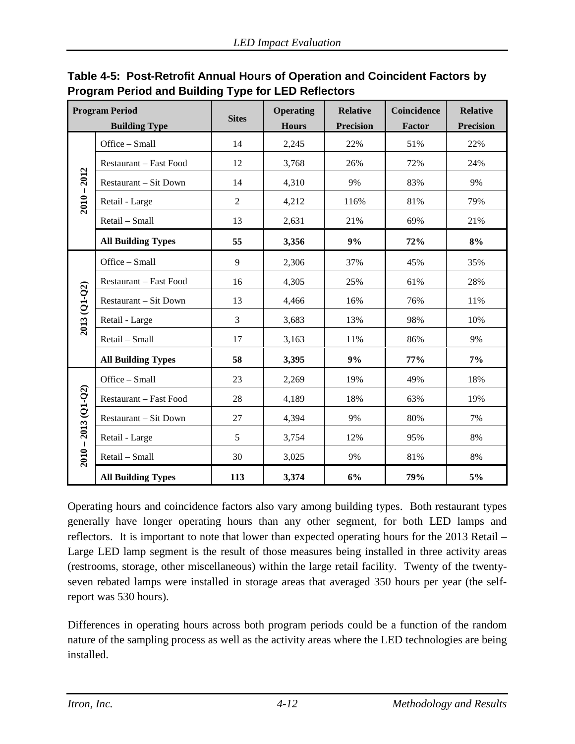**Table 4-5: Post-Retrofit Annual Hours of Operation and Coincident Factors by Program Period and Building Type for LED Reflectors**

| Program Period | Building Type | Sites | Operating Hours | Relative Precision | Coincidence Factor | Relative Precision |
|---|---|---|---|---|---|---|
| 2010 – 2012 | Office – Small | 14 | 2,245 | 22% | 51% | 22% |
| | Restaurant – Fast Food | 12 | 3,768 | 26% | 72% | 24% |
| | Restaurant – Sit Down | 14 | 4,310 | 9% | 83% | 9% |
| | Retail - Large | 2 | 4,212 | 116% | 81% | 79% |
| | Retail – Small | 13 | 2,631 | 21% | 69% | 21% |
| | **All Building Types** | **55** | **3,356** | **9%** | **72%** | **8%** |
| 2013 (Q1-Q2) | Office – Small | 9 | 2,306 | 37% | 45% | 35% |
| | Restaurant – Fast Food | 16 | 4,305 | 25% | 61% | 28% |
| | Restaurant – Sit Down | 13 | 4,466 | 16% | 76% | 11% |
| | Retail - Large | 3 | 3,683 | 13% | 98% | 10% |
| | Retail – Small | 17 | 3,163 | 11% | 86% | 9% |
| | **All Building Types** | **58** | **3,395** | **9%** | **77%** | **7%** |
| 2010 – 2013 (Q1-Q2) | Office – Small | 23 | 2,269 | 19% | 49% | 18% |
| | Restaurant – Fast Food | 28 | 4,189 | 18% | 63% | 19% |
| | Restaurant – Sit Down | 27 | 4,394 | 9% | 80% | 7% |
| | Retail - Large | 5 | 3,754 | 12% | 95% | 8% |
| | Retail – Small | 30 | 3,025 | 9% | 81% | 8% |
| | **All Building Types** | **113** | **3,374** | **6%** | **79%** | **5%** |

Operating hours and coincidence factors also vary among building types. Both restaurant types generally have longer operating hours than any other segment, for both LED lamps and reflectors. It is important to note that lower than expected operating hours for the 2013 Retail – Large LED lamp segment is the result of those measures being installed in three activity areas (restrooms, storage, other miscellaneous) within the large retail facility. Twenty of the twenty-seven rebated lamps were installed in storage areas that averaged 350 hours per year (the self-report was 530 hours).

Differences in operating hours across both program periods could be a function of the random nature of the sampling process as well as the activity areas where the LED technologies are being installed.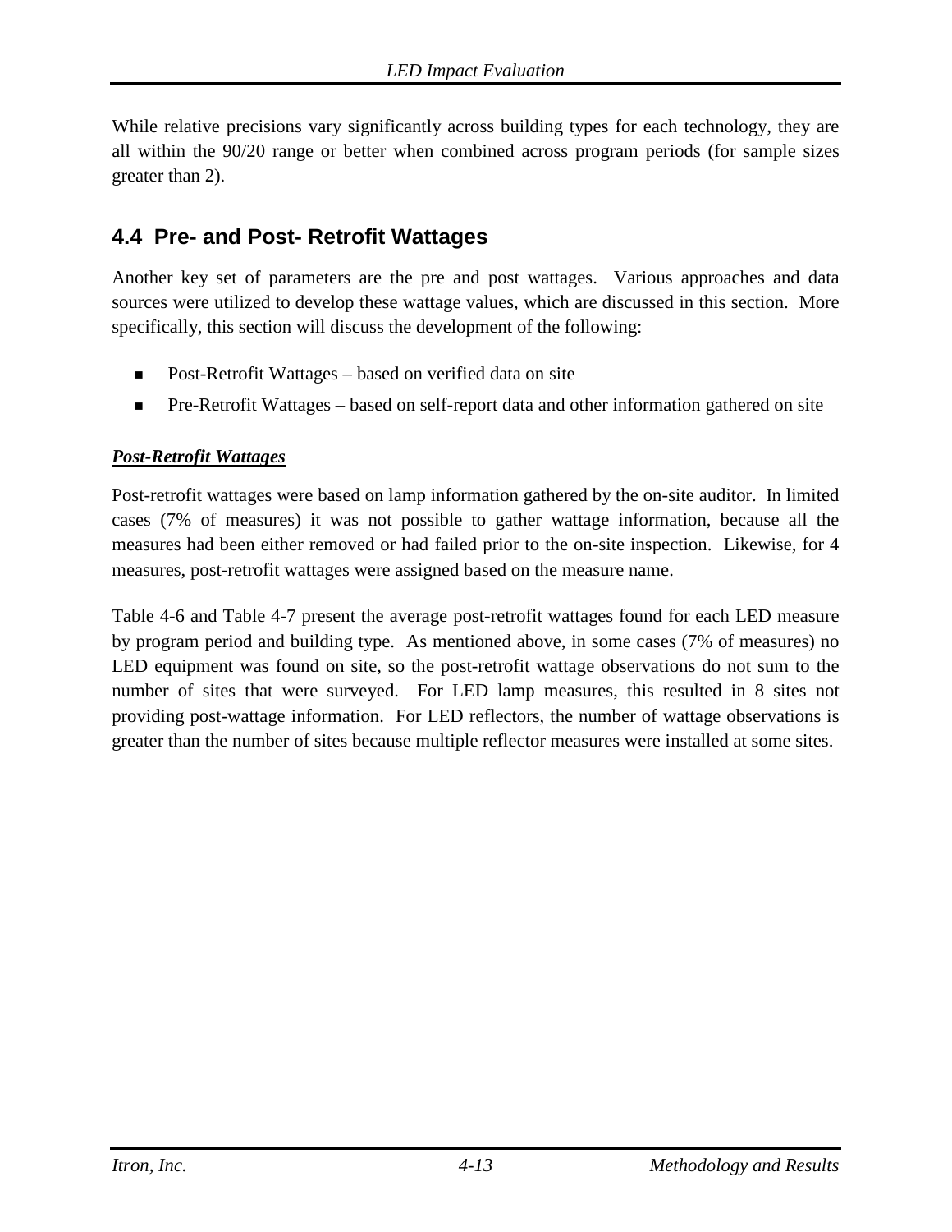While relative precisions vary significantly across building types for each technology, they are all within the 90/20 range or better when combined across program periods (for sample sizes greater than 2).

## 4.4 Pre- and Post- Retrofit Wattages

Another key set of parameters are the pre and post wattages. Various approaches and data sources were utilized to develop these wattage values, which are discussed in this section. More specifically, this section will discuss the development of the following:

- Post-Retrofit Wattages – based on verified data on site
- Pre-Retrofit Wattages – based on self-report data and other information gathered on site

***Post-Retrofit Wattages***

Post-retrofit wattages were based on lamp information gathered by the on-site auditor. In limited cases (7% of measures) it was not possible to gather wattage information, because all the measures had been either removed or had failed prior to the on-site inspection. Likewise, for 4 measures, post-retrofit wattages were assigned based on the measure name.

Table 4-6 and Table 4-7 present the average post-retrofit wattages found for each LED measure by program period and building type. As mentioned above, in some cases (7% of measures) no LED equipment was found on site, so the post-retrofit wattage observations do not sum to the number of sites that were surveyed. For LED lamp measures, this resulted in 8 sites not providing post-wattage information. For LED reflectors, the number of wattage observations is greater than the number of sites because multiple reflector measures were installed at some sites.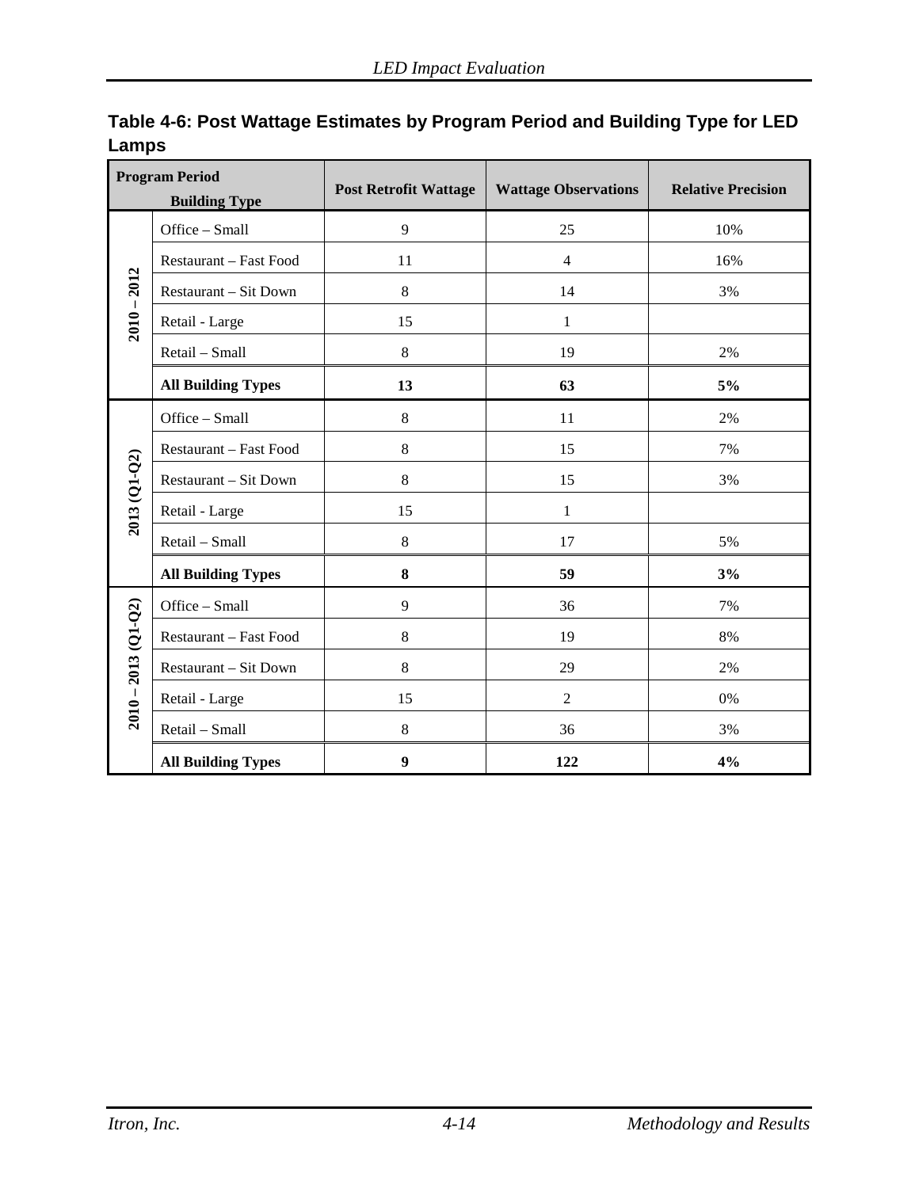**Table 4-6: Post Wattage Estimates by Program Period and Building Type for LED Lamps**

| Program Period | Building Type | Post Retrofit Wattage | Wattage Observations | Relative Precision |
|---|---|---|---|---|
| 2010 – 2012 | Office – Small | 9 | 25 | 10% |
| | Restaurant – Fast Food | 11 | 4 | 16% |
| | Restaurant – Sit Down | 8 | 14 | 3% |
| | Retail - Large | 15 | 1 | |
| | Retail – Small | 8 | 19 | 2% |
| | **All Building Types** | **13** | **63** | **5%** |
| 2013 (Q1-Q2) | Office – Small | 8 | 11 | 2% |
| | Restaurant – Fast Food | 8 | 15 | 7% |
| | Restaurant – Sit Down | 8 | 15 | 3% |
| | Retail - Large | 15 | 1 | |
| | Retail – Small | 8 | 17 | 5% |
| | **All Building Types** | **8** | **59** | **3%** |
| 2010 – 2013 (Q1-Q2) | Office – Small | 9 | 36 | 7% |
| | Restaurant – Fast Food | 8 | 19 | 8% |
| | Restaurant – Sit Down | 8 | 29 | 2% |
| | Retail - Large | 15 | 2 | 0% |
| | Retail – Small | 8 | 36 | 3% |
| | **All Building Types** | **9** | **122** | **4%** |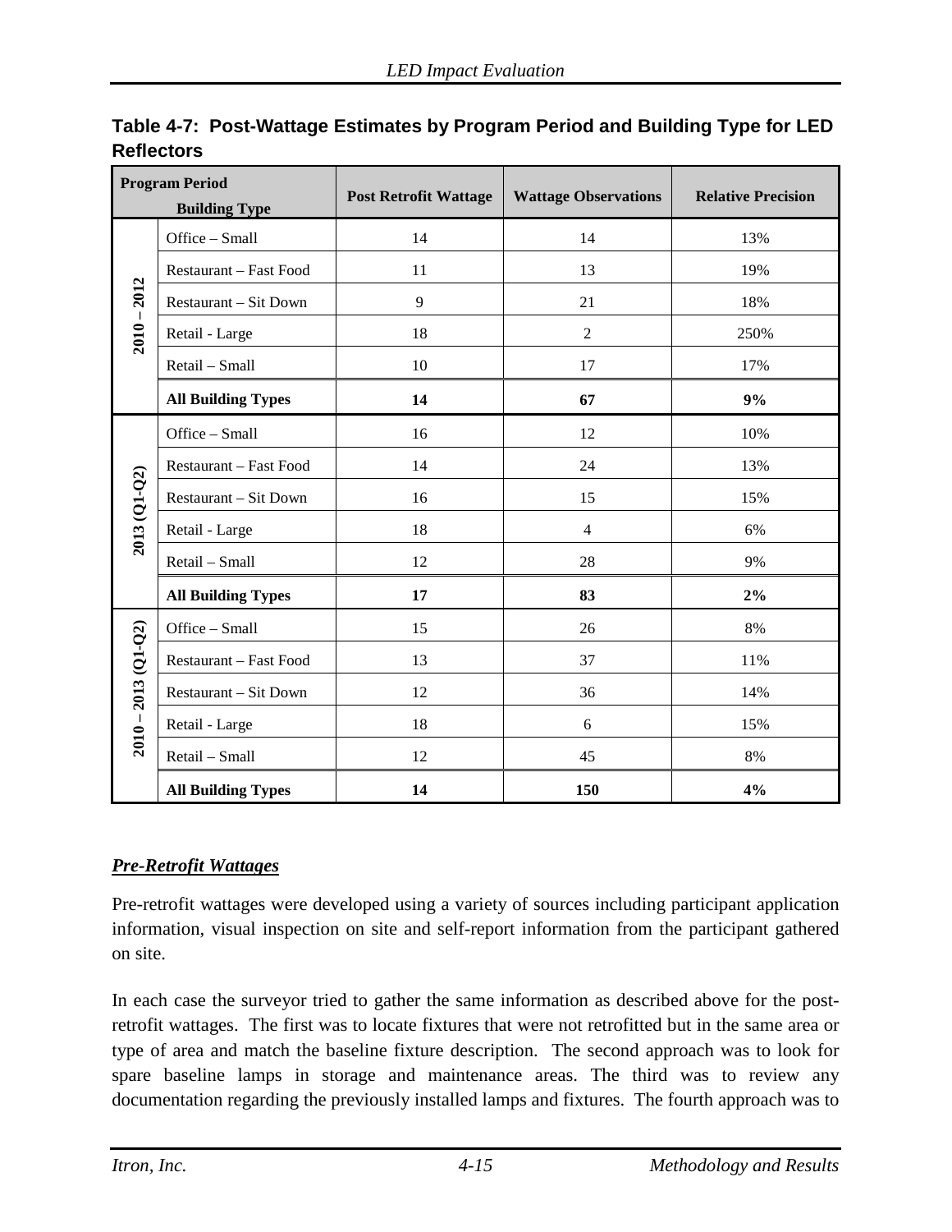**Table 4-7: Post-Wattage Estimates by Program Period and Building Type for LED Reflectors**

| Program Period | Building Type | Post Retrofit Wattage | Wattage Observations | Relative Precision |
|---|---|---|---|---|
| 2010 – 2012 | Office – Small | 14 | 14 | 13% |
| | Restaurant – Fast Food | 11 | 13 | 19% |
| | Restaurant – Sit Down | 9 | 21 | 18% |
| | Retail - Large | 18 | 2 | 250% |
| | Retail – Small | 10 | 17 | 17% |
| | **All Building Types** | **14** | **67** | **9%** |
| 2013 (Q1-Q2) | Office – Small | 16 | 12 | 10% |
| | Restaurant – Fast Food | 14 | 24 | 13% |
| | Restaurant – Sit Down | 16 | 15 | 15% |
| | Retail - Large | 18 | 4 | 6% |
| | Retail – Small | 12 | 28 | 9% |
| | **All Building Types** | **17** | **83** | **2%** |
| 2010 – 2013 (Q1-Q2) | Office – Small | 15 | 26 | 8% |
| | Restaurant – Fast Food | 13 | 37 | 11% |
| | Restaurant – Sit Down | 12 | 36 | 14% |
| | Retail - Large | 18 | 6 | 15% |
| | Retail – Small | 12 | 45 | 8% |
| | **All Building Types** | **14** | **150** | **4%** |

***Pre-Retrofit Wattages***

Pre-retrofit wattages were developed using a variety of sources including participant application information, visual inspection on site and self-report information from the participant gathered on site.

In each case the surveyor tried to gather the same information as described above for the post-retrofit wattages. The first was to locate fixtures that were not retrofitted but in the same area or type of area and match the baseline fixture description. The second approach was to look for spare baseline lamps in storage and maintenance areas. The third was to review any documentation regarding the previously installed lamps and fixtures. The fourth approach was to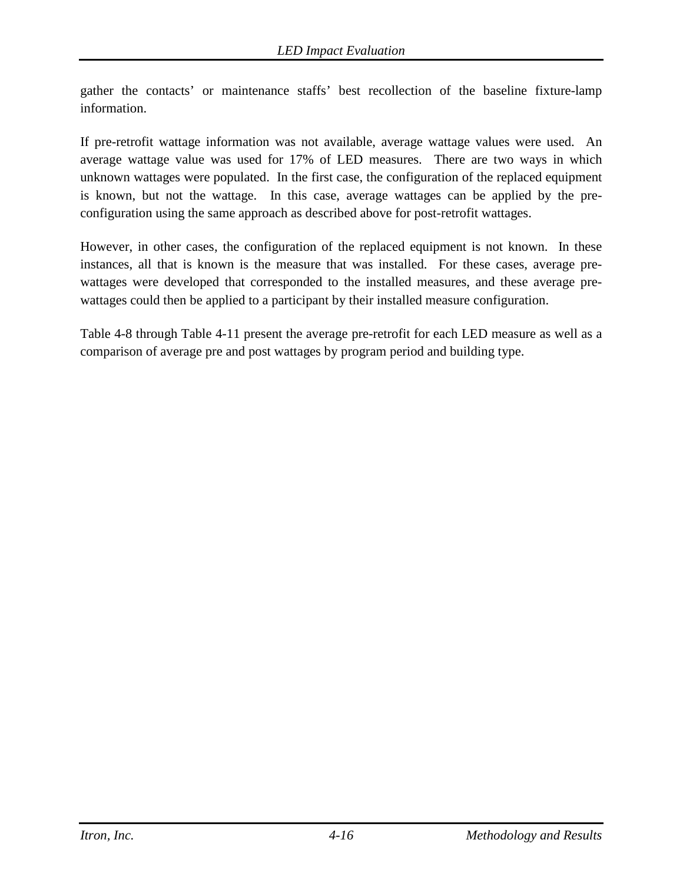gather the contacts' or maintenance staffs' best recollection of the baseline fixture-lamp information.

If pre-retrofit wattage information was not available, average wattage values were used. An average wattage value was used for 17% of LED measures. There are two ways in which unknown wattages were populated. In the first case, the configuration of the replaced equipment is known, but not the wattage. In this case, average wattages can be applied by the pre-configuration using the same approach as described above for post-retrofit wattages.

However, in other cases, the configuration of the replaced equipment is not known. In these instances, all that is known is the measure that was installed. For these cases, average pre-wattages were developed that corresponded to the installed measures, and these average pre-wattages could then be applied to a participant by their installed measure configuration.

Table 4-8 through Table 4-11 present the average pre-retrofit for each LED measure as well as a comparison of average pre and post wattages by program period and building type.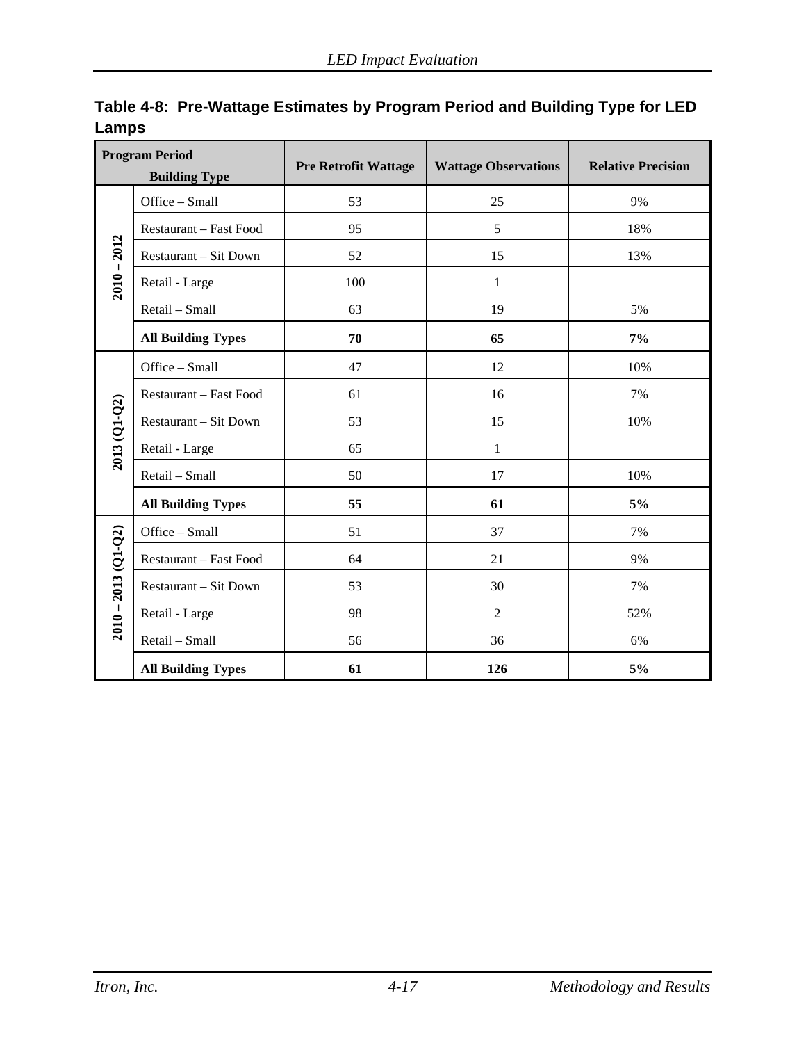**Table 4-8: Pre-Wattage Estimates by Program Period and Building Type for LED Lamps**

| Program Period | Building Type | Pre Retrofit Wattage | Wattage Observations | Relative Precision |
|---|---|---|---|---|
| 2010 – 2012 | Office – Small | 53 | 25 | 9% |
| | Restaurant – Fast Food | 95 | 5 | 18% |
| | Restaurant – Sit Down | 52 | 15 | 13% |
| | Retail - Large | 100 | 1 | |
| | Retail – Small | 63 | 19 | 5% |
| | **All Building Types** | **70** | **65** | **7%** |
| 2013 (Q1-Q2) | Office – Small | 47 | 12 | 10% |
| | Restaurant – Fast Food | 61 | 16 | 7% |
| | Restaurant – Sit Down | 53 | 15 | 10% |
| | Retail - Large | 65 | 1 | |
| | Retail – Small | 50 | 17 | 10% |
| | **All Building Types** | **55** | **61** | **5%** |
| 2010 – 2013 (Q1-Q2) | Office – Small | 51 | 37 | 7% |
| | Restaurant – Fast Food | 64 | 21 | 9% |
| | Restaurant – Sit Down | 53 | 30 | 7% |
| | Retail - Large | 98 | 2 | 52% |
| | Retail – Small | 56 | 36 | 6% |
| | **All Building Types** | **61** | **126** | **5%** |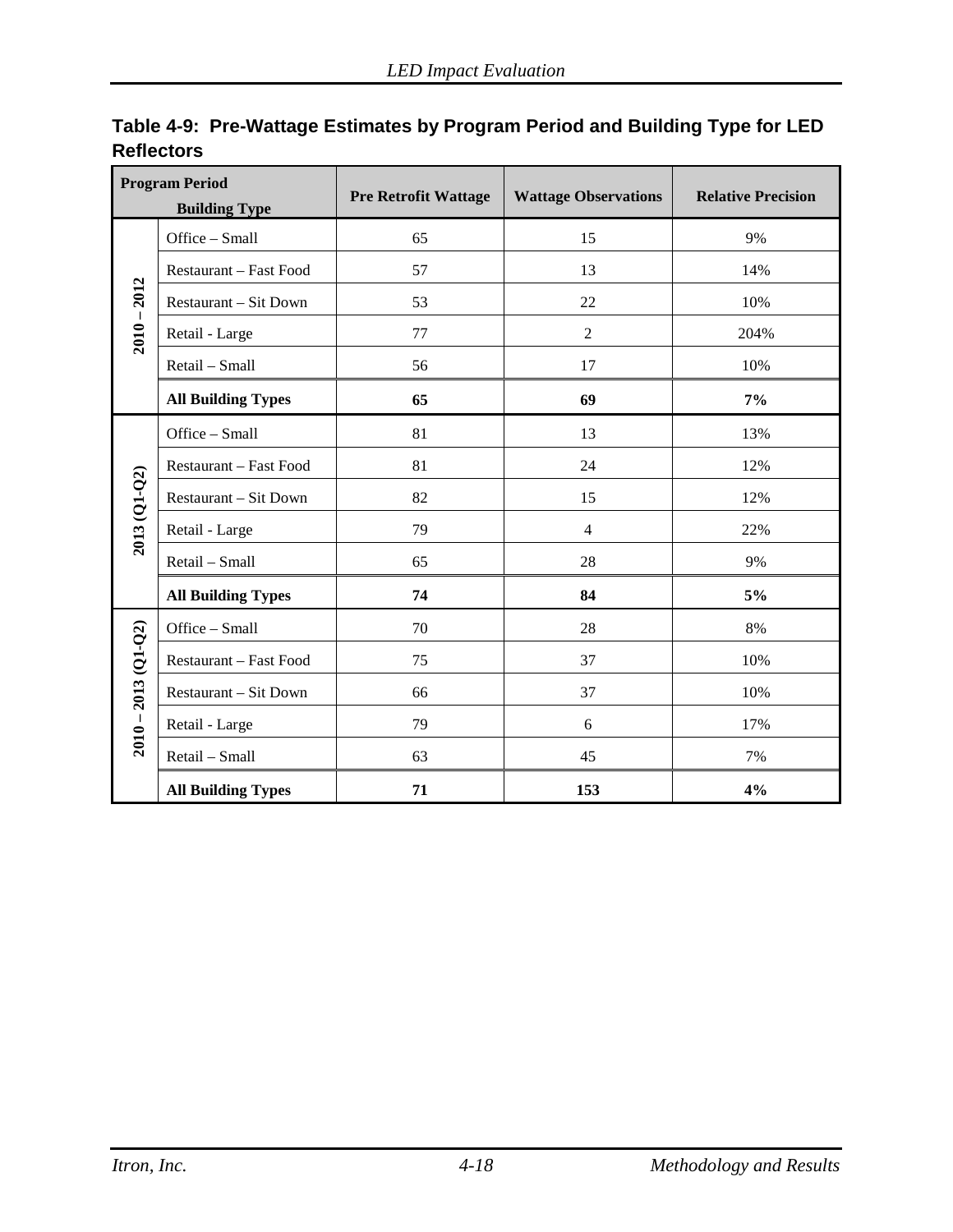**Table 4-9: Pre-Wattage Estimates by Program Period and Building Type for LED Reflectors**

| Program Period | Building Type | Pre Retrofit Wattage | Wattage Observations | Relative Precision |
|---|---|---|---|---|
| 2010 – 2012 | Office – Small | 65 | 15 | 9% |
| | Restaurant – Fast Food | 57 | 13 | 14% |
| | Restaurant – Sit Down | 53 | 22 | 10% |
| | Retail - Large | 77 | 2 | 204% |
| | Retail – Small | 56 | 17 | 10% |
| | **All Building Types** | **65** | **69** | **7%** |
| 2013 (Q1-Q2) | Office – Small | 81 | 13 | 13% |
| | Restaurant – Fast Food | 81 | 24 | 12% |
| | Restaurant – Sit Down | 82 | 15 | 12% |
| | Retail - Large | 79 | 4 | 22% |
| | Retail – Small | 65 | 28 | 9% |
| | **All Building Types** | **74** | **84** | **5%** |
| 2010 – 2013 (Q1-Q2) | Office – Small | 70 | 28 | 8% |
| | Restaurant – Fast Food | 75 | 37 | 10% |
| | Restaurant – Sit Down | 66 | 37 | 10% |
| | Retail - Large | 79 | 6 | 17% |
| | Retail – Small | 63 | 45 | 7% |
| | **All Building Types** | **71** | **153** | **4%** |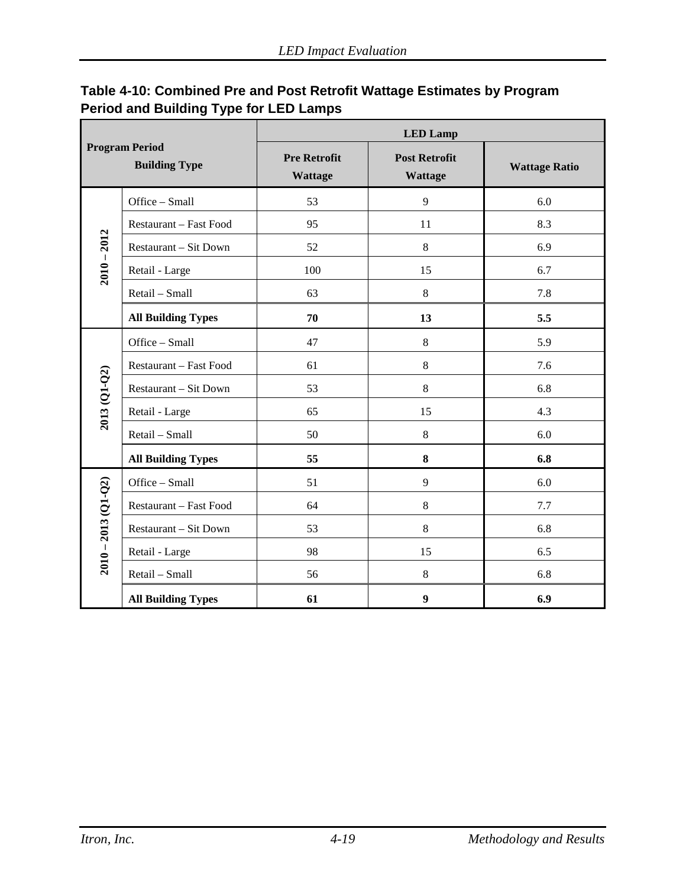**Table 4-10: Combined Pre and Post Retrofit Wattage Estimates by Program Period and Building Type for LED Lamps**

| Program Period | Building Type | LED Lamp | | |
|---|---|---|---|---|
| | | **Pre Retrofit Wattage** | **Post Retrofit Wattage** | **Wattage Ratio** |
| 2010 – 2012 | Office – Small | 53 | 9 | 6.0 |
| | Restaurant – Fast Food | 95 | 11 | 8.3 |
| | Restaurant – Sit Down | 52 | 8 | 6.9 |
| | Retail - Large | 100 | 15 | 6.7 |
| | Retail – Small | 63 | 8 | 7.8 |
| | **All Building Types** | **70** | **13** | **5.5** |
| 2013 (Q1-Q2) | Office – Small | 47 | 8 | 5.9 |
| | Restaurant – Fast Food | 61 | 8 | 7.6 |
| | Restaurant – Sit Down | 53 | 8 | 6.8 |
| | Retail - Large | 65 | 15 | 4.3 |
| | Retail – Small | 50 | 8 | 6.0 |
| | **All Building Types** | **55** | **8** | **6.8** |
| 2010 – 2013 (Q1-Q2) | Office – Small | 51 | 9 | 6.0 |
| | Restaurant – Fast Food | 64 | 8 | 7.7 |
| | Restaurant – Sit Down | 53 | 8 | 6.8 |
| | Retail - Large | 98 | 15 | 6.5 |
| | Retail – Small | 56 | 8 | 6.8 |
| | **All Building Types** | **61** | **9** | **6.9** |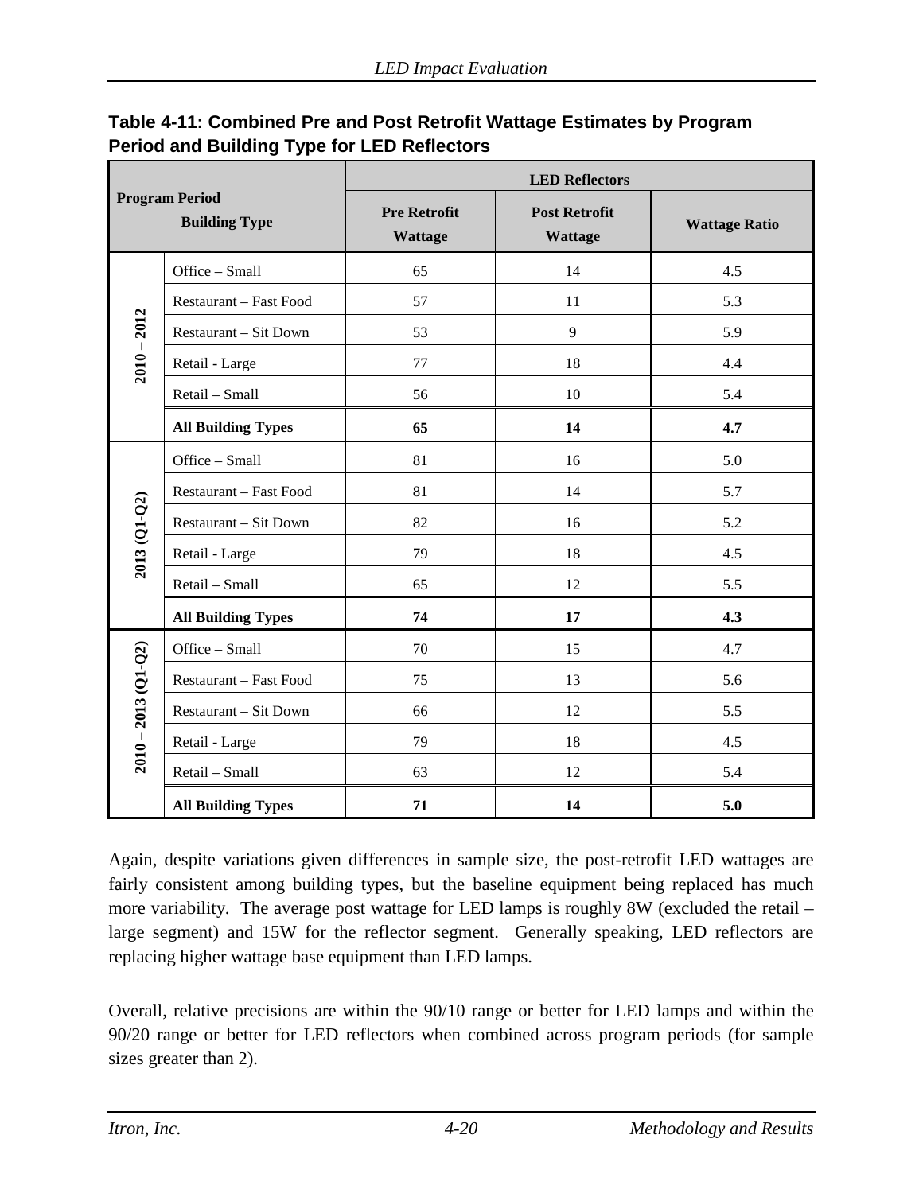**Table 4-11: Combined Pre and Post Retrofit Wattage Estimates by Program Period and Building Type for LED Reflectors**

| Program Period | Building Type | LED Reflectors | | |
|---|---|---|---|---|
| | | Pre Retrofit Wattage | Post Retrofit Wattage | Wattage Ratio |
| 2010 – 2012 | Office – Small | 65 | 14 | 4.5 |
| | Restaurant – Fast Food | 57 | 11 | 5.3 |
| | Restaurant – Sit Down | 53 | 9 | 5.9 |
| | Retail - Large | 77 | 18 | 4.4 |
| | Retail – Small | 56 | 10 | 5.4 |
| | **All Building Types** | **65** | **14** | **4.7** |
| 2013 (Q1-Q2) | Office – Small | 81 | 16 | 5.0 |
| | Restaurant – Fast Food | 81 | 14 | 5.7 |
| | Restaurant – Sit Down | 82 | 16 | 5.2 |
| | Retail - Large | 79 | 18 | 4.5 |
| | Retail – Small | 65 | 12 | 5.5 |
| | **All Building Types** | **74** | **17** | **4.3** |
| 2010 – 2013 (Q1-Q2) | Office – Small | 70 | 15 | 4.7 |
| | Restaurant – Fast Food | 75 | 13 | 5.6 |
| | Restaurant – Sit Down | 66 | 12 | 5.5 |
| | Retail - Large | 79 | 18 | 4.5 |
| | Retail – Small | 63 | 12 | 5.4 |
| | **All Building Types** | **71** | **14** | **5.0** |

Again, despite variations given differences in sample size, the post-retrofit LED wattages are fairly consistent among building types, but the baseline equipment being replaced has much more variability. The average post wattage for LED lamps is roughly 8W (excluded the retail – large segment) and 15W for the reflector segment. Generally speaking, LED reflectors are replacing higher wattage base equipment than LED lamps.

Overall, relative precisions are within the 90/10 range or better for LED lamps and within the 90/20 range or better for LED reflectors when combined across program periods (for sample sizes greater than 2).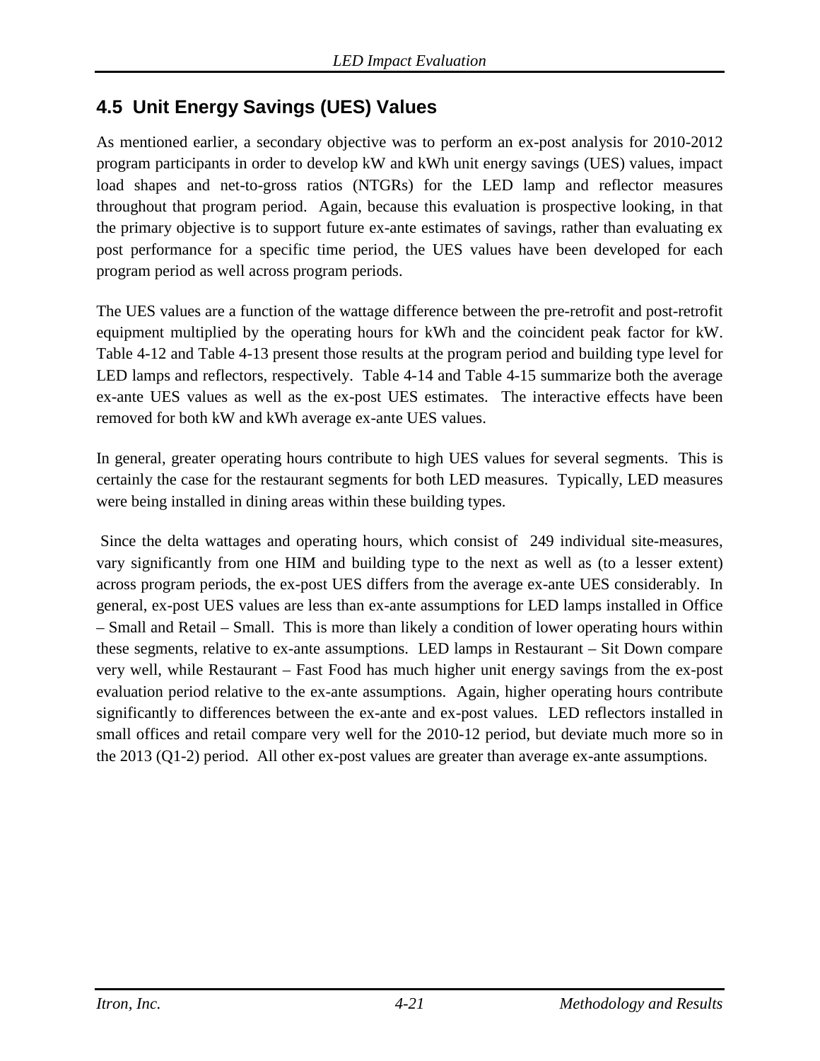## 4.5 Unit Energy Savings (UES) Values

As mentioned earlier, a secondary objective was to perform an ex-post analysis for 2010-2012 program participants in order to develop kW and kWh unit energy savings (UES) values, impact load shapes and net-to-gross ratios (NTGRs) for the LED lamp and reflector measures throughout that program period. Again, because this evaluation is prospective looking, in that the primary objective is to support future ex-ante estimates of savings, rather than evaluating ex post performance for a specific time period, the UES values have been developed for each program period as well across program periods.

The UES values are a function of the wattage difference between the pre-retrofit and post-retrofit equipment multiplied by the operating hours for kWh and the coincident peak factor for kW. Table 4-12 and Table 4-13 present those results at the program period and building type level for LED lamps and reflectors, respectively. Table 4-14 and Table 4-15 summarize both the average ex-ante UES values as well as the ex-post UES estimates. The interactive effects have been removed for both kW and kWh average ex-ante UES values.

In general, greater operating hours contribute to high UES values for several segments. This is certainly the case for the restaurant segments for both LED measures. Typically, LED measures were being installed in dining areas within these building types.

Since the delta wattages and operating hours, which consist of 249 individual site-measures, vary significantly from one HIM and building type to the next as well as (to a lesser extent) across program periods, the ex-post UES differs from the average ex-ante UES considerably. In general, ex-post UES values are less than ex-ante assumptions for LED lamps installed in Office – Small and Retail – Small. This is more than likely a condition of lower operating hours within these segments, relative to ex-ante assumptions. LED lamps in Restaurant – Sit Down compare very well, while Restaurant – Fast Food has much higher unit energy savings from the ex-post evaluation period relative to the ex-ante assumptions. Again, higher operating hours contribute significantly to differences between the ex-ante and ex-post values. LED reflectors installed in small offices and retail compare very well for the 2010-12 period, but deviate much more so in the 2013 (Q1-2) period. All other ex-post values are greater than average ex-ante assumptions.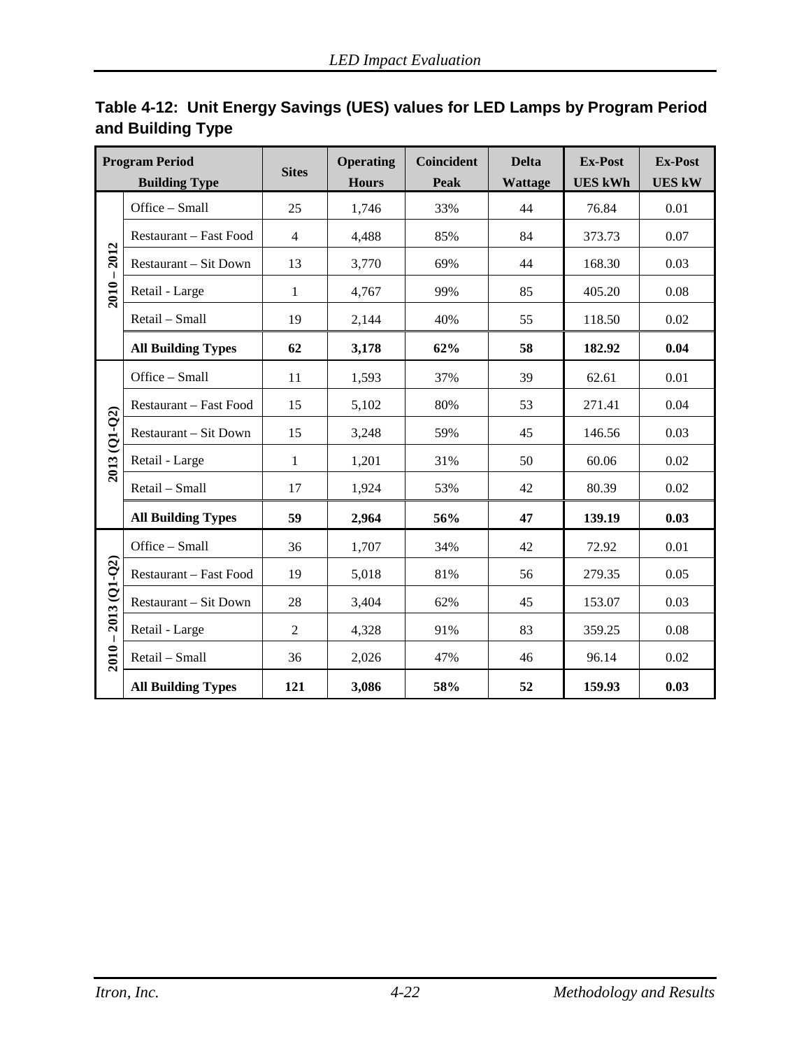**Table 4-12: Unit Energy Savings (UES) values for LED Lamps by Program Period and Building Type**

| Program Period | Building Type | Sites | Operating Hours | Coincident Peak | Delta Wattage | Ex-Post UES kWh | Ex-Post UES kW |
|---|---|---|---|---|---|---|---|
| 2010 – 2012 | Office – Small | 25 | 1,746 | 33% | 44 | 76.84 | 0.01 |
| | Restaurant – Fast Food | 4 | 4,488 | 85% | 84 | 373.73 | 0.07 |
| | Restaurant – Sit Down | 13 | 3,770 | 69% | 44 | 168.30 | 0.03 |
| | Retail - Large | 1 | 4,767 | 99% | 85 | 405.20 | 0.08 |
| | Retail – Small | 19 | 2,144 | 40% | 55 | 118.50 | 0.02 |
| | **All Building Types** | **62** | **3,178** | **62%** | **58** | **182.92** | **0.04** |
| 2013 (Q1-Q2) | Office – Small | 11 | 1,593 | 37% | 39 | 62.61 | 0.01 |
| | Restaurant – Fast Food | 15 | 5,102 | 80% | 53 | 271.41 | 0.04 |
| | Restaurant – Sit Down | 15 | 3,248 | 59% | 45 | 146.56 | 0.03 |
| | Retail - Large | 1 | 1,201 | 31% | 50 | 60.06 | 0.02 |
| | Retail – Small | 17 | 1,924 | 53% | 42 | 80.39 | 0.02 |
| | **All Building Types** | **59** | **2,964** | **56%** | **47** | **139.19** | **0.03** |
| 2010 – 2013 (Q1-Q2) | Office – Small | 36 | 1,707 | 34% | 42 | 72.92 | 0.01 |
| | Restaurant – Fast Food | 19 | 5,018 | 81% | 56 | 279.35 | 0.05 |
| | Restaurant – Sit Down | 28 | 3,404 | 62% | 45 | 153.07 | 0.03 |
| | Retail - Large | 2 | 4,328 | 91% | 83 | 359.25 | 0.08 |
| | Retail – Small | 36 | 2,026 | 47% | 46 | 96.14 | 0.02 |
| | **All Building Types** | **121** | **3,086** | **58%** | **52** | **159.93** | **0.03** |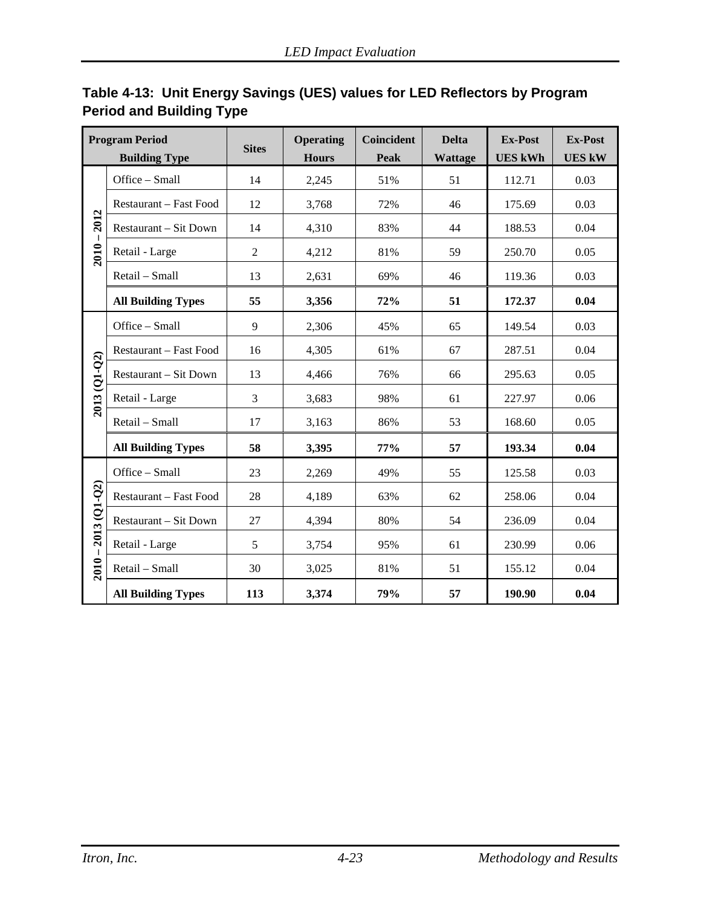**Table 4-13: Unit Energy Savings (UES) values for LED Reflectors by Program Period and Building Type**

| Program Period | Building Type | Sites | Operating Hours | Coincident Peak | Delta Wattage | Ex-Post UES kWh | Ex-Post UES kW |
|---|---|---|---|---|---|---|---|
| 2010 – 2012 | Office – Small | 14 | 2,245 | 51% | 51 | 112.71 | 0.03 |
| | Restaurant – Fast Food | 12 | 3,768 | 72% | 46 | 175.69 | 0.03 |
| | Restaurant – Sit Down | 14 | 4,310 | 83% | 44 | 188.53 | 0.04 |
| | Retail - Large | 2 | 4,212 | 81% | 59 | 250.70 | 0.05 |
| | Retail – Small | 13 | 2,631 | 69% | 46 | 119.36 | 0.03 |
| | **All Building Types** | **55** | **3,356** | **72%** | **51** | **172.37** | **0.04** |
| 2013 (Q1-Q2) | Office – Small | 9 | 2,306 | 45% | 65 | 149.54 | 0.03 |
| | Restaurant – Fast Food | 16 | 4,305 | 61% | 67 | 287.51 | 0.04 |
| | Restaurant – Sit Down | 13 | 4,466 | 76% | 66 | 295.63 | 0.05 |
| | Retail - Large | 3 | 3,683 | 98% | 61 | 227.97 | 0.06 |
| | Retail – Small | 17 | 3,163 | 86% | 53 | 168.60 | 0.05 |
| | **All Building Types** | **58** | **3,395** | **77%** | **57** | **193.34** | **0.04** |
| 2010 – 2013 (Q1-Q2) | Office – Small | 23 | 2,269 | 49% | 55 | 125.58 | 0.03 |
| | Restaurant – Fast Food | 28 | 4,189 | 63% | 62 | 258.06 | 0.04 |
| | Restaurant – Sit Down | 27 | 4,394 | 80% | 54 | 236.09 | 0.04 |
| | Retail - Large | 5 | 3,754 | 95% | 61 | 230.99 | 0.06 |
| | Retail – Small | 30 | 3,025 | 81% | 51 | 155.12 | 0.04 |
| | **All Building Types** | **113** | **3,374** | **79%** | **57** | **190.90** | **0.04** |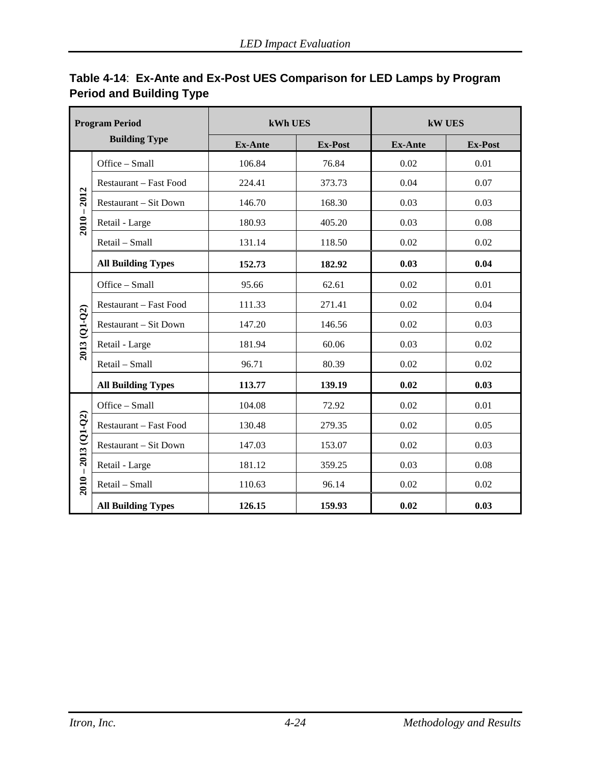**Table 4-14**: **Ex-Ante and Ex-Post UES Comparison for LED Lamps by Program Period and Building Type**

| Program Period | Building Type | kWh UES | | kW UES | |
|---|---|---|---|---|---|
| | | Ex-Ante | Ex-Post | Ex-Ante | Ex-Post |
| 2010 – 2012 | Office – Small | 106.84 | 76.84 | 0.02 | 0.01 |
| | Restaurant – Fast Food | 224.41 | 373.73 | 0.04 | 0.07 |
| | Restaurant – Sit Down | 146.70 | 168.30 | 0.03 | 0.03 |
| | Retail - Large | 180.93 | 405.20 | 0.03 | 0.08 |
| | Retail – Small | 131.14 | 118.50 | 0.02 | 0.02 |
| | **All Building Types** | **152.73** | **182.92** | **0.03** | **0.04** |
| 2013 (Q1-Q2) | Office – Small | 95.66 | 62.61 | 0.02 | 0.01 |
| | Restaurant – Fast Food | 111.33 | 271.41 | 0.02 | 0.04 |
| | Restaurant – Sit Down | 147.20 | 146.56 | 0.02 | 0.03 |
| | Retail - Large | 181.94 | 60.06 | 0.03 | 0.02 |
| | Retail – Small | 96.71 | 80.39 | 0.02 | 0.02 |
| | **All Building Types** | **113.77** | **139.19** | **0.02** | **0.03** |
| 2010 – 2013 (Q1-Q2) | Office – Small | 104.08 | 72.92 | 0.02 | 0.01 |
| | Restaurant – Fast Food | 130.48 | 279.35 | 0.02 | 0.05 |
| | Restaurant – Sit Down | 147.03 | 153.07 | 0.02 | 0.03 |
| | Retail - Large | 181.12 | 359.25 | 0.03 | 0.08 |
| | Retail – Small | 110.63 | 96.14 | 0.02 | 0.02 |
| | **All Building Types** | **126.15** | **159.93** | **0.02** | **0.03** |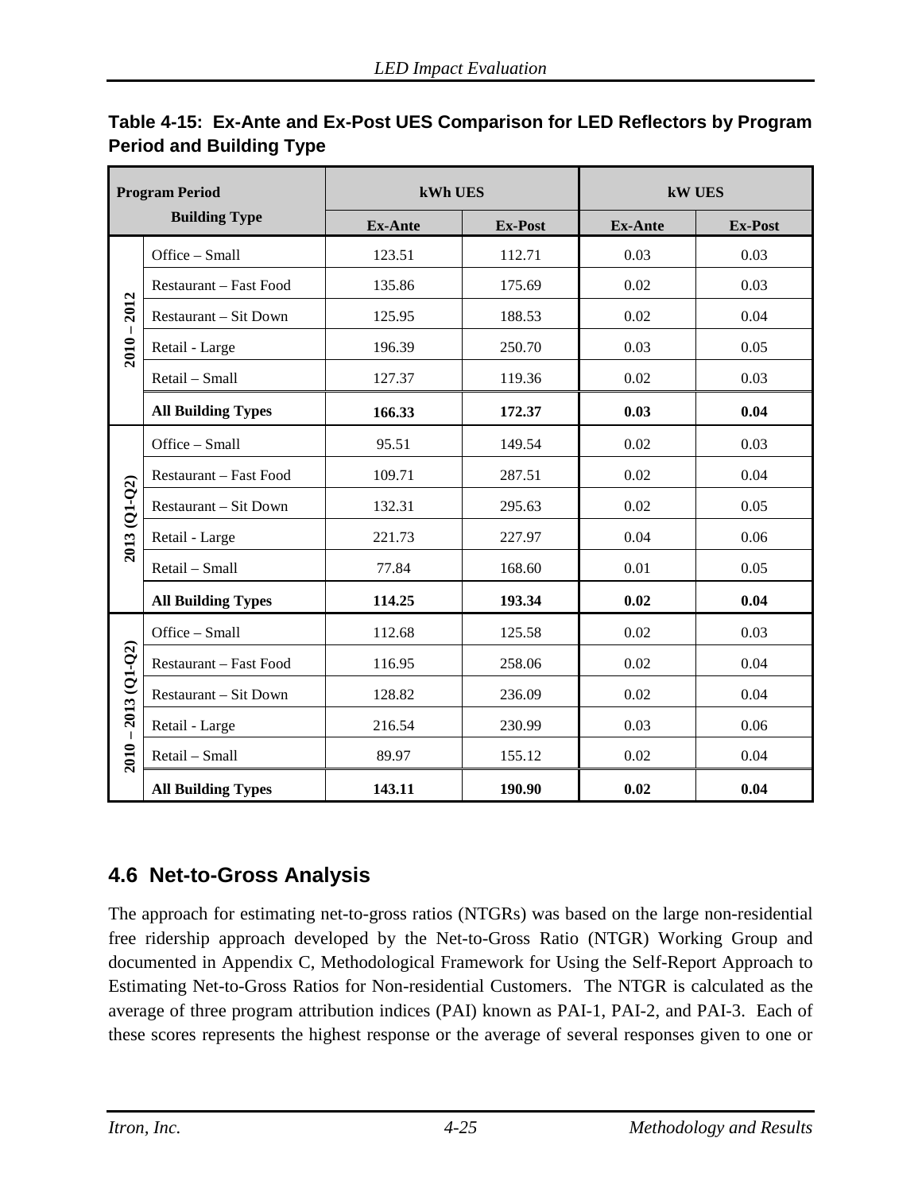**Table 4-15: Ex-Ante and Ex-Post UES Comparison for LED Reflectors by Program Period and Building Type**

| Program Period | Building Type | kWh UES | | kW UES | |
|---|---|---|---|---|---|
| | | Ex-Ante | Ex-Post | Ex-Ante | Ex-Post |
| 2010 – 2012 | Office – Small | 123.51 | 112.71 | 0.03 | 0.03 |
| | Restaurant – Fast Food | 135.86 | 175.69 | 0.02 | 0.03 |
| | Restaurant – Sit Down | 125.95 | 188.53 | 0.02 | 0.04 |
| | Retail - Large | 196.39 | 250.70 | 0.03 | 0.05 |
| | Retail – Small | 127.37 | 119.36 | 0.02 | 0.03 |
| | **All Building Types** | **166.33** | **172.37** | **0.03** | **0.04** |
| 2013 (Q1-Q2) | Office – Small | 95.51 | 149.54 | 0.02 | 0.03 |
| | Restaurant – Fast Food | 109.71 | 287.51 | 0.02 | 0.04 |
| | Restaurant – Sit Down | 132.31 | 295.63 | 0.02 | 0.05 |
| | Retail - Large | 221.73 | 227.97 | 0.04 | 0.06 |
| | Retail – Small | 77.84 | 168.60 | 0.01 | 0.05 |
| | **All Building Types** | **114.25** | **193.34** | **0.02** | **0.04** |
| 2010 – 2013 (Q1-Q2) | Office – Small | 112.68 | 125.58 | 0.02 | 0.03 |
| | Restaurant – Fast Food | 116.95 | 258.06 | 0.02 | 0.04 |
| | Restaurant – Sit Down | 128.82 | 236.09 | 0.02 | 0.04 |
| | Retail - Large | 216.54 | 230.99 | 0.03 | 0.06 |
| | Retail – Small | 89.97 | 155.12 | 0.02 | 0.04 |
| | **All Building Types** | **143.11** | **190.90** | **0.02** | **0.04** |

## 4.6 Net-to-Gross Analysis

The approach for estimating net-to-gross ratios (NTGRs) was based on the large non-residential free ridership approach developed by the Net-to-Gross Ratio (NTGR) Working Group and documented in Appendix C, Methodological Framework for Using the Self-Report Approach to Estimating Net-to-Gross Ratios for Non-residential Customers. The NTGR is calculated as the average of three program attribution indices (PAI) known as PAI-1, PAI-2, and PAI-3. Each of these scores represents the highest response or the average of several responses given to one or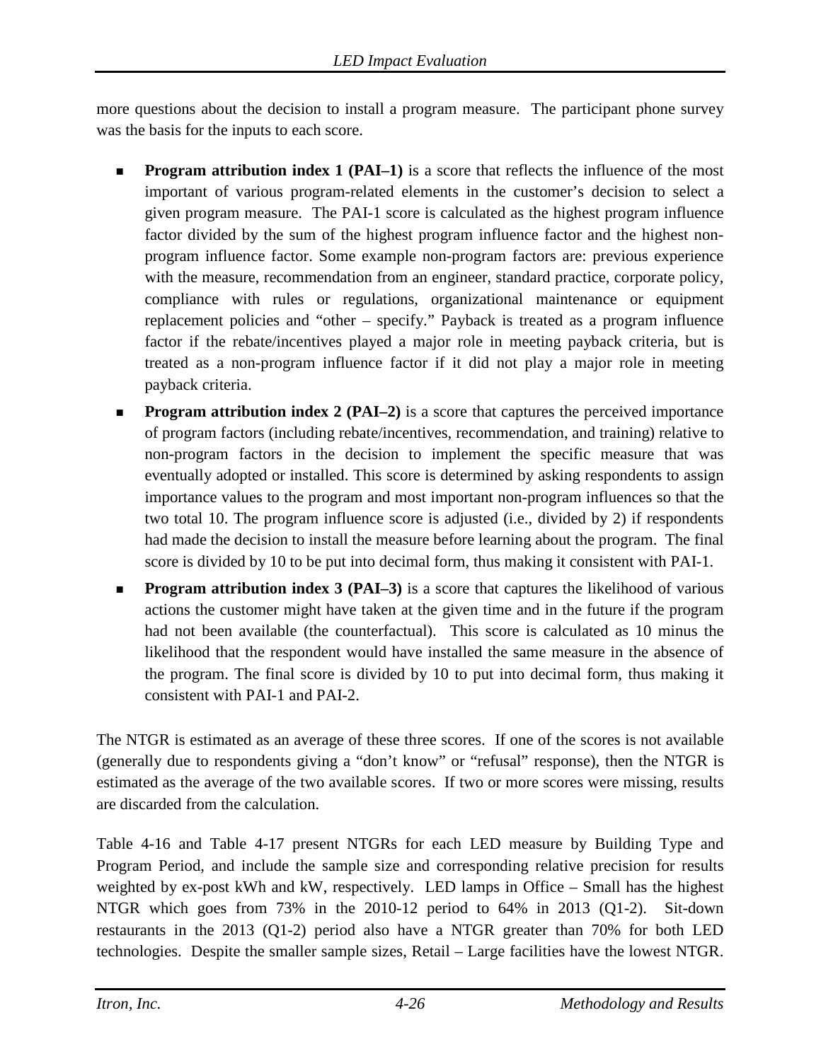more questions about the decision to install a program measure. The participant phone survey was the basis for the inputs to each score.

- **Program attribution index 1 (PAI–1)** is a score that reflects the influence of the most important of various program-related elements in the customer's decision to select a given program measure. The PAI-1 score is calculated as the highest program influence factor divided by the sum of the highest program influence factor and the highest non-program influence factor. Some example non-program factors are: previous experience with the measure, recommendation from an engineer, standard practice, corporate policy, compliance with rules or regulations, organizational maintenance or equipment replacement policies and "other – specify." Payback is treated as a program influence factor if the rebate/incentives played a major role in meeting payback criteria, but is treated as a non-program influence factor if it did not play a major role in meeting payback criteria.
- **Program attribution index 2 (PAI–2)** is a score that captures the perceived importance of program factors (including rebate/incentives, recommendation, and training) relative to non-program factors in the decision to implement the specific measure that was eventually adopted or installed. This score is determined by asking respondents to assign importance values to the program and most important non-program influences so that the two total 10. The program influence score is adjusted (i.e., divided by 2) if respondents had made the decision to install the measure before learning about the program. The final score is divided by 10 to be put into decimal form, thus making it consistent with PAI-1.
- **Program attribution index 3 (PAI–3)** is a score that captures the likelihood of various actions the customer might have taken at the given time and in the future if the program had not been available (the counterfactual). This score is calculated as 10 minus the likelihood that the respondent would have installed the same measure in the absence of the program. The final score is divided by 10 to put into decimal form, thus making it consistent with PAI-1 and PAI-2.

The NTGR is estimated as an average of these three scores. If one of the scores is not available (generally due to respondents giving a "don't know" or "refusal" response), then the NTGR is estimated as the average of the two available scores. If two or more scores were missing, results are discarded from the calculation.

Table 4-16 and Table 4-17 present NTGRs for each LED measure by Building Type and Program Period, and include the sample size and corresponding relative precision for results weighted by ex-post kWh and kW, respectively. LED lamps in Office – Small has the highest NTGR which goes from 73% in the 2010-12 period to 64% in 2013 (Q1-2). Sit-down restaurants in the 2013 (Q1-2) period also have a NTGR greater than 70% for both LED technologies. Despite the smaller sample sizes, Retail – Large facilities have the lowest NTGR.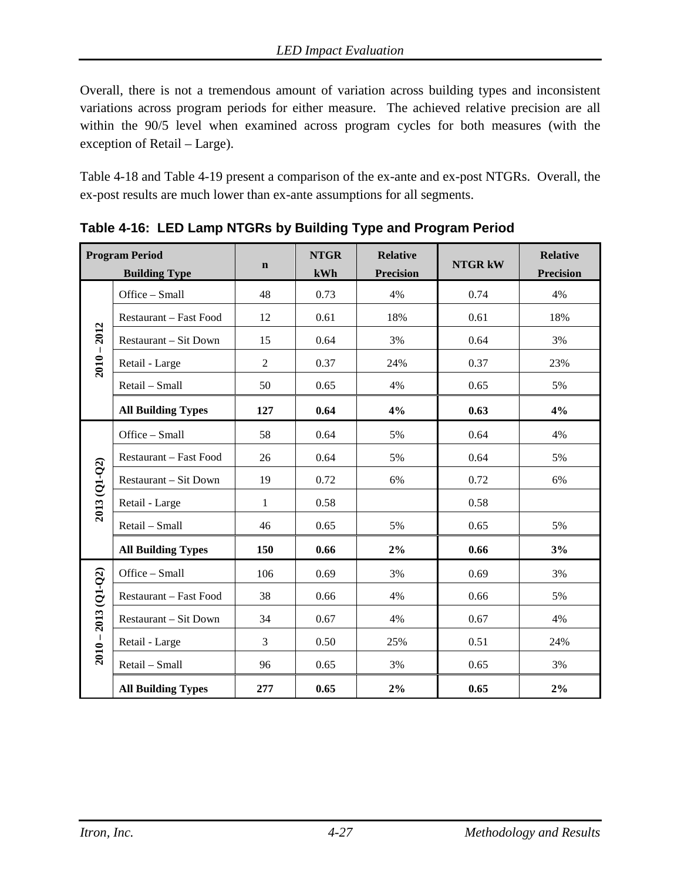Overall, there is not a tremendous amount of variation across building types and inconsistent variations across program periods for either measure. The achieved relative precision are all within the 90/5 level when examined across program cycles for both measures (with the exception of Retail – Large).

Table 4-18 and Table 4-19 present a comparison of the ex-ante and ex-post NTGRs. Overall, the ex-post results are much lower than ex-ante assumptions for all segments.

**Table 4-16: LED Lamp NTGRs by Building Type and Program Period**

| Program Period | Building Type | n | NTGR kWh | Relative Precision | NTGR kW | Relative Precision |
|---|---|---|---|---|---|---|
| 2010 – 2012 | Office – Small | 48 | 0.73 | 4% | 0.74 | 4% |
| | Restaurant – Fast Food | 12 | 0.61 | 18% | 0.61 | 18% |
| | Restaurant – Sit Down | 15 | 0.64 | 3% | 0.64 | 3% |
| | Retail - Large | 2 | 0.37 | 24% | 0.37 | 23% |
| | Retail – Small | 50 | 0.65 | 4% | 0.65 | 5% |
| | **All Building Types** | **127** | **0.64** | **4%** | **0.63** | **4%** |
| 2013 (Q1-Q2) | Office – Small | 58 | 0.64 | 5% | 0.64 | 4% |
| | Restaurant – Fast Food | 26 | 0.64 | 5% | 0.64 | 5% |
| | Restaurant – Sit Down | 19 | 0.72 | 6% | 0.72 | 6% |
| | Retail - Large | 1 | 0.58 | | 0.58 | |
| | Retail – Small | 46 | 0.65 | 5% | 0.65 | 5% |
| | **All Building Types** | **150** | **0.66** | **2%** | **0.66** | **3%** |
| 2010 – 2013 (Q1-Q2) | Office – Small | 106 | 0.69 | 3% | 0.69 | 3% |
| | Restaurant – Fast Food | 38 | 0.66 | 4% | 0.66 | 5% |
| | Restaurant – Sit Down | 34 | 0.67 | 4% | 0.67 | 4% |
| | Retail - Large | 3 | 0.50 | 25% | 0.51 | 24% |
| | Retail – Small | 96 | 0.65 | 3% | 0.65 | 3% |
| | **All Building Types** | **277** | **0.65** | **2%** | **0.65** | **2%** |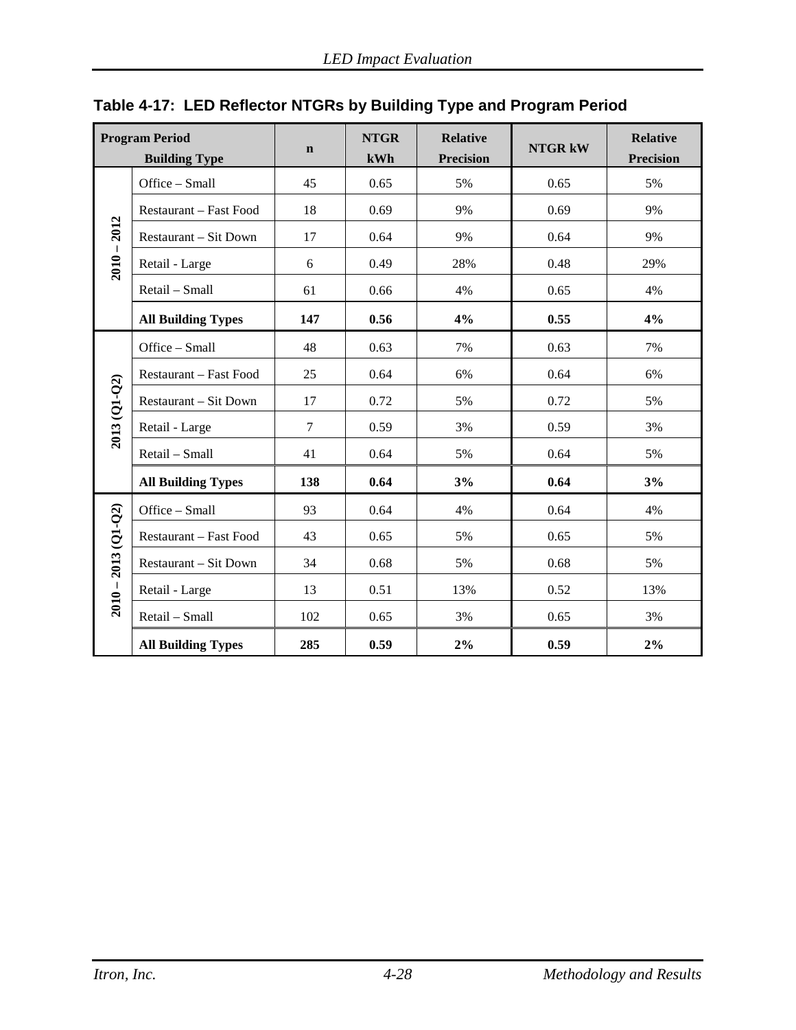**Table 4-17: LED Reflector NTGRs by Building Type and Program Period**

| Program Period | Building Type | n | NTGR kWh | Relative Precision | NTGR kW | Relative Precision |
|---|---|---|---|---|---|---|
| 2010 – 2012 | Office – Small | 45 | 0.65 | 5% | 0.65 | 5% |
| | Restaurant – Fast Food | 18 | 0.69 | 9% | 0.69 | 9% |
| | Restaurant – Sit Down | 17 | 0.64 | 9% | 0.64 | 9% |
| | Retail - Large | 6 | 0.49 | 28% | 0.48 | 29% |
| | Retail – Small | 61 | 0.66 | 4% | 0.65 | 4% |
| | **All Building Types** | **147** | **0.56** | **4%** | **0.55** | **4%** |
| 2013 (Q1-Q2) | Office – Small | 48 | 0.63 | 7% | 0.63 | 7% |
| | Restaurant – Fast Food | 25 | 0.64 | 6% | 0.64 | 6% |
| | Restaurant – Sit Down | 17 | 0.72 | 5% | 0.72 | 5% |
| | Retail - Large | 7 | 0.59 | 3% | 0.59 | 3% |
| | Retail – Small | 41 | 0.64 | 5% | 0.64 | 5% |
| | **All Building Types** | **138** | **0.64** | **3%** | **0.64** | **3%** |
| 2010 – 2013 (Q1-Q2) | Office – Small | 93 | 0.64 | 4% | 0.64 | 4% |
| | Restaurant – Fast Food | 43 | 0.65 | 5% | 0.65 | 5% |
| | Restaurant – Sit Down | 34 | 0.68 | 5% | 0.68 | 5% |
| | Retail - Large | 13 | 0.51 | 13% | 0.52 | 13% |
| | Retail – Small | 102 | 0.65 | 3% | 0.65 | 3% |
| | **All Building Types** | **285** | **0.59** | **2%** | **0.59** | **2%** |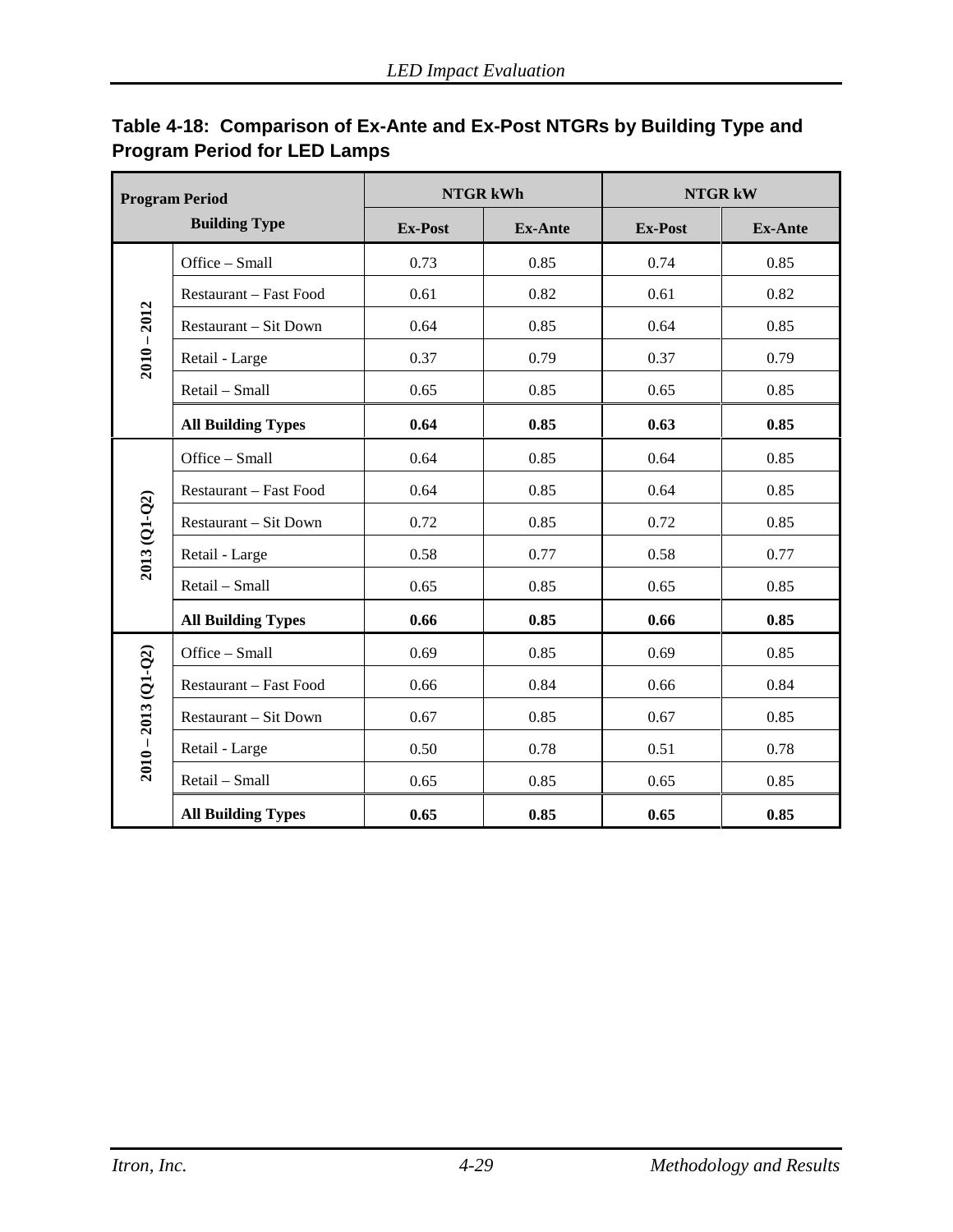**Table 4-18: Comparison of Ex-Ante and Ex-Post NTGRs by Building Type and Program Period for LED Lamps**

| Program Period | Building Type | NTGR kWh | | NTGR kW | |
|---|---|---|---|---|---|
| | | Ex-Post | Ex-Ante | Ex-Post | Ex-Ante |
| 2010 – 2012 | Office – Small | 0.73 | 0.85 | 0.74 | 0.85 |
| | Restaurant – Fast Food | 0.61 | 0.82 | 0.61 | 0.82 |
| | Restaurant – Sit Down | 0.64 | 0.85 | 0.64 | 0.85 |
| | Retail - Large | 0.37 | 0.79 | 0.37 | 0.79 |
| | Retail – Small | 0.65 | 0.85 | 0.65 | 0.85 |
| | **All Building Types** | **0.64** | **0.85** | **0.63** | **0.85** |
| 2013 (Q1-Q2) | Office – Small | 0.64 | 0.85 | 0.64 | 0.85 |
| | Restaurant – Fast Food | 0.64 | 0.85 | 0.64 | 0.85 |
| | Restaurant – Sit Down | 0.72 | 0.85 | 0.72 | 0.85 |
| | Retail - Large | 0.58 | 0.77 | 0.58 | 0.77 |
| | Retail – Small | 0.65 | 0.85 | 0.65 | 0.85 |
| | **All Building Types** | **0.66** | **0.85** | **0.66** | **0.85** |
| 2010 – 2013 (Q1-Q2) | Office – Small | 0.69 | 0.85 | 0.69 | 0.85 |
| | Restaurant – Fast Food | 0.66 | 0.84 | 0.66 | 0.84 |
| | Restaurant – Sit Down | 0.67 | 0.85 | 0.67 | 0.85 |
| | Retail - Large | 0.50 | 0.78 | 0.51 | 0.78 |
| | Retail – Small | 0.65 | 0.85 | 0.65 | 0.85 |
| | **All Building Types** | **0.65** | **0.85** | **0.65** | **0.85** |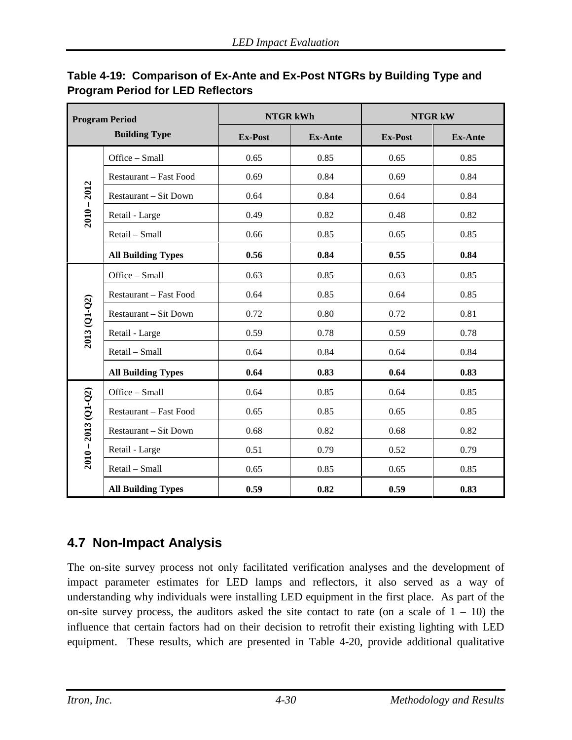**Table 4-19: Comparison of Ex-Ante and Ex-Post NTGRs by Building Type and Program Period for LED Reflectors**

| Program Period | Building Type | NTGR kWh | | NTGR kW | |
|---|---|---|---|---|---|
| | | Ex-Post | Ex-Ante | Ex-Post | Ex-Ante |
| 2010 – 2012 | Office – Small | 0.65 | 0.85 | 0.65 | 0.85 |
| | Restaurant – Fast Food | 0.69 | 0.84 | 0.69 | 0.84 |
| | Restaurant – Sit Down | 0.64 | 0.84 | 0.64 | 0.84 |
| | Retail - Large | 0.49 | 0.82 | 0.48 | 0.82 |
| | Retail – Small | 0.66 | 0.85 | 0.65 | 0.85 |
| | **All Building Types** | **0.56** | **0.84** | **0.55** | **0.84** |
| 2013 (Q1-Q2) | Office – Small | 0.63 | 0.85 | 0.63 | 0.85 |
| | Restaurant – Fast Food | 0.64 | 0.85 | 0.64 | 0.85 |
| | Restaurant – Sit Down | 0.72 | 0.80 | 0.72 | 0.81 |
| | Retail - Large | 0.59 | 0.78 | 0.59 | 0.78 |
| | Retail – Small | 0.64 | 0.84 | 0.64 | 0.84 |
| | **All Building Types** | **0.64** | **0.83** | **0.64** | **0.83** |
| 2010 – 2013 (Q1-Q2) | Office – Small | 0.64 | 0.85 | 0.64 | 0.85 |
| | Restaurant – Fast Food | 0.65 | 0.85 | 0.65 | 0.85 |
| | Restaurant – Sit Down | 0.68 | 0.82 | 0.68 | 0.82 |
| | Retail - Large | 0.51 | 0.79 | 0.52 | 0.79 |
| | Retail – Small | 0.65 | 0.85 | 0.65 | 0.85 |
| | **All Building Types** | **0.59** | **0.82** | **0.59** | **0.83** |

## 4.7 Non-Impact Analysis

The on-site survey process not only facilitated verification analyses and the development of impact parameter estimates for LED lamps and reflectors, it also served as a way of understanding why individuals were installing LED equipment in the first place. As part of the on-site survey process, the auditors asked the site contact to rate (on a scale of 1 – 10) the influence that certain factors had on their decision to retrofit their existing lighting with LED equipment. These results, which are presented in Table 4-20, provide additional qualitative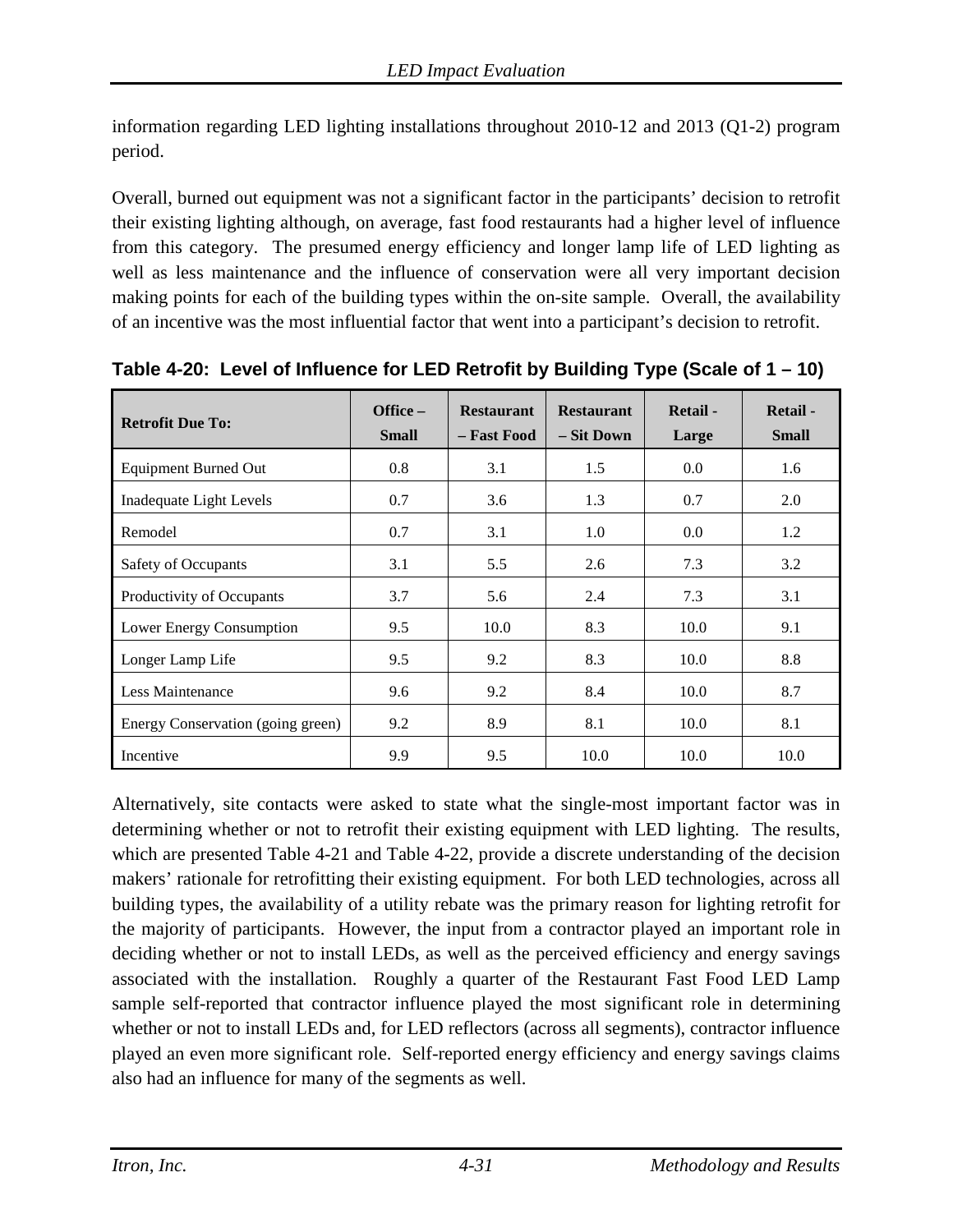information regarding LED lighting installations throughout 2010-12 and 2013 (Q1-2) program period.

Overall, burned out equipment was not a significant factor in the participants' decision to retrofit their existing lighting although, on average, fast food restaurants had a higher level of influence from this category. The presumed energy efficiency and longer lamp life of LED lighting as well as less maintenance and the influence of conservation were all very important decision making points for each of the building types within the on-site sample. Overall, the availability of an incentive was the most influential factor that went into a participant's decision to retrofit.

**Table 4-20: Level of Influence for LED Retrofit by Building Type (Scale of 1 – 10)**

| Retrofit Due To: | Office – Small | Restaurant – Fast Food | Restaurant – Sit Down | Retail - Large | Retail - Small |
|---|---|---|---|---|---|
| Equipment Burned Out | 0.8 | 3.1 | 1.5 | 0.0 | 1.6 |
| Inadequate Light Levels | 0.7 | 3.6 | 1.3 | 0.7 | 2.0 |
| Remodel | 0.7 | 3.1 | 1.0 | 0.0 | 1.2 |
| Safety of Occupants | 3.1 | 5.5 | 2.6 | 7.3 | 3.2 |
| Productivity of Occupants | 3.7 | 5.6 | 2.4 | 7.3 | 3.1 |
| Lower Energy Consumption | 9.5 | 10.0 | 8.3 | 10.0 | 9.1 |
| Longer Lamp Life | 9.5 | 9.2 | 8.3 | 10.0 | 8.8 |
| Less Maintenance | 9.6 | 9.2 | 8.4 | 10.0 | 8.7 |
| Energy Conservation (going green) | 9.2 | 8.9 | 8.1 | 10.0 | 8.1 |
| Incentive | 9.9 | 9.5 | 10.0 | 10.0 | 10.0 |

Alternatively, site contacts were asked to state what the single-most important factor was in determining whether or not to retrofit their existing equipment with LED lighting. The results, which are presented Table 4-21 and Table 4-22, provide a discrete understanding of the decision makers' rationale for retrofitting their existing equipment. For both LED technologies, across all building types, the availability of a utility rebate was the primary reason for lighting retrofit for the majority of participants. However, the input from a contractor played an important role in deciding whether or not to install LEDs, as well as the perceived efficiency and energy savings associated with the installation. Roughly a quarter of the Restaurant Fast Food LED Lamp sample self-reported that contractor influence played the most significant role in determining whether or not to install LEDs and, for LED reflectors (across all segments), contractor influence played an even more significant role. Self-reported energy efficiency and energy savings claims also had an influence for many of the segments as well.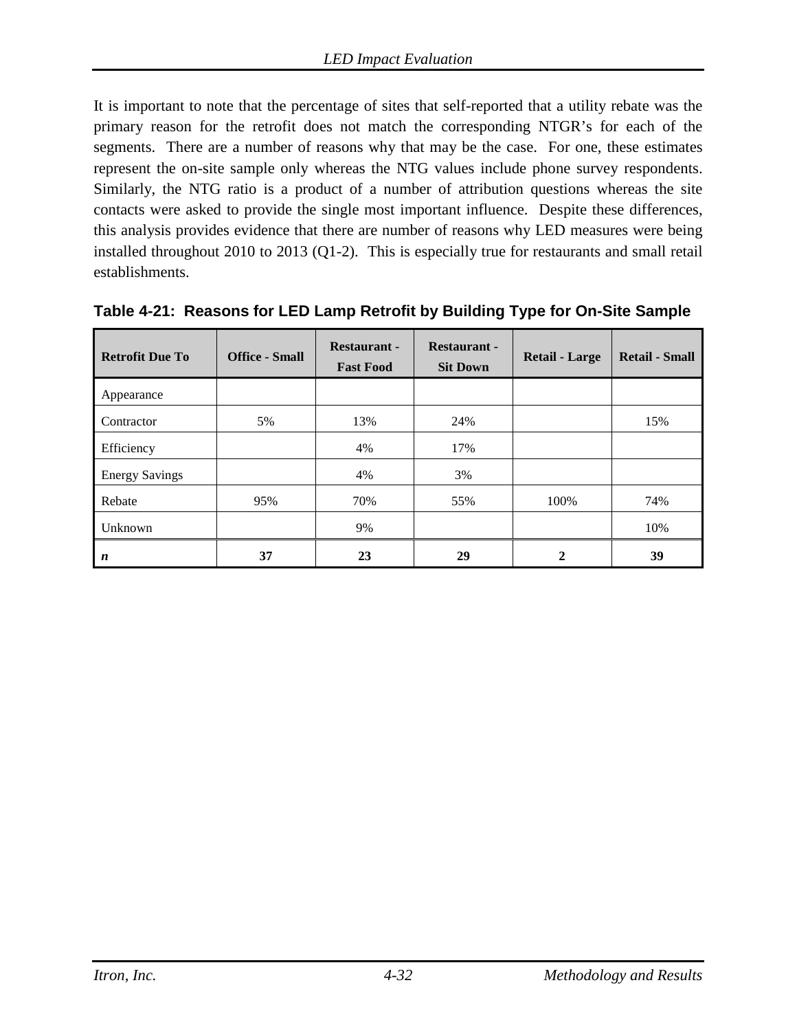It is important to note that the percentage of sites that self-reported that a utility rebate was the primary reason for the retrofit does not match the corresponding NTGR's for each of the segments. There are a number of reasons why that may be the case. For one, these estimates represent the on-site sample only whereas the NTG values include phone survey respondents. Similarly, the NTG ratio is a product of a number of attribution questions whereas the site contacts were asked to provide the single most important influence. Despite these differences, this analysis provides evidence that there are number of reasons why LED measures were being installed throughout 2010 to 2013 (Q1-2). This is especially true for restaurants and small retail establishments.

**Table 4-21: Reasons for LED Lamp Retrofit by Building Type for On-Site Sample**

| Retrofit Due To | Office - Small | Restaurant - Fast Food | Restaurant - Sit Down | Retail - Large | Retail - Small |
|---|---|---|---|---|---|
| Appearance | | | | | |
| Contractor | 5% | 13% | 24% | | 15% |
| Efficiency | | 4% | 17% | | |
| Energy Savings | | 4% | 3% | | |
| Rebate | 95% | 70% | 55% | 100% | 74% |
| Unknown | | 9% | | | 10% |
| ***n*** | **37** | **23** | **29** | **2** | **39** |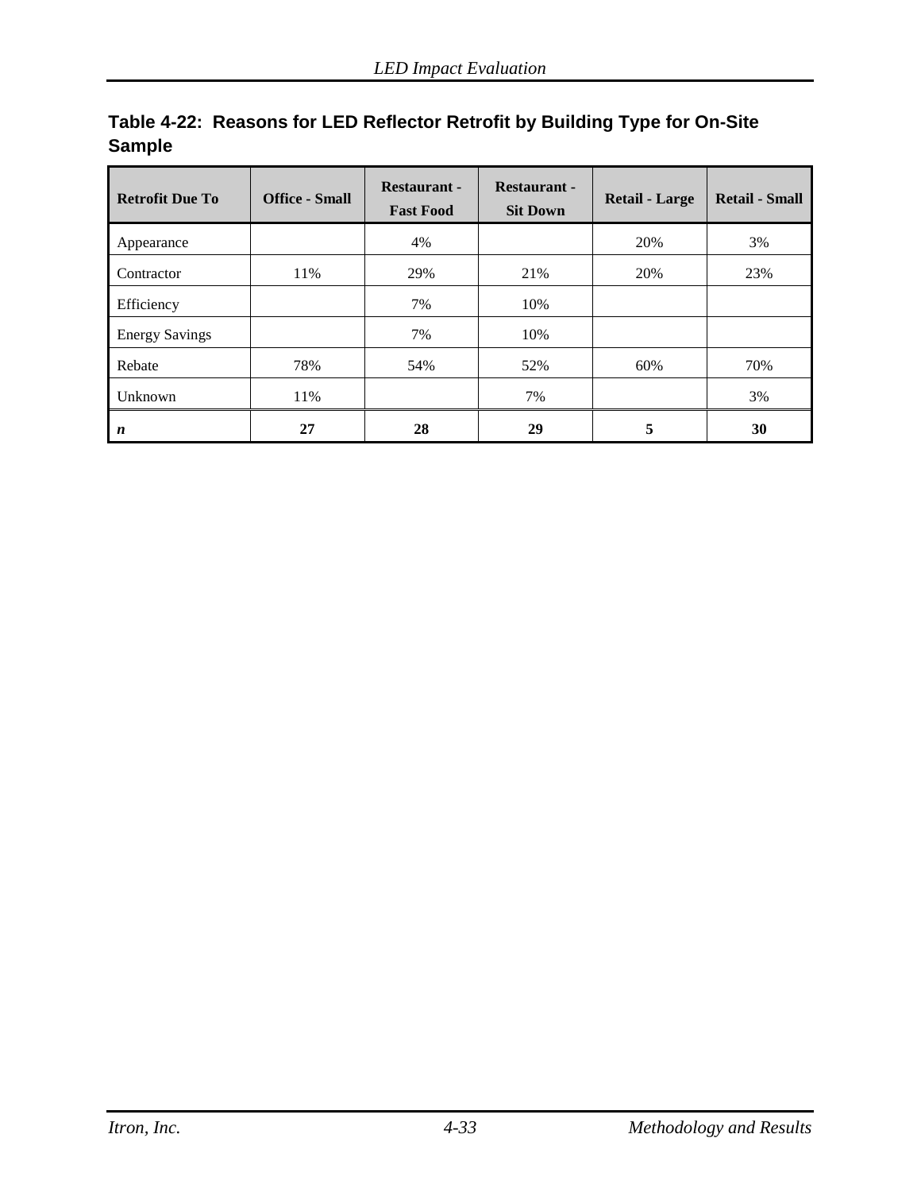**Table 4-22: Reasons for LED Reflector Retrofit by Building Type for On-Site Sample**

| Retrofit Due To | Office - Small | Restaurant - Fast Food | Restaurant - Sit Down | Retail - Large | Retail - Small |
|---|---|---|---|---|---|
| Appearance | | 4% | | 20% | 3% |
| Contractor | 11% | 29% | 21% | 20% | 23% |
| Efficiency | | 7% | 10% | | |
| Energy Savings | | 7% | 10% | | |
| Rebate | 78% | 54% | 52% | 60% | 70% |
| Unknown | 11% | | 7% | | 3% |
| ***n*** | **27** | **28** | **29** | **5** | **30** |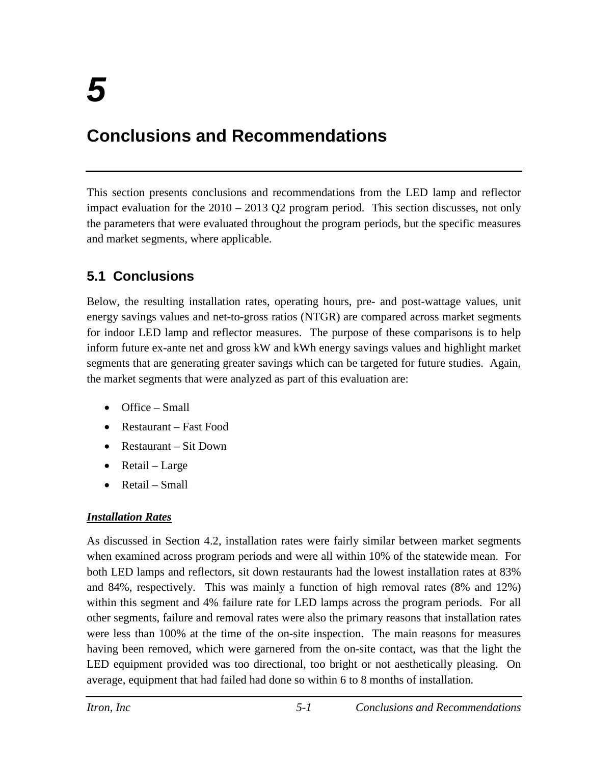# 5

# Conclusions and Recommendations

This section presents conclusions and recommendations from the LED lamp and reflector impact evaluation for the 2010 – 2013 Q2 program period. This section discusses, not only the parameters that were evaluated throughout the program periods, but the specific measures and market segments, where applicable.

## 5.1 Conclusions

Below, the resulting installation rates, operating hours, pre- and post-wattage values, unit energy savings values and net-to-gross ratios (NTGR) are compared across market segments for indoor LED lamp and reflector measures. The purpose of these comparisons is to help inform future ex-ante net and gross kW and kWh energy savings values and highlight market segments that are generating greater savings which can be targeted for future studies. Again, the market segments that were analyzed as part of this evaluation are:

- Office – Small
- Restaurant – Fast Food
- Restaurant – Sit Down
- Retail – Large
- Retail – Small

***Installation Rates***

As discussed in Section 4.2, installation rates were fairly similar between market segments when examined across program periods and were all within 10% of the statewide mean. For both LED lamps and reflectors, sit down restaurants had the lowest installation rates at 83% and 84%, respectively. This was mainly a function of high removal rates (8% and 12%) within this segment and 4% failure rate for LED lamps across the program periods. For all other segments, failure and removal rates were also the primary reasons that installation rates were less than 100% at the time of the on-site inspection. The main reasons for measures having been removed, which were garnered from the on-site contact, was that the light the LED equipment provided was too directional, too bright or not aesthetically pleasing. On average, equipment that had failed had done so within 6 to 8 months of installation.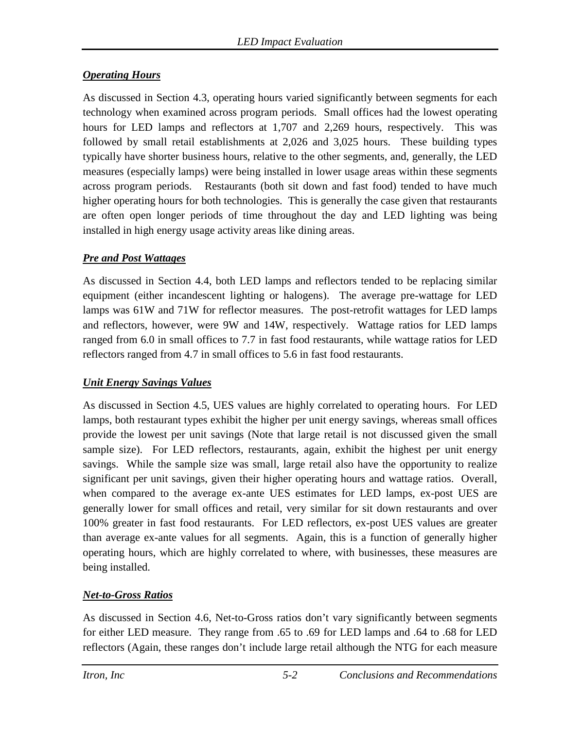***Operating Hours***

As discussed in Section 4.3, operating hours varied significantly between segments for each technology when examined across program periods. Small offices had the lowest operating hours for LED lamps and reflectors at 1,707 and 2,269 hours, respectively. This was followed by small retail establishments at 2,026 and 3,025 hours. These building types typically have shorter business hours, relative to the other segments, and, generally, the LED measures (especially lamps) were being installed in lower usage areas within these segments across program periods. Restaurants (both sit down and fast food) tended to have much higher operating hours for both technologies. This is generally the case given that restaurants are often open longer periods of time throughout the day and LED lighting was being installed in high energy usage activity areas like dining areas.

***Pre and Post Wattages***

As discussed in Section 4.4, both LED lamps and reflectors tended to be replacing similar equipment (either incandescent lighting or halogens). The average pre-wattage for LED lamps was 61W and 71W for reflector measures. The post-retrofit wattages for LED lamps and reflectors, however, were 9W and 14W, respectively. Wattage ratios for LED lamps ranged from 6.0 in small offices to 7.7 in fast food restaurants, while wattage ratios for LED reflectors ranged from 4.7 in small offices to 5.6 in fast food restaurants.

***Unit Energy Savings Values***

As discussed in Section 4.5, UES values are highly correlated to operating hours. For LED lamps, both restaurant types exhibit the higher per unit energy savings, whereas small offices provide the lowest per unit savings (Note that large retail is not discussed given the small sample size). For LED reflectors, restaurants, again, exhibit the highest per unit energy savings. While the sample size was small, large retail also have the opportunity to realize significant per unit savings, given their higher operating hours and wattage ratios. Overall, when compared to the average ex-ante UES estimates for LED lamps, ex-post UES are generally lower for small offices and retail, very similar for sit down restaurants and over 100% greater in fast food restaurants. For LED reflectors, ex-post UES values are greater than average ex-ante values for all segments. Again, this is a function of generally higher operating hours, which are highly correlated to where, with businesses, these measures are being installed.

***Net-to-Gross Ratios***

As discussed in Section 4.6, Net-to-Gross ratios don't vary significantly between segments for either LED measure. They range from .65 to .69 for LED lamps and .64 to .68 for LED reflectors (Again, these ranges don't include large retail although the NTG for each measure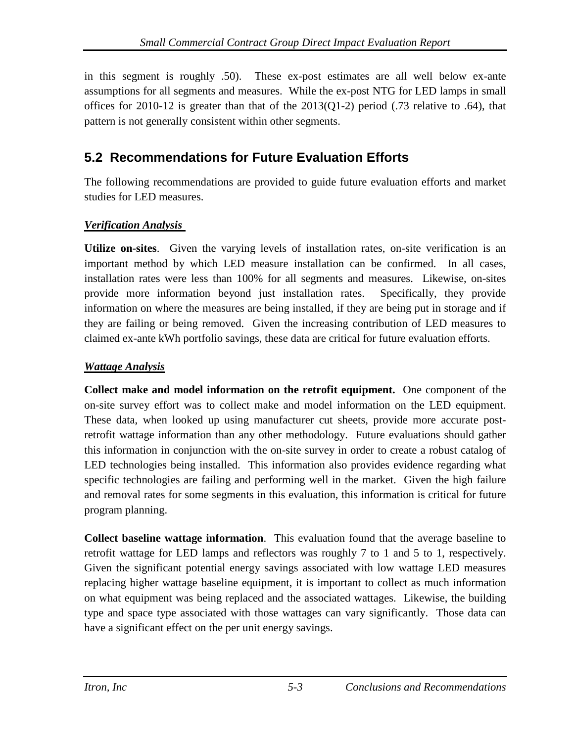in this segment is roughly .50). These ex-post estimates are all well below ex-ante assumptions for all segments and measures. While the ex-post NTG for LED lamps in small offices for 2010-12 is greater than that of the 2013(Q1-2) period (.73 relative to .64), that pattern is not generally consistent within other segments.

## 5.2 Recommendations for Future Evaluation Efforts

The following recommendations are provided to guide future evaluation efforts and market studies for LED measures.

***Verification Analysis***

**Utilize on-sites**. Given the varying levels of installation rates, on-site verification is an important method by which LED measure installation can be confirmed. In all cases, installation rates were less than 100% for all segments and measures. Likewise, on-sites provide more information beyond just installation rates. Specifically, they provide information on where the measures are being installed, if they are being put in storage and if they are failing or being removed. Given the increasing contribution of LED measures to claimed ex-ante kWh portfolio savings, these data are critical for future evaluation efforts.

***Wattage Analysis***

**Collect make and model information on the retrofit equipment.** One component of the on-site survey effort was to collect make and model information on the LED equipment. These data, when looked up using manufacturer cut sheets, provide more accurate post-retrofit wattage information than any other methodology. Future evaluations should gather this information in conjunction with the on-site survey in order to create a robust catalog of LED technologies being installed. This information also provides evidence regarding what specific technologies are failing and performing well in the market. Given the high failure and removal rates for some segments in this evaluation, this information is critical for future program planning.

**Collect baseline wattage information**. This evaluation found that the average baseline to retrofit wattage for LED lamps and reflectors was roughly 7 to 1 and 5 to 1, respectively. Given the significant potential energy savings associated with low wattage LED measures replacing higher wattage baseline equipment, it is important to collect as much information on what equipment was being replaced and the associated wattages. Likewise, the building type and space type associated with those wattages can vary significantly. Those data can have a significant effect on the per unit energy savings.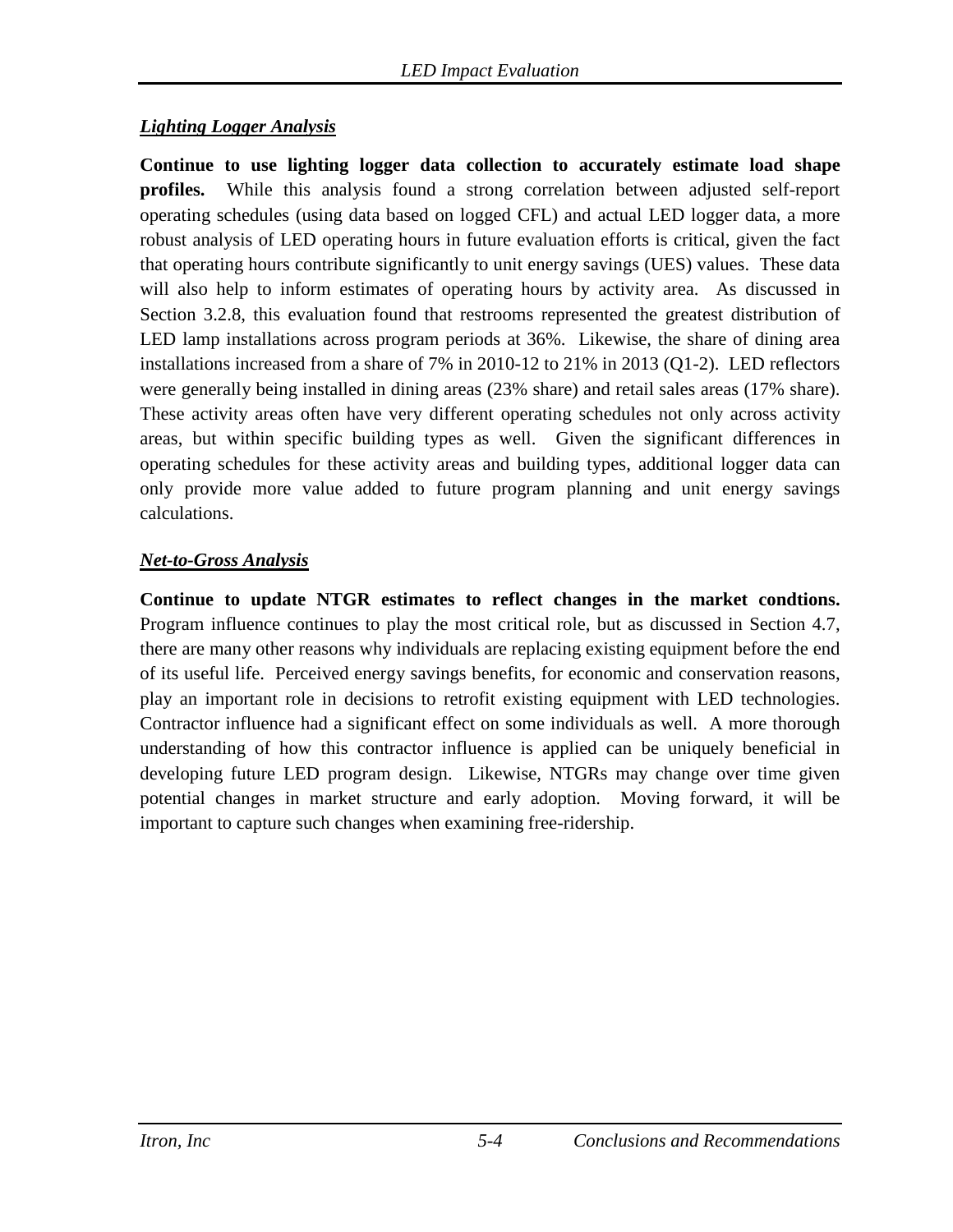***Lighting Logger Analysis***

**Continue to use lighting logger data collection to accurately estimate load shape profiles.** While this analysis found a strong correlation between adjusted self-report operating schedules (using data based on logged CFL) and actual LED logger data, a more robust analysis of LED operating hours in future evaluation efforts is critical, given the fact that operating hours contribute significantly to unit energy savings (UES) values. These data will also help to inform estimates of operating hours by activity area. As discussed in Section 3.2.8, this evaluation found that restrooms represented the greatest distribution of LED lamp installations across program periods at 36%. Likewise, the share of dining area installations increased from a share of 7% in 2010-12 to 21% in 2013 (Q1-2). LED reflectors were generally being installed in dining areas (23% share) and retail sales areas (17% share). These activity areas often have very different operating schedules not only across activity areas, but within specific building types as well. Given the significant differences in operating schedules for these activity areas and building types, additional logger data can only provide more value added to future program planning and unit energy savings calculations.

***Net-to-Gross Analysis***

**Continue to update NTGR estimates to reflect changes in the market condtions.** Program influence continues to play the most critical role, but as discussed in Section 4.7, there are many other reasons why individuals are replacing existing equipment before the end of its useful life. Perceived energy savings benefits, for economic and conservation reasons, play an important role in decisions to retrofit existing equipment with LED technologies. Contractor influence had a significant effect on some individuals as well. A more thorough understanding of how this contractor influence is applied can be uniquely beneficial in developing future LED program design. Likewise, NTGRs may change over time given potential changes in market structure and early adoption. Moving forward, it will be important to capture such changes when examining free-ridership.